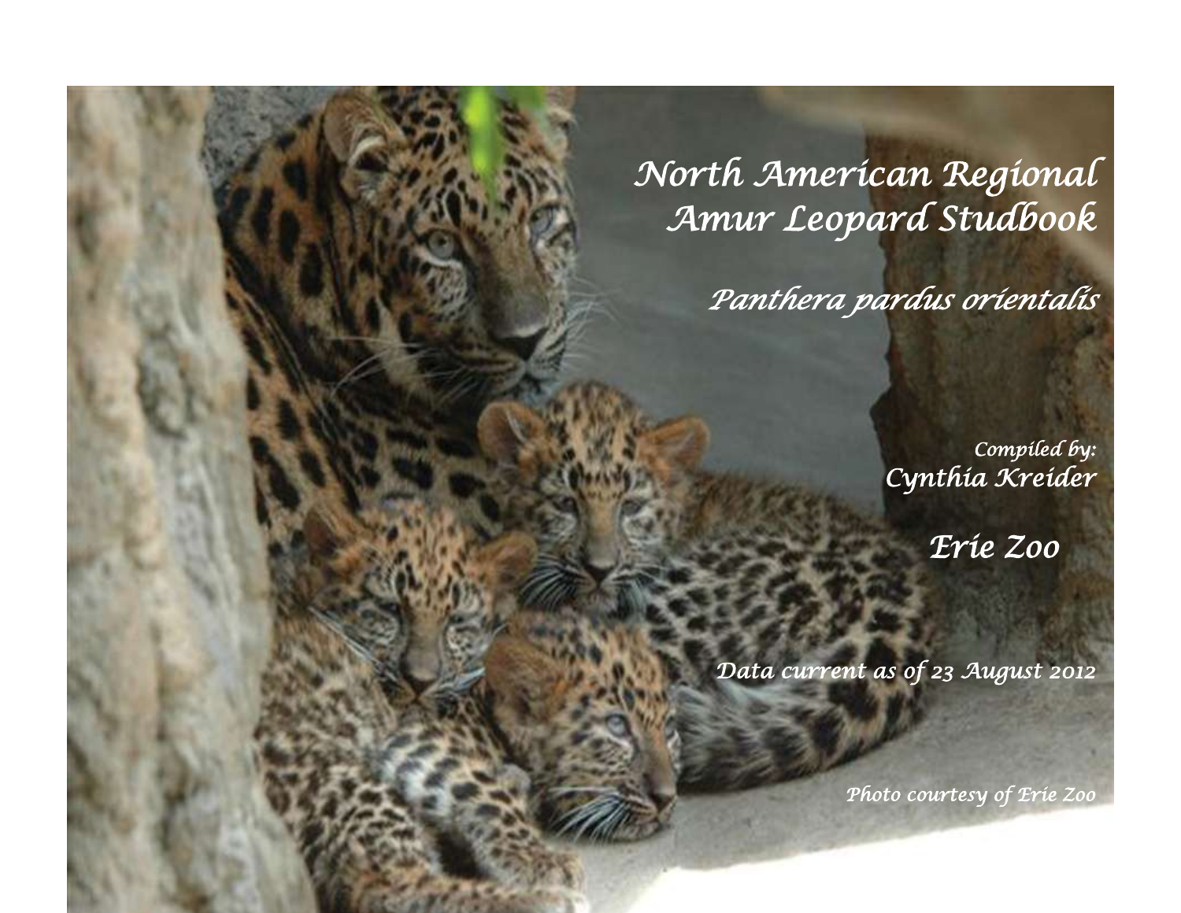# North American Regional Amur Leopard Studbook

*Panthera pardus orientalis*

*Compiled by:*
*Cynthia Kreider*

*Erie Zoo*

*Data current as of 23 August 2012*

*Photo courtesy of Erie Zoo*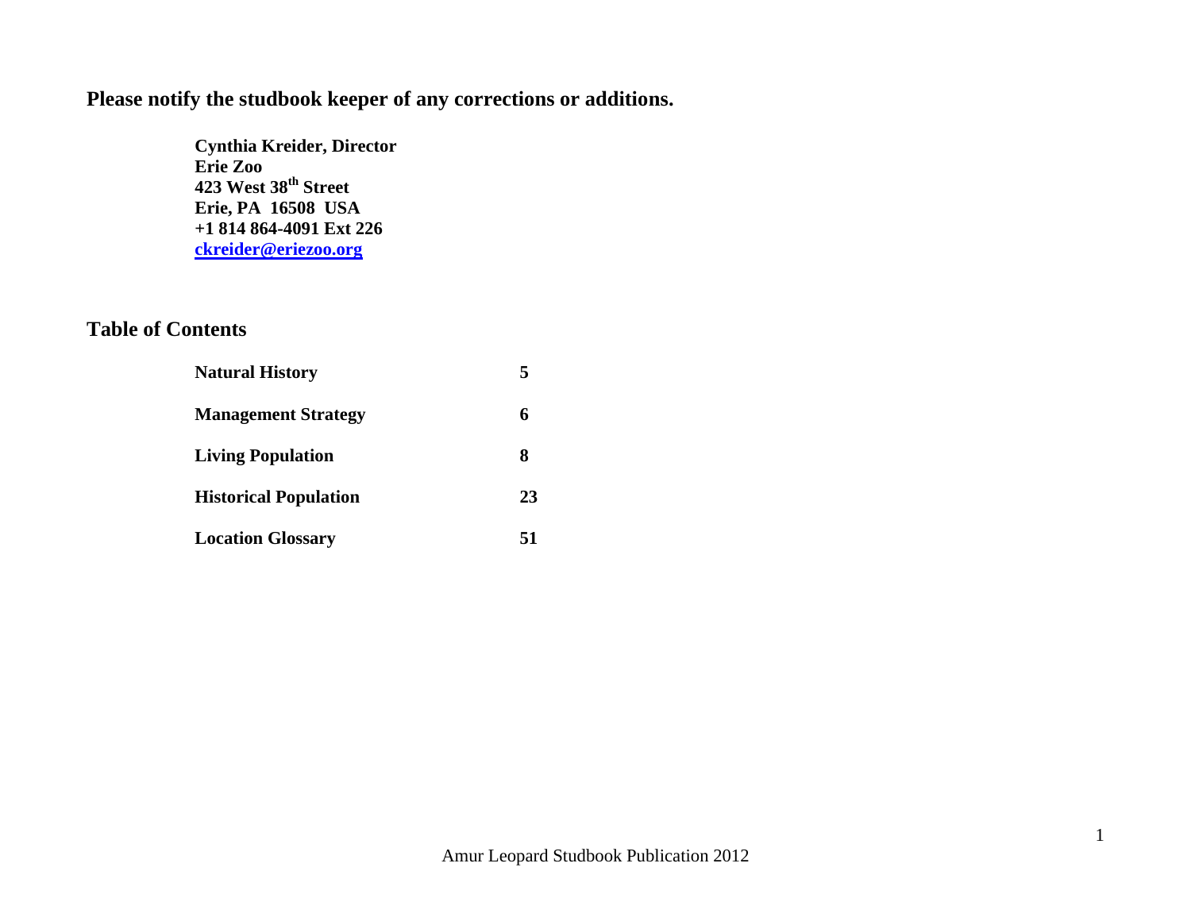**Please notify the studbook keeper of any corrections or additions.**

**Cynthia Kreider, Director**
**Erie Zoo**
**423 West 38th Street**
**Erie, PA 16508 USA**
**+1 814 864-4091 Ext 226**
**ckreider@eriezoo.org**

## Table of Contents

| | |
|---|---|
| **Natural History** | **5** |
| **Management Strategy** | **6** |
| **Living Population** | **8** |
| **Historical Population** | **23** |
| **Location Glossary** | **51** |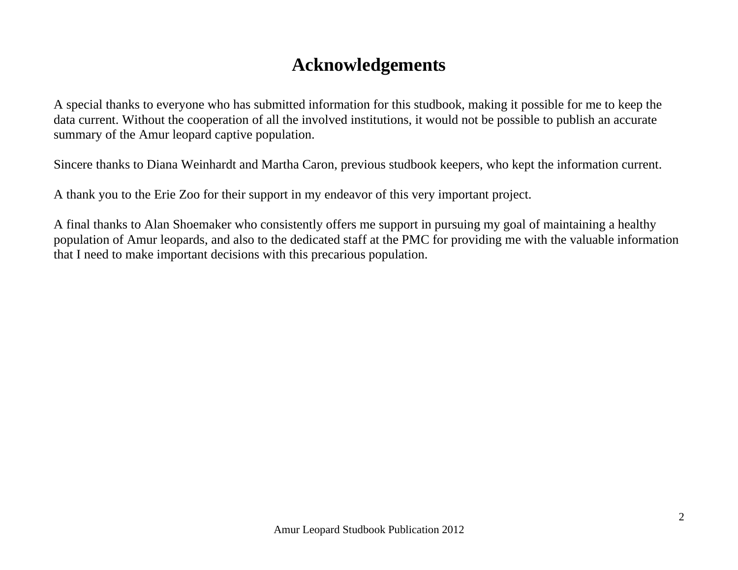# Acknowledgements

A special thanks to everyone who has submitted information for this studbook, making it possible for me to keep the data current. Without the cooperation of all the involved institutions, it would not be possible to publish an accurate summary of the Amur leopard captive population.

Sincere thanks to Diana Weinhardt and Martha Caron, previous studbook keepers, who kept the information current.

A thank you to the Erie Zoo for their support in my endeavor of this very important project.

A final thanks to Alan Shoemaker who consistently offers me support in pursuing my goal of maintaining a healthy population of Amur leopards, and also to the dedicated staff at the PMC for providing me with the valuable information that I need to make important decisions with this precarious population.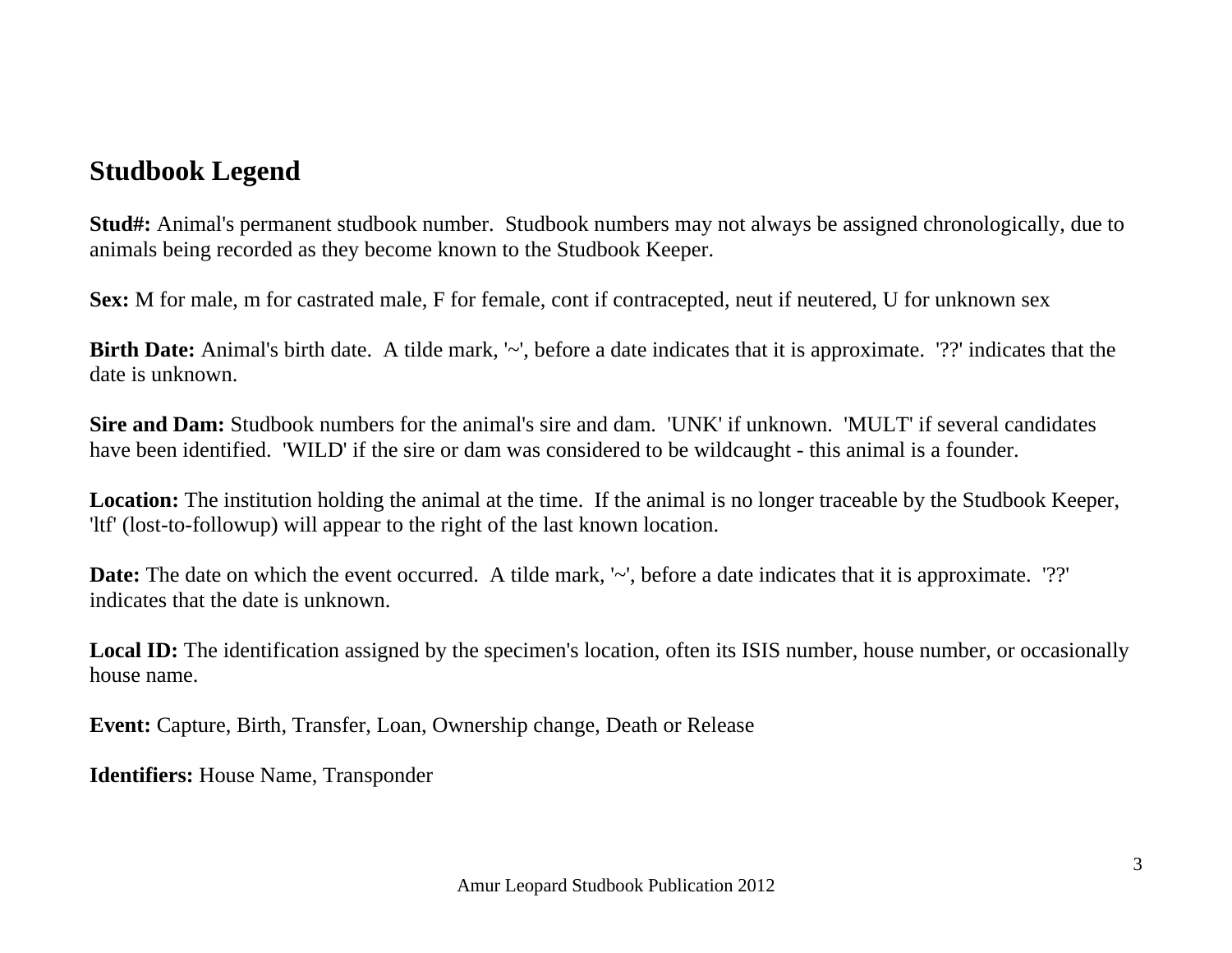## Studbook Legend

**Stud#:** Animal's permanent studbook number. Studbook numbers may not always be assigned chronologically, due to animals being recorded as they become known to the Studbook Keeper.

**Sex:** M for male, m for castrated male, F for female, cont if contracepted, neut if neutered, U for unknown sex

**Birth Date:** Animal's birth date. A tilde mark, '~', before a date indicates that it is approximate. '??' indicates that the date is unknown.

**Sire and Dam:** Studbook numbers for the animal's sire and dam. 'UNK' if unknown. 'MULT' if several candidates have been identified. 'WILD' if the sire or dam was considered to be wildcaught - this animal is a founder.

**Location:** The institution holding the animal at the time. If the animal is no longer traceable by the Studbook Keeper, 'ltf' (lost-to-followup) will appear to the right of the last known location.

**Date:** The date on which the event occurred. A tilde mark, '~', before a date indicates that it is approximate. '??' indicates that the date is unknown.

**Local ID:** The identification assigned by the specimen's location, often its ISIS number, house number, or occasionally house name.

**Event:** Capture, Birth, Transfer, Loan, Ownership change, Death or Release

**Identifiers:** House Name, Transponder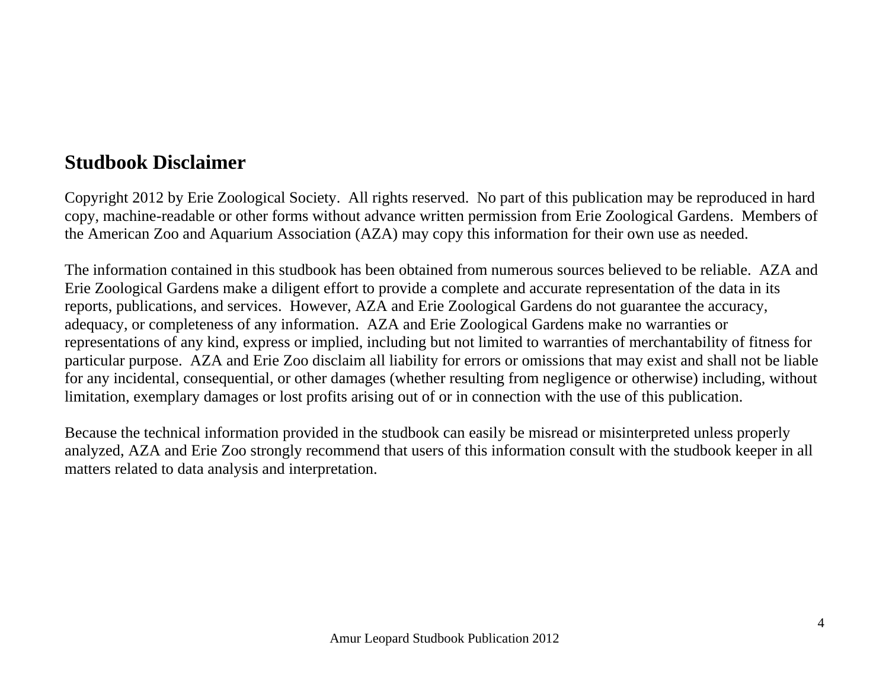## Studbook Disclaimer

Copyright 2012 by Erie Zoological Society. All rights reserved. No part of this publication may be reproduced in hard copy, machine-readable or other forms without advance written permission from Erie Zoological Gardens. Members of the American Zoo and Aquarium Association (AZA) may copy this information for their own use as needed.

The information contained in this studbook has been obtained from numerous sources believed to be reliable. AZA and Erie Zoological Gardens make a diligent effort to provide a complete and accurate representation of the data in its reports, publications, and services. However, AZA and Erie Zoological Gardens do not guarantee the accuracy, adequacy, or completeness of any information. AZA and Erie Zoological Gardens make no warranties or representations of any kind, express or implied, including but not limited to warranties of merchantability of fitness for particular purpose. AZA and Erie Zoo disclaim all liability for errors or omissions that may exist and shall not be liable for any incidental, consequential, or other damages (whether resulting from negligence or otherwise) including, without limitation, exemplary damages or lost profits arising out of or in connection with the use of this publication.

Because the technical information provided in the studbook can easily be misread or misinterpreted unless properly analyzed, AZA and Erie Zoo strongly recommend that users of this information consult with the studbook keeper in all matters related to data analysis and interpretation.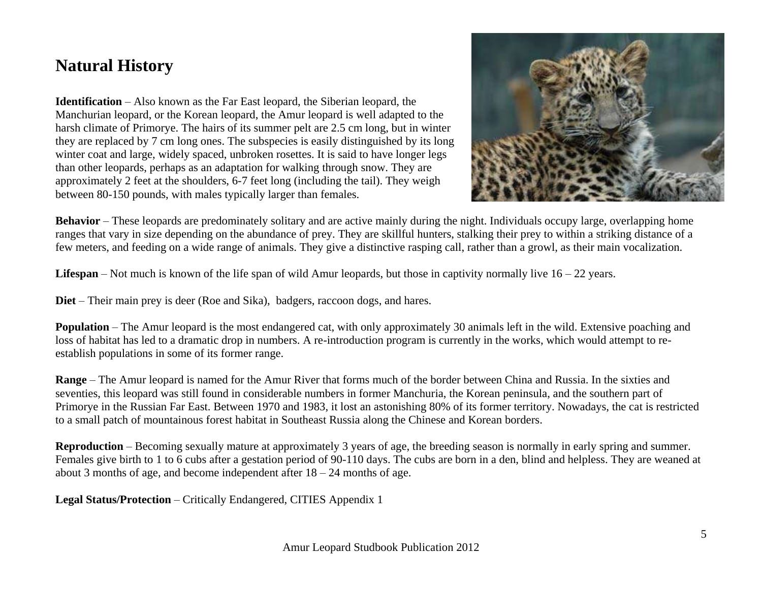## Natural History

**Identification** – Also known as the Far East leopard, the Siberian leopard, the Manchurian leopard, or the Korean leopard, the Amur leopard is well adapted to the harsh climate of Primorye. The hairs of its summer pelt are 2.5 cm long, but in winter they are replaced by 7 cm long ones. The subspecies is easily distinguished by its long winter coat and large, widely spaced, unbroken rosettes. It is said to have longer legs than other leopards, perhaps as an adaptation for walking through snow. They are approximately 2 feet at the shoulders, 6-7 feet long (including the tail). They weigh between 80-150 pounds, with males typically larger than females.

**Behavior** – These leopards are predominately solitary and are active mainly during the night. Individuals occupy large, overlapping home ranges that vary in size depending on the abundance of prey. They are skillful hunters, stalking their prey to within a striking distance of a few meters, and feeding on a wide range of animals. They give a distinctive rasping call, rather than a growl, as their main vocalization.

**Lifespan** – Not much is known of the life span of wild Amur leopards, but those in captivity normally live 16 – 22 years.

**Diet** – Their main prey is deer (Roe and Sika), badgers, raccoon dogs, and hares.

**Population** – The Amur leopard is the most endangered cat, with only approximately 30 animals left in the wild. Extensive poaching and loss of habitat has led to a dramatic drop in numbers. A re-introduction program is currently in the works, which would attempt to re-establish populations in some of its former range.

**Range** – The Amur leopard is named for the Amur River that forms much of the border between China and Russia. In the sixties and seventies, this leopard was still found in considerable numbers in former Manchuria, the Korean peninsula, and the southern part of Primorye in the Russian Far East. Between 1970 and 1983, it lost an astonishing 80% of its former territory. Nowadays, the cat is restricted to a small patch of mountainous forest habitat in Southeast Russia along the Chinese and Korean borders.

**Reproduction** – Becoming sexually mature at approximately 3 years of age, the breeding season is normally in early spring and summer. Females give birth to 1 to 6 cubs after a gestation period of 90-110 days. The cubs are born in a den, blind and helpless. They are weaned at about 3 months of age, and become independent after 18 – 24 months of age.

**Legal Status/Protection** – Critically Endangered, CITIES Appendix 1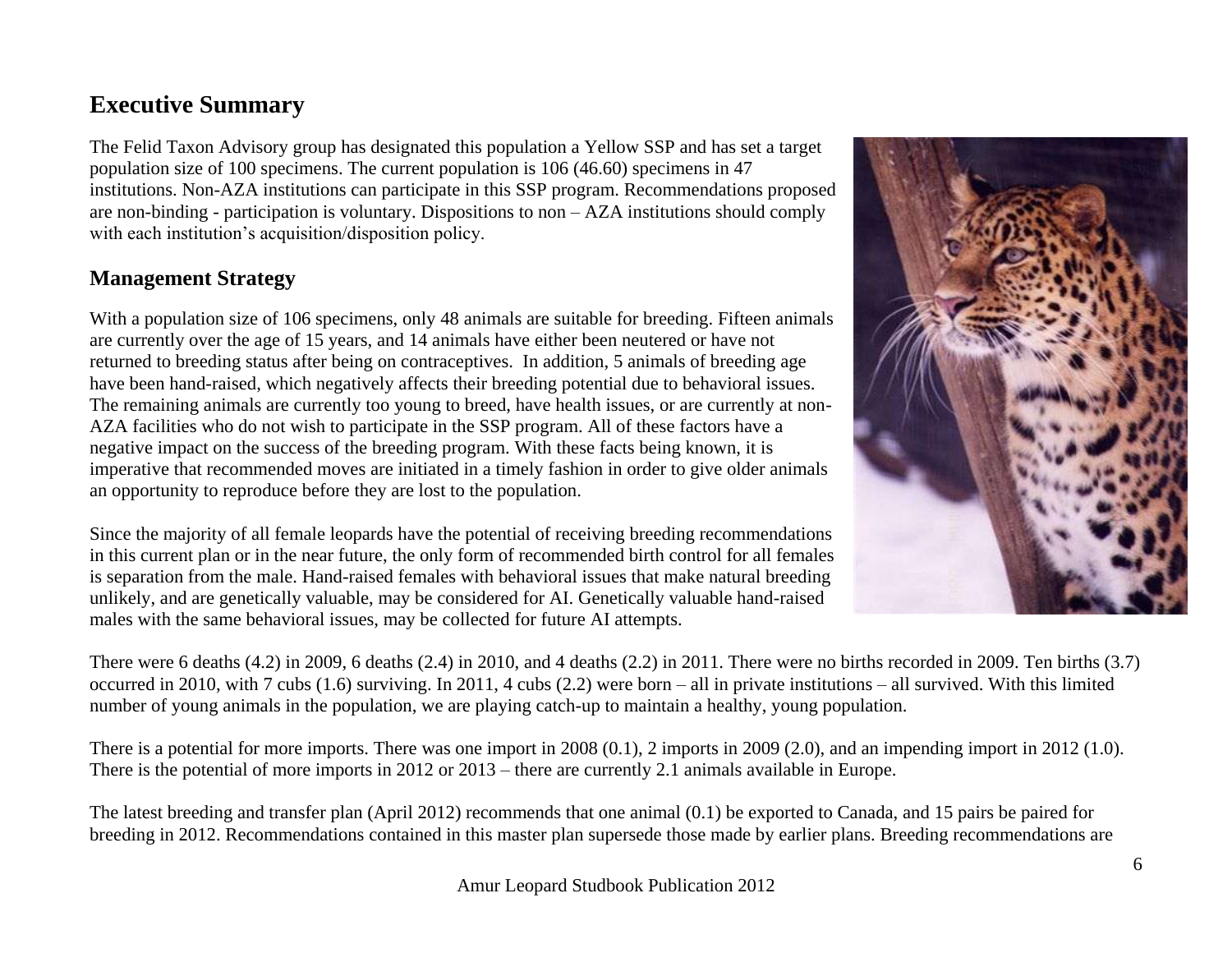## Executive Summary

The Felid Taxon Advisory group has designated this population a Yellow SSP and has set a target population size of 100 specimens. The current population is 106 (46.60) specimens in 47 institutions. Non-AZA institutions can participate in this SSP program. Recommendations proposed are non-binding - participation is voluntary. Dispositions to non – AZA institutions should comply with each institution's acquisition/disposition policy.

### Management Strategy

With a population size of 106 specimens, only 48 animals are suitable for breeding. Fifteen animals are currently over the age of 15 years, and 14 animals have either been neutered or have not returned to breeding status after being on contraceptives. In addition, 5 animals of breeding age have been hand-raised, which negatively affects their breeding potential due to behavioral issues. The remaining animals are currently too young to breed, have health issues, or are currently at non-AZA facilities who do not wish to participate in the SSP program. All of these factors have a negative impact on the success of the breeding program. With these facts being known, it is imperative that recommended moves are initiated in a timely fashion in order to give older animals an opportunity to reproduce before they are lost to the population.

Since the majority of all female leopards have the potential of receiving breeding recommendations in this current plan or in the near future, the only form of recommended birth control for all females is separation from the male. Hand-raised females with behavioral issues that make natural breeding unlikely, and are genetically valuable, may be considered for AI. Genetically valuable hand-raised males with the same behavioral issues, may be collected for future AI attempts.

There were 6 deaths (4.2) in 2009, 6 deaths (2.4) in 2010, and 4 deaths (2.2) in 2011. There were no births recorded in 2009. Ten births (3.7) occurred in 2010, with 7 cubs (1.6) surviving. In 2011, 4 cubs (2.2) were born – all in private institutions – all survived. With this limited number of young animals in the population, we are playing catch-up to maintain a healthy, young population.

There is a potential for more imports. There was one import in 2008 (0.1), 2 imports in 2009 (2.0), and an impending import in 2012 (1.0). There is the potential of more imports in 2012 or 2013 – there are currently 2.1 animals available in Europe.

The latest breeding and transfer plan (April 2012) recommends that one animal (0.1) be exported to Canada, and 15 pairs be paired for breeding in 2012. Recommendations contained in this master plan supersede those made by earlier plans. Breeding recommendations are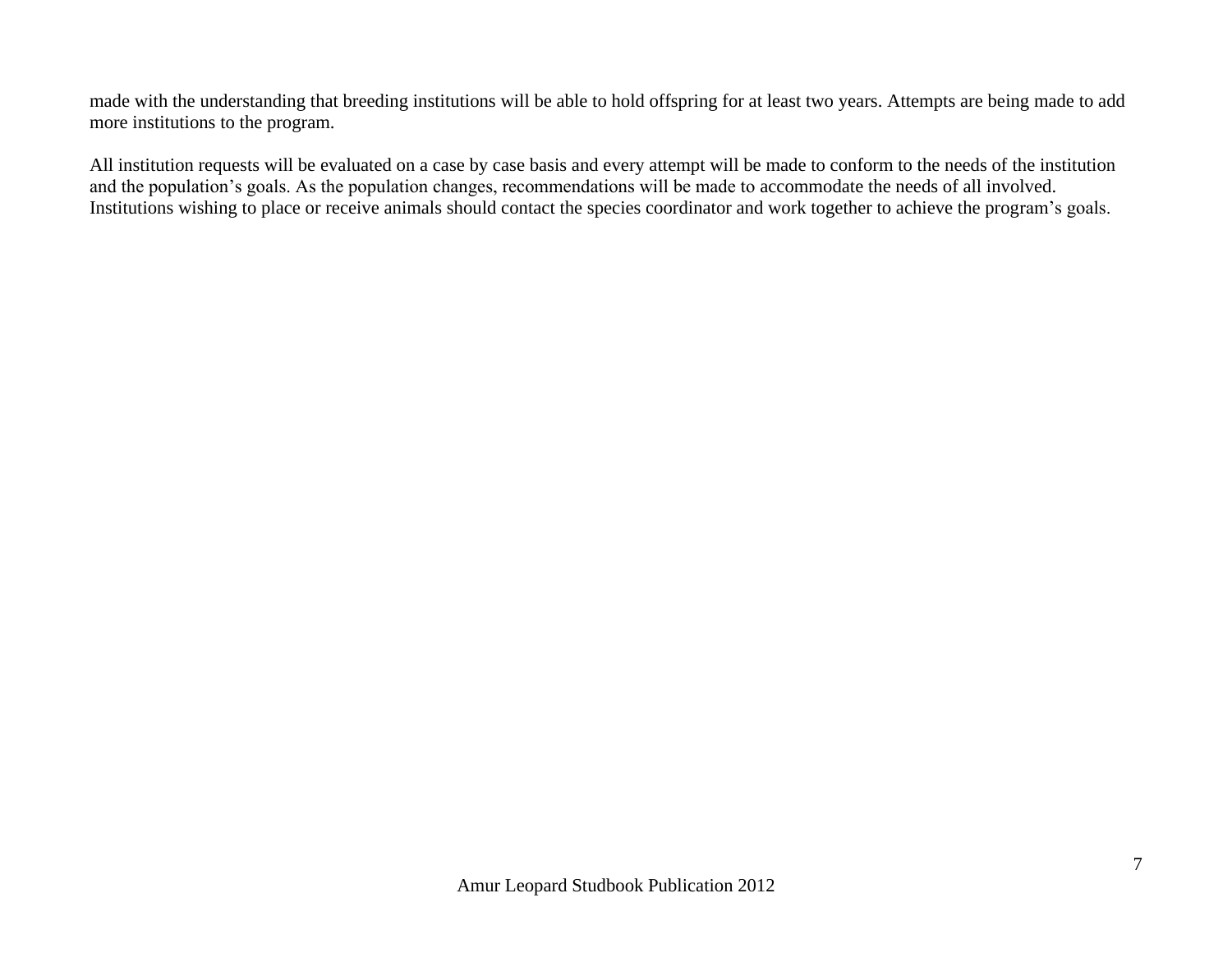made with the understanding that breeding institutions will be able to hold offspring for at least two years. Attempts are being made to add more institutions to the program.

All institution requests will be evaluated on a case by case basis and every attempt will be made to conform to the needs of the institution and the population's goals. As the population changes, recommendations will be made to accommodate the needs of all involved. Institutions wishing to place or receive animals should contact the species coordinator and work together to achieve the program's goals.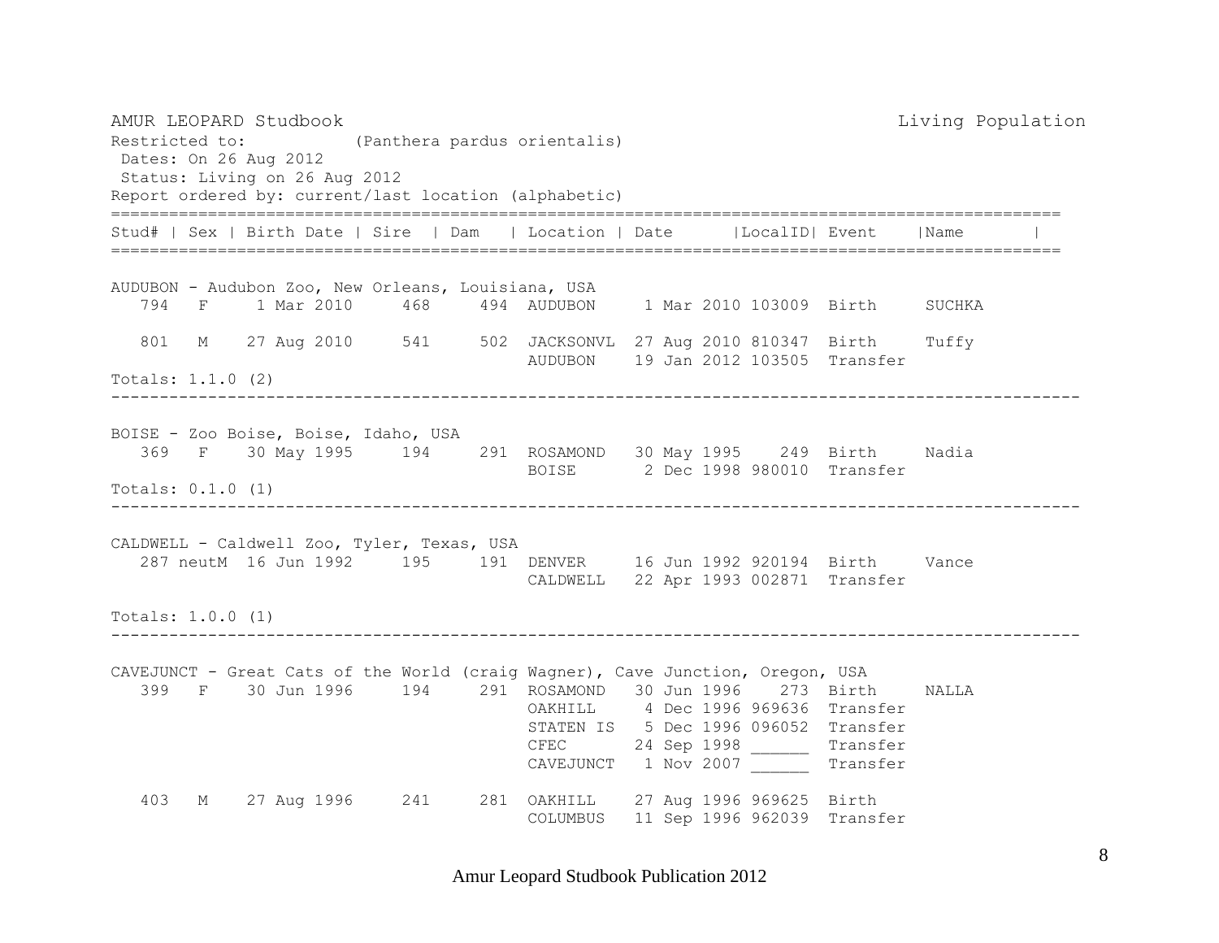AMUR LEOPARD Studbook — Living Population

Restricted to: (Panthera pardus orientalis)
Dates: On 26 Aug 2012
Status: Living on 26 Aug 2012
Report ordered by: current/last location (alphabetic)

| Stud# | Sex | Birth Date | Sire | Dam | Location | Date | LocalID | Event | Name |
|---|---|---|---|---|---|---|---|---|---|
| **AUDUBON - Audubon Zoo, New Orleans, Louisiana, USA** | | | | | | | | | |
| 794 | F | 1 Mar 2010 | 468 | 494 | AUDUBON | 1 Mar 2010 | 103009 | Birth | SUCHKA |
| 801 | M | 27 Aug 2010 | 541 | 502 | JACKSONVL | 27 Aug 2010 | 810347 | Birth | Tuffy |
| | | | | | AUDUBON | 19 Jan 2012 | 103505 | Transfer | |
| Totals: 1.1.0 (2) | | | | | | | | | |
| **BOISE - Zoo Boise, Boise, Idaho, USA** | | | | | | | | | |
| 369 | F | 30 May 1995 | 194 | 291 | ROSAMOND | 30 May 1995 | 249 | Birth | Nadia |
| | | | | | BOISE | 2 Dec 1998 | 980010 | Transfer | |
| Totals: 0.1.0 (1) | | | | | | | | | |
| **CALDWELL - Caldwell Zoo, Tyler, Texas, USA** | | | | | | | | | |
| 287 | neutM | 16 Jun 1992 | 195 | 191 | DENVER | 16 Jun 1992 | 920194 | Birth | Vance |
| | | | | | CALDWELL | 22 Apr 1993 | 002871 | Transfer | |
| Totals: 1.0.0 (1) | | | | | | | | | |
| **CAVEJUNCT - Great Cats of the World (craig Wagner), Cave Junction, Oregon, USA** | | | | | | | | | |
| 399 | F | 30 Jun 1996 | 194 | 291 | ROSAMOND | 30 Jun 1996 | 273 | Birth | NALLA |
| | | | | | OAKHILL | 4 Dec 1996 | 969636 | Transfer | |
| | | | | | STATEN IS | 5 Dec 1996 | 096052 | Transfer | |
| | | | | | CFEC | 24 Sep 1998 | ______ | Transfer | |
| | | | | | CAVEJUNCT | 1 Nov 2007 | ______ | Transfer | |
| 403 | M | 27 Aug 1996 | 241 | 281 | OAKHILL | 27 Aug 1996 | 969625 | Birth | |
| | | | | | COLUMBUS | 11 Sep 1996 | 962039 | Transfer | |

Amur Leopard Studbook Publication 2012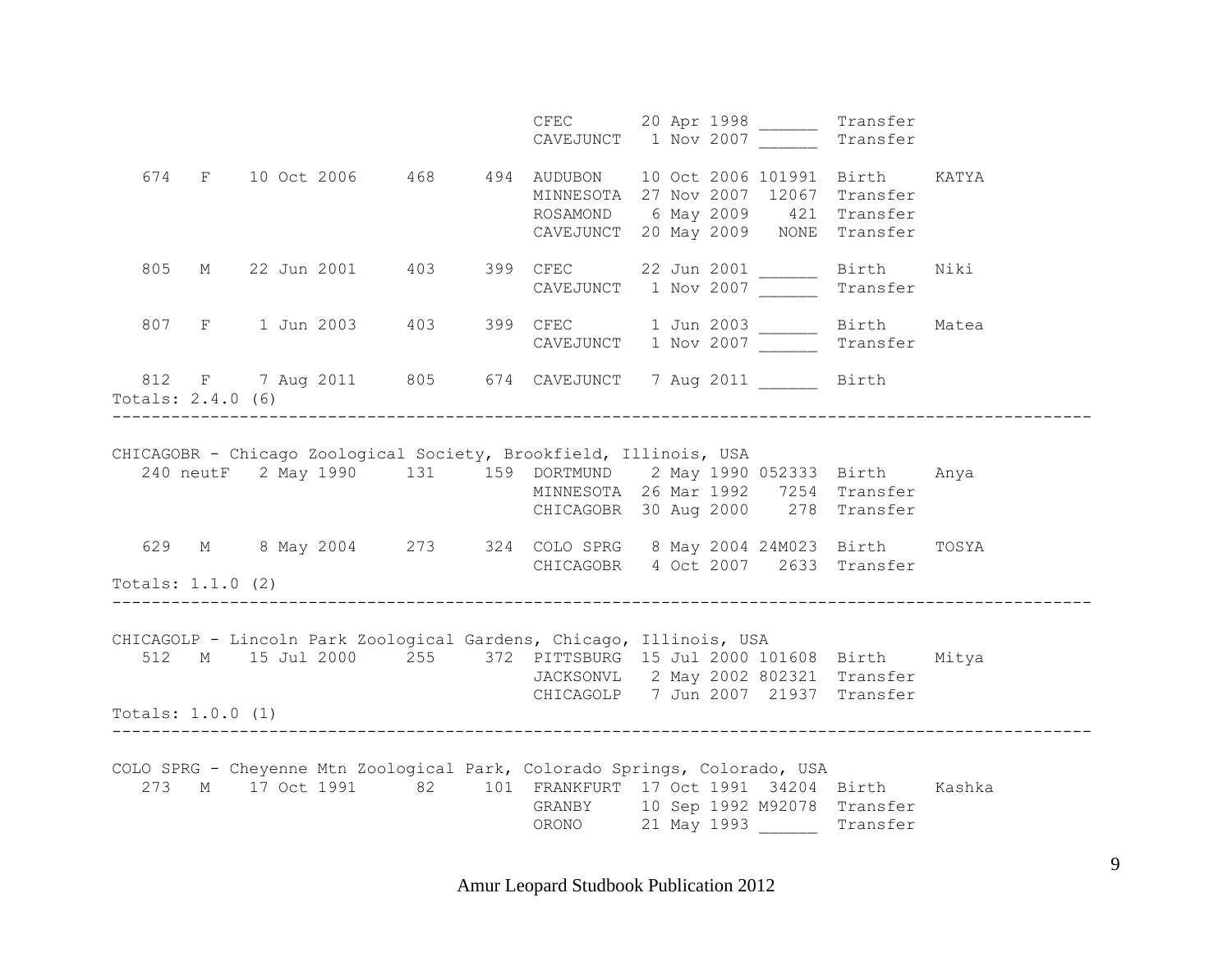```
                                             CFEC       20 Apr 1998 ______  Transfer
                                             CAVEJUNCT   1 Nov 2007 ______  Transfer

   674   F    10 Oct 2006     468     494  AUDUBON    10 Oct 2006 101991  Birth     KATYA
                                             MINNESOTA  27 Nov 2007  12067  Transfer
                                             ROSAMOND    6 May 2009    421  Transfer
                                             CAVEJUNCT  20 May 2009   NONE  Transfer

   805   M    22 Jun 2001     403     399  CFEC       22 Jun 2001 ______  Birth     Niki
                                             CAVEJUNCT   1 Nov 2007 ______  Transfer

   807   F     1 Jun 2003     403     399  CFEC        1 Jun 2003 ______  Birth     Matea
                                             CAVEJUNCT   1 Nov 2007 ______  Transfer

   812   F     7 Aug 2011     805     674  CAVEJUNCT   7 Aug 2011 ______  Birth
Totals: 2.4.0 (6)
----------------------------------------------------------------------------------------------------

CHICAGOBR - Chicago Zoological Society, Brookfield, Illinois, USA
   240 neutF   2 May 1990     131     159  DORTMUND    2 May 1990 052333  Birth     Anya
                                             MINNESOTA  26 Mar 1992   7254  Transfer
                                             CHICAGOBR  30 Aug 2000    278  Transfer

   629   M     8 May 2004     273     324  COLO SPRG   8 May 2004 24M023  Birth     TOSYA
                                             CHICAGOBR   4 Oct 2007   2633  Transfer
Totals: 1.1.0 (2)
----------------------------------------------------------------------------------------------------

CHICAGOLP - Lincoln Park Zoological Gardens, Chicago, Illinois, USA
   512   M    15 Jul 2000     255     372  PITTSBURG  15 Jul 2000 101608  Birth     Mitya
                                             JACKSONVL   2 May 2002 802321  Transfer
                                             CHICAGOLP   7 Jun 2007  21937  Transfer
Totals: 1.0.0 (1)
----------------------------------------------------------------------------------------------------

COLO SPRG - Cheyenne Mtn Zoological Park, Colorado Springs, Colorado, USA
   273   M    17 Oct 1991      82     101  FRANKFURT  17 Oct 1991  34204  Birth     Kashka
                                             GRANBY     10 Sep 1992 M92078  Transfer
                                             ORONO      21 May 1993 ______  Transfer
```

Amur Leopard Studbook Publication 2012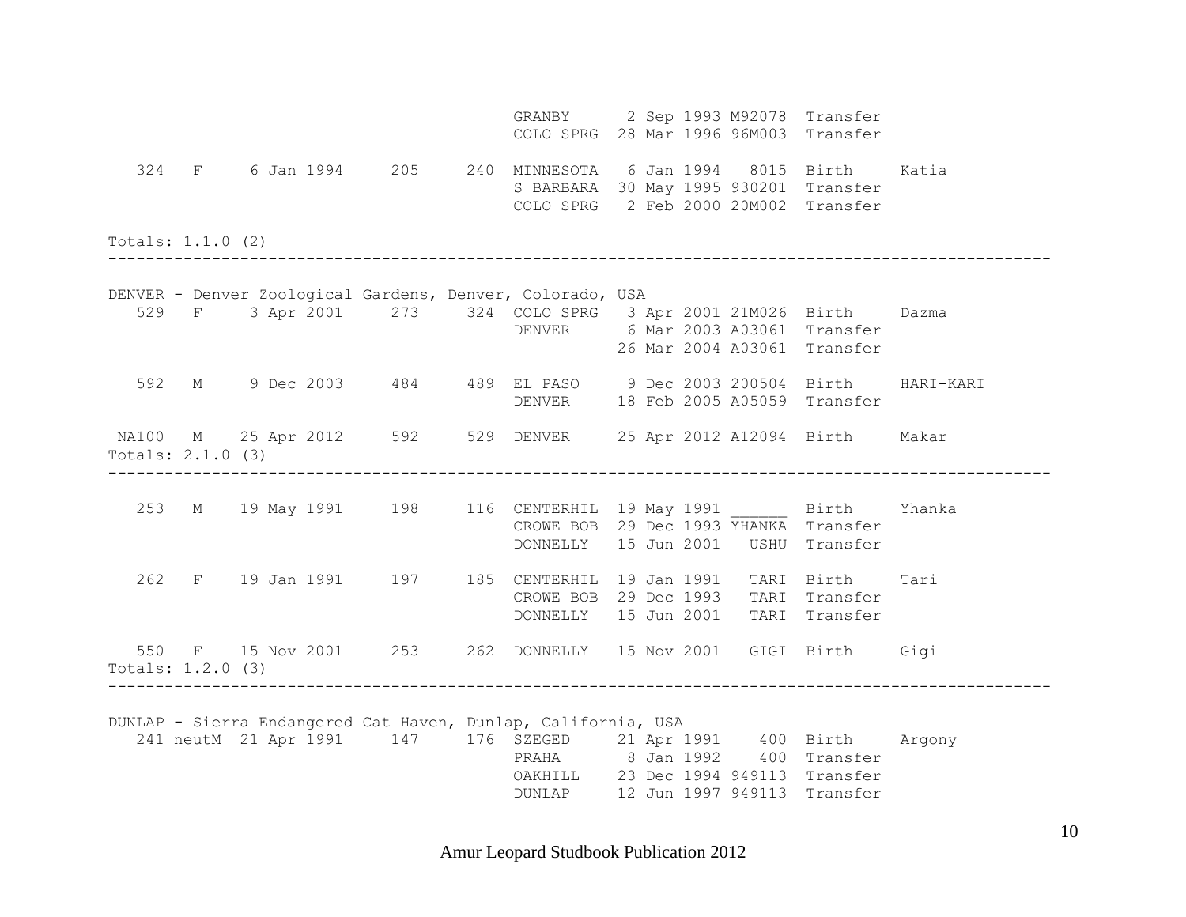```
                                       GRANBY      2 Sep 1993 M92078  Transfer
                                       COLO SPRG  28 Mar 1996 96M003  Transfer

   324   F     6 Jan 1994     205     240  MINNESOTA   6 Jan 1994   8015  Birth     Katia
                                       S BARBARA  30 May 1995 930201  Transfer
                                       COLO SPRG   2 Feb 2000 20M002  Transfer

Totals: 1.1.0 (2)
-----------------------------------------------------------------------------------------------

DENVER - Denver Zoological Gardens, Denver, Colorado, USA
   529   F     3 Apr 2001     273     324  COLO SPRG   3 Apr 2001 21M026  Birth     Dazma
                                       DENVER      6 Mar 2003 A03061  Transfer
                                                  26 Mar 2004 A03061  Transfer

   592   M     9 Dec 2003     484     489  EL PASO     9 Dec 2003 200504  Birth     HARI-KARI
                                       DENVER     18 Feb 2005 A05059  Transfer

 NA100   M    25 Apr 2012     592     529  DENVER     25 Apr 2012 A12094  Birth     Makar
Totals: 2.1.0 (3)
-----------------------------------------------------------------------------------------------

   253   M    19 May 1991     198     116  CENTERHIL  19 May 1991 ______  Birth     Yhanka
                                       CROWE BOB  29 Dec 1993 YHANKA  Transfer
                                       DONNELLY   15 Jun 2001   USHU  Transfer

   262   F    19 Jan 1991     197     185  CENTERHIL  19 Jan 1991   TARI  Birth     Tari
                                       CROWE BOB  29 Dec 1993   TARI  Transfer
                                       DONNELLY   15 Jun 2001   TARI  Transfer

   550   F    15 Nov 2001     253     262  DONNELLY   15 Nov 2001   GIGI  Birth     Gigi
Totals: 1.2.0 (3)
-----------------------------------------------------------------------------------------------

DUNLAP - Sierra Endangered Cat Haven, Dunlap, California, USA
   241 neutM  21 Apr 1991     147     176  SZEGED     21 Apr 1991    400  Birth     Argony
                                       PRAHA       8 Jan 1992    400  Transfer
                                       OAKHILL    23 Dec 1994 949113  Transfer
                                       DUNLAP     12 Jun 1997 949113  Transfer
```

Amur Leopard Studbook Publication 2012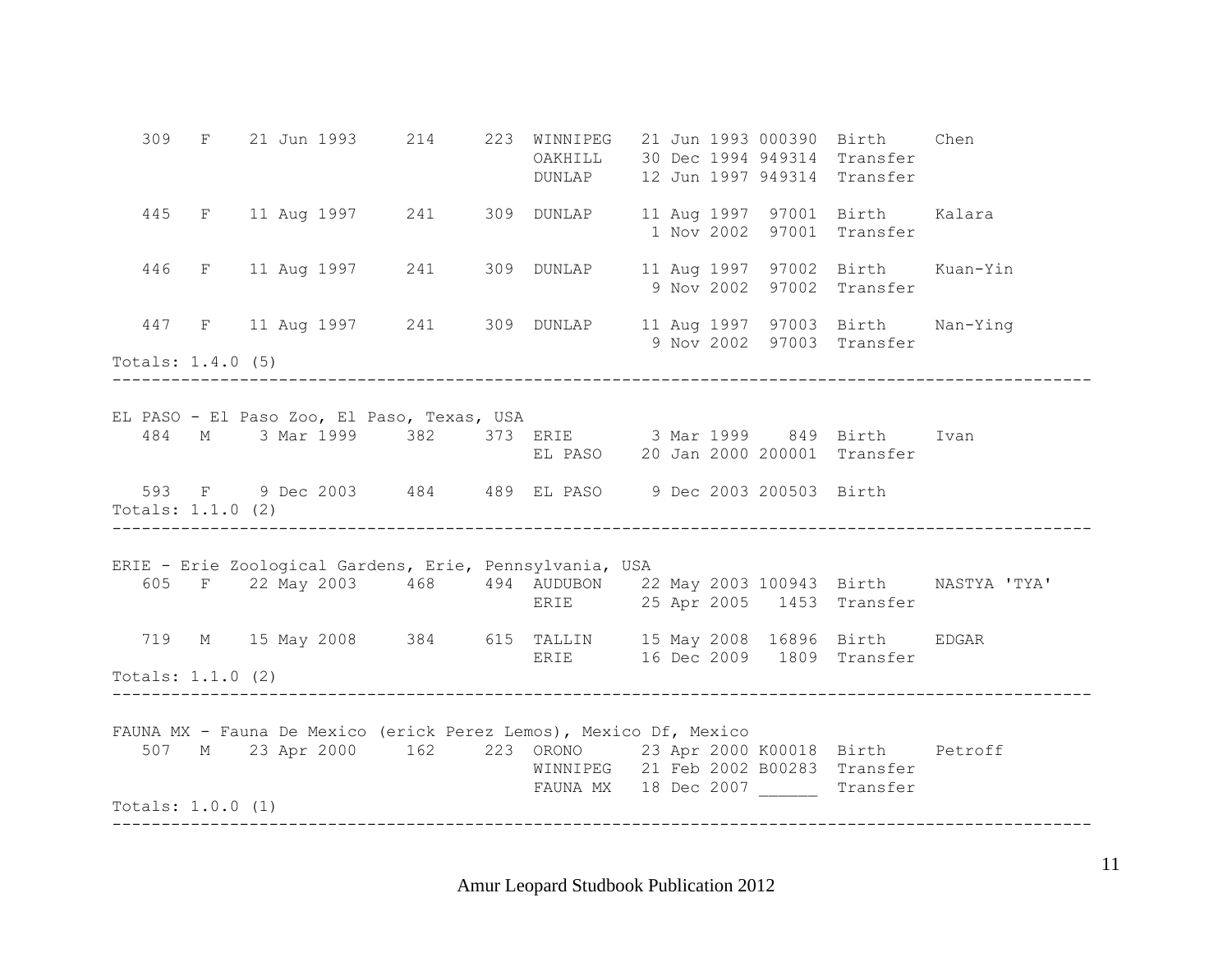```
   309   F    21 Jun 1993     214     223  WINNIPEG   21 Jun 1993 000390  Birth     Chen
                                           OAKHILL    30 Dec 1994 949314  Transfer
                                           DUNLAP     12 Jun 1997 949314  Transfer

   445   F    11 Aug 1997     241     309  DUNLAP     11 Aug 1997  97001  Birth     Kalara
                                                       1 Nov 2002  97001  Transfer

   446   F    11 Aug 1997     241     309  DUNLAP     11 Aug 1997  97002  Birth     Kuan-Yin
                                                       9 Nov 2002  97002  Transfer

   447   F    11 Aug 1997     241     309  DUNLAP     11 Aug 1997  97003  Birth     Nan-Ying
                                                       9 Nov 2002  97003  Transfer
Totals: 1.4.0 (5)
-----------------------------------------------------------------------------------------------------

EL PASO - El Paso Zoo, El Paso, Texas, USA
   484   M     3 Mar 1999     382     373  ERIE        3 Mar 1999    849  Birth     Ivan
                                           EL PASO    20 Jan 2000 200001  Transfer

   593   F     9 Dec 2003     484     489  EL PASO     9 Dec 2003 200503  Birth
Totals: 1.1.0 (2)
-----------------------------------------------------------------------------------------------------

ERIE - Erie Zoological Gardens, Erie, Pennsylvania, USA
   605   F    22 May 2003     468     494  AUDUBON    22 May 2003 100943  Birth     NASTYA 'TYA'
                                           ERIE       25 Apr 2005   1453  Transfer

   719   M    15 May 2008     384     615  TALLIN     15 May 2008  16896  Birth     EDGAR
                                           ERIE       16 Dec 2009   1809  Transfer
Totals: 1.1.0 (2)
-----------------------------------------------------------------------------------------------------

FAUNA MX - Fauna De Mexico (erick Perez Lemos), Mexico Df, Mexico
   507   M    23 Apr 2000     162     223  ORONO      23 Apr 2000 K00018  Birth     Petroff
                                           WINNIPEG   21 Feb 2002 B00283  Transfer
                                           FAUNA MX   18 Dec 2007 ______  Transfer
Totals: 1.0.0 (1)
-----------------------------------------------------------------------------------------------------
```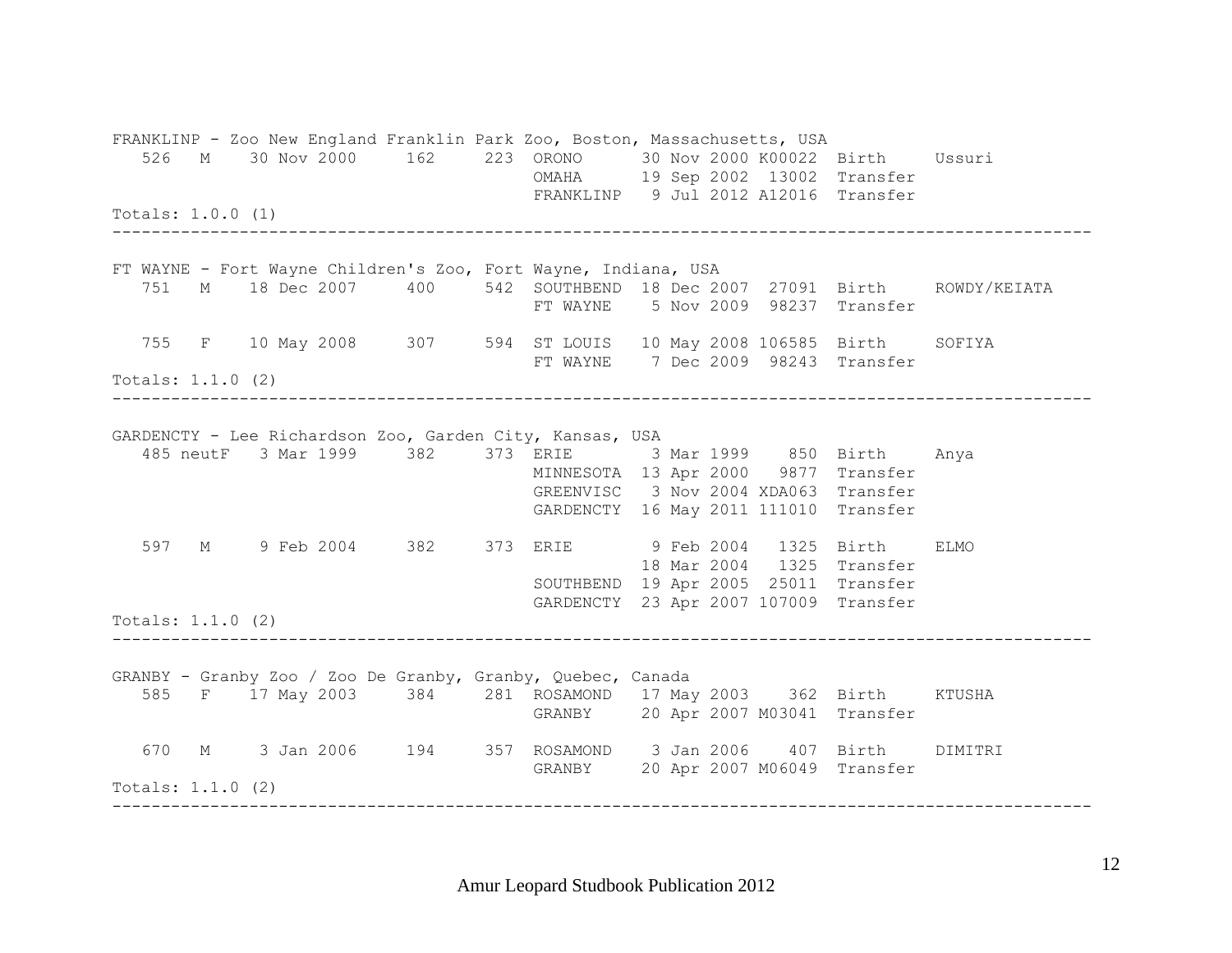```
FRANKLINP - Zoo New England Franklin Park Zoo, Boston, Massachusetts, USA
   526   M    30 Nov 2000     162     223  ORONO      30 Nov 2000 K00022  Birth     Ussuri
                                           OMAHA      19 Sep 2002  13002  Transfer
                                           FRANKLINP   9 Jul 2012 A12016  Transfer
Totals: 1.0.0 (1)
----------------------------------------------------------------------------------------------------

FT WAYNE - Fort Wayne Children's Zoo, Fort Wayne, Indiana, USA
   751   M    18 Dec 2007     400     542  SOUTHBEND  18 Dec 2007  27091  Birth     ROWDY/KEIATA
                                           FT WAYNE    5 Nov 2009  98237  Transfer

   755   F    10 May 2008     307     594  ST LOUIS   10 May 2008 106585  Birth     SOFIYA
                                           FT WAYNE    7 Dec 2009  98243  Transfer
Totals: 1.1.0 (2)
----------------------------------------------------------------------------------------------------

GARDENCTY - Lee Richardson Zoo, Garden City, Kansas, USA
   485 neutF   3 Mar 1999     382     373  ERIE        3 Mar 1999    850  Birth     Anya
                                           MINNESOTA  13 Apr 2000   9877  Transfer
                                           GREENVISC   3 Nov 2004 XDA063  Transfer
                                           GARDENCTY  16 May 2011 111010  Transfer

   597   M     9 Feb 2004     382     373  ERIE        9 Feb 2004   1325  Birth     ELMO
                                                      18 Mar 2004   1325  Transfer
                                           SOUTHBEND  19 Apr 2005  25011  Transfer
                                           GARDENCTY  23 Apr 2007 107009  Transfer
Totals: 1.1.0 (2)
----------------------------------------------------------------------------------------------------

GRANBY - Granby Zoo / Zoo De Granby, Granby, Quebec, Canada
   585   F    17 May 2003     384     281  ROSAMOND   17 May 2003    362  Birth     KTUSHA
                                           GRANBY     20 Apr 2007 M03041  Transfer

   670   M     3 Jan 2006     194     357  ROSAMOND    3 Jan 2006    407  Birth     DIMITRI
                                           GRANBY     20 Apr 2007 M06049  Transfer
Totals: 1.1.0 (2)
----------------------------------------------------------------------------------------------------
```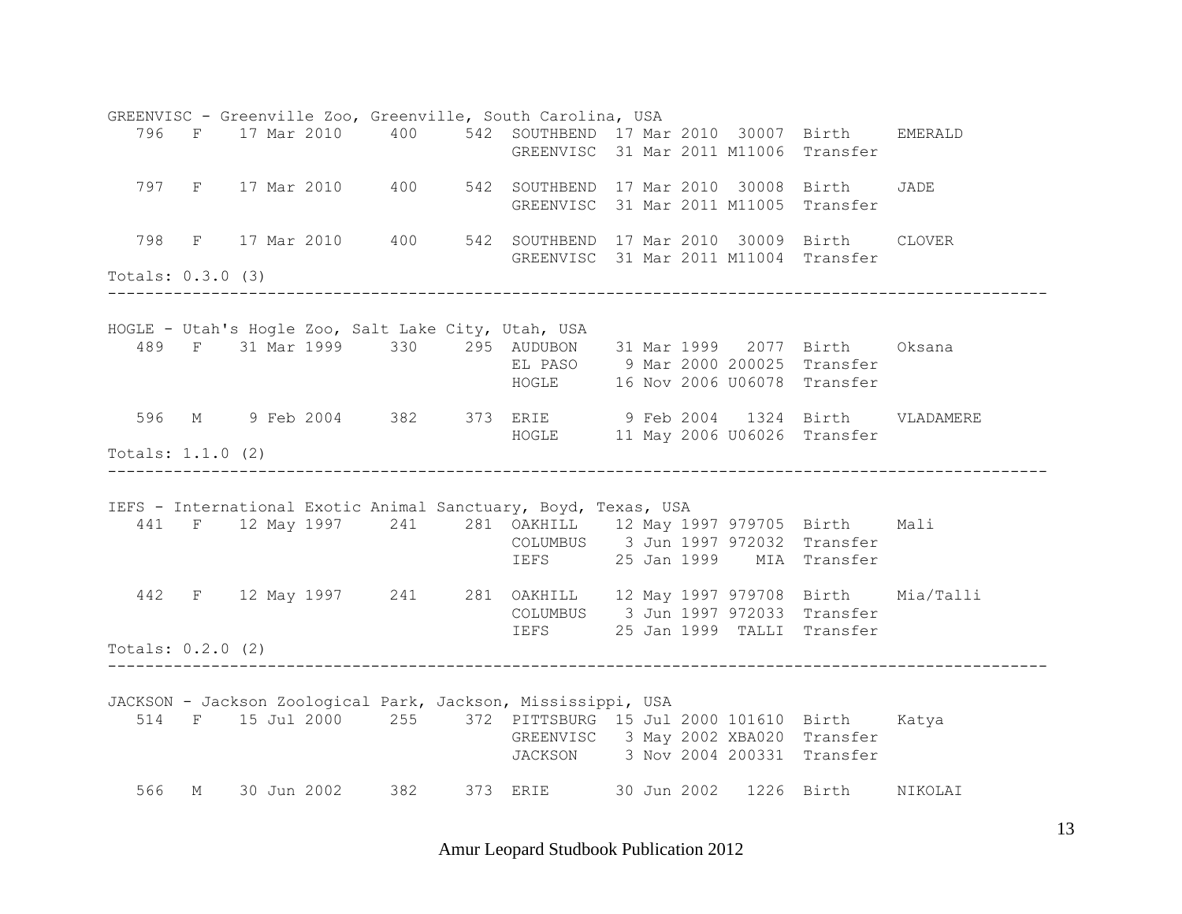```
GREENVISC - Greenville Zoo, Greenville, South Carolina, USA
   796   F    17 Mar 2010     400     542  SOUTHBEND  17 Mar 2010  30007  Birth     EMERALD
                                           GREENVISC  31 Mar 2011 M11006  Transfer

   797   F    17 Mar 2010     400     542  SOUTHBEND  17 Mar 2010  30008  Birth     JADE
                                           GREENVISC  31 Mar 2011 M11005  Transfer

   798   F    17 Mar 2010     400     542  SOUTHBEND  17 Mar 2010  30009  Birth     CLOVER
                                           GREENVISC  31 Mar 2011 M11004  Transfer
Totals: 0.3.0 (3)
-----------------------------------------------------------------------------------------------

HOGLE - Utah's Hogle Zoo, Salt Lake City, Utah, USA
   489   F    31 Mar 1999     330     295  AUDUBON    31 Mar 1999   2077  Birth     Oksana
                                           EL PASO     9 Mar 2000 200025  Transfer
                                           HOGLE      16 Nov 2006 U06078  Transfer

   596   M     9 Feb 2004     382     373  ERIE        9 Feb 2004   1324  Birth     VLADAMERE
                                           HOGLE      11 May 2006 U06026  Transfer
Totals: 1.1.0 (2)
-----------------------------------------------------------------------------------------------

IEFS - International Exotic Animal Sanctuary, Boyd, Texas, USA
   441   F    12 May 1997     241     281  OAKHILL    12 May 1997 979705  Birth     Mali
                                           COLUMBUS    3 Jun 1997 972032  Transfer
                                           IEFS       25 Jan 1999    MIA  Transfer

   442   F    12 May 1997     241     281  OAKHILL    12 May 1997 979708  Birth     Mia/Talli
                                           COLUMBUS    3 Jun 1997 972033  Transfer
                                           IEFS       25 Jan 1999  TALLI  Transfer
Totals: 0.2.0 (2)
-----------------------------------------------------------------------------------------------

JACKSON - Jackson Zoological Park, Jackson, Mississippi, USA
   514   F    15 Jul 2000     255     372  PITTSBURG  15 Jul 2000 101610  Birth     Katya
                                           GREENVISC   3 May 2002 XBA020  Transfer
                                           JACKSON     3 Nov 2004 200331  Transfer

   566   M    30 Jun 2002     382     373  ERIE       30 Jun 2002   1226  Birth     NIKOLAI
```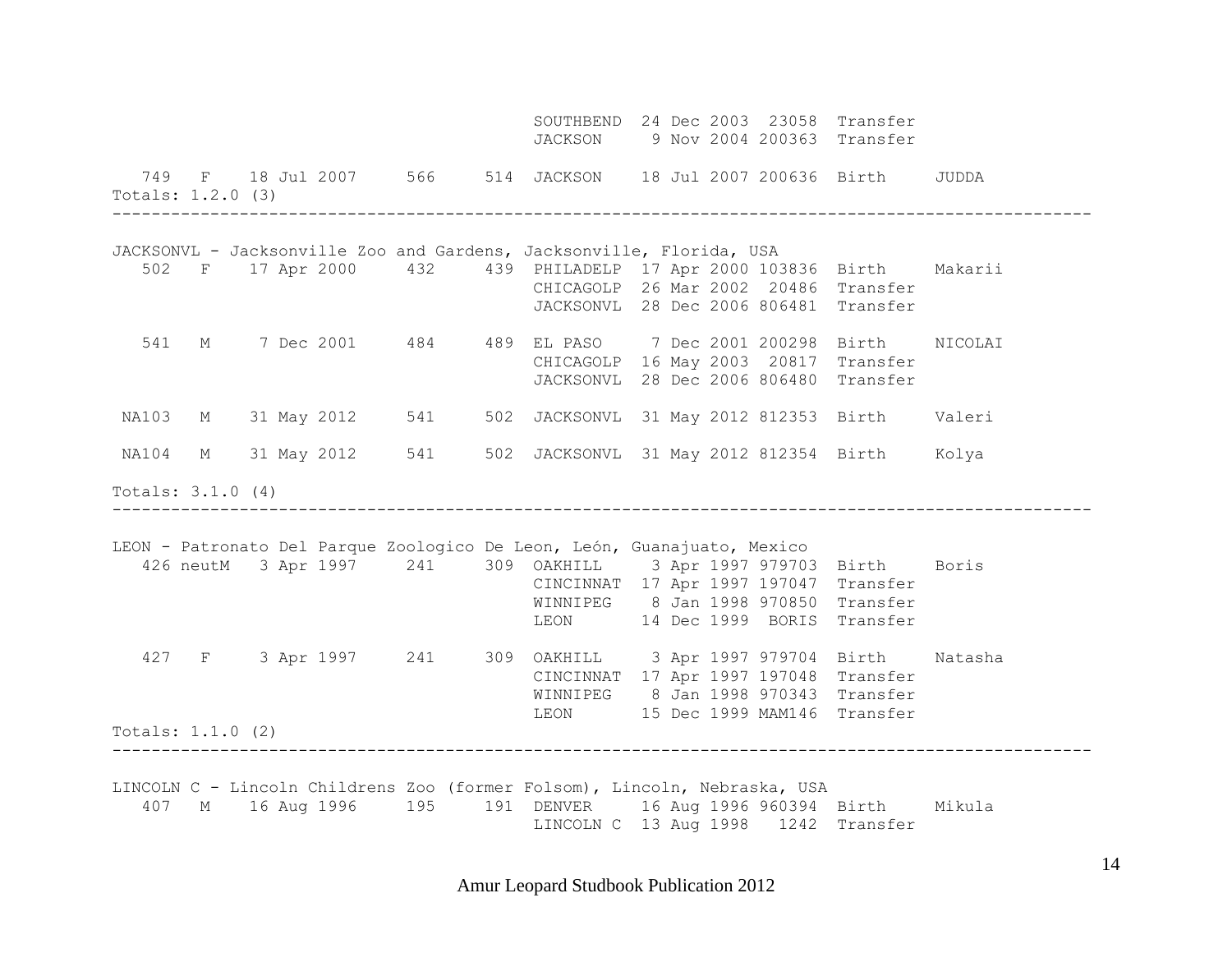```
                                        SOUTHBEND  24 Dec 2003  23058  Transfer
                                        JACKSON     9 Nov 2004 200363  Transfer

   749   F    18 Jul 2007     566     514  JACKSON    18 Jul 2007 200636  Birth     JUDDA
Totals: 1.2.0 (3)
----------------------------------------------------------------------------------------------

JACKSONVL - Jacksonville Zoo and Gardens, Jacksonville, Florida, USA
   502   F    17 Apr 2000     432     439  PHILADELP  17 Apr 2000 103836  Birth     Makarii
                                           CHICAGOLP  26 Mar 2002  20486  Transfer
                                           JACKSONVL  28 Dec 2006 806481  Transfer

   541   M     7 Dec 2001     484     489  EL PASO     7 Dec 2001 200298  Birth     NICOLAI
                                           CHICAGOLP  16 May 2003  20817  Transfer
                                           JACKSONVL  28 Dec 2006 806480  Transfer

 NA103   M    31 May 2012     541     502  JACKSONVL  31 May 2012 812353  Birth     Valeri

 NA104   M    31 May 2012     541     502  JACKSONVL  31 May 2012 812354  Birth     Kolya

Totals: 3.1.0 (4)
----------------------------------------------------------------------------------------------

LEON - Patronato Del Parque Zoologico De Leon, León, Guanajuato, Mexico
   426 neutM   3 Apr 1997     241     309  OAKHILL     3 Apr 1997 979703  Birth     Boris
                                           CINCINNAT  17 Apr 1997 197047  Transfer
                                           WINNIPEG    8 Jan 1998 970850  Transfer
                                           LEON       14 Dec 1999  BORIS  Transfer

   427   F     3 Apr 1997     241     309  OAKHILL     3 Apr 1997 979704  Birth     Natasha
                                           CINCINNAT  17 Apr 1997 197048  Transfer
                                           WINNIPEG    8 Jan 1998 970343  Transfer
                                           LEON       15 Dec 1999 MAM146  Transfer
Totals: 1.1.0 (2)
----------------------------------------------------------------------------------------------

LINCOLN C - Lincoln Childrens Zoo (former Folsom), Lincoln, Nebraska, USA
   407   M    16 Aug 1996     195     191  DENVER     16 Aug 1996 960394  Birth     Mikula
                                           LINCOLN C  13 Aug 1998   1242  Transfer
```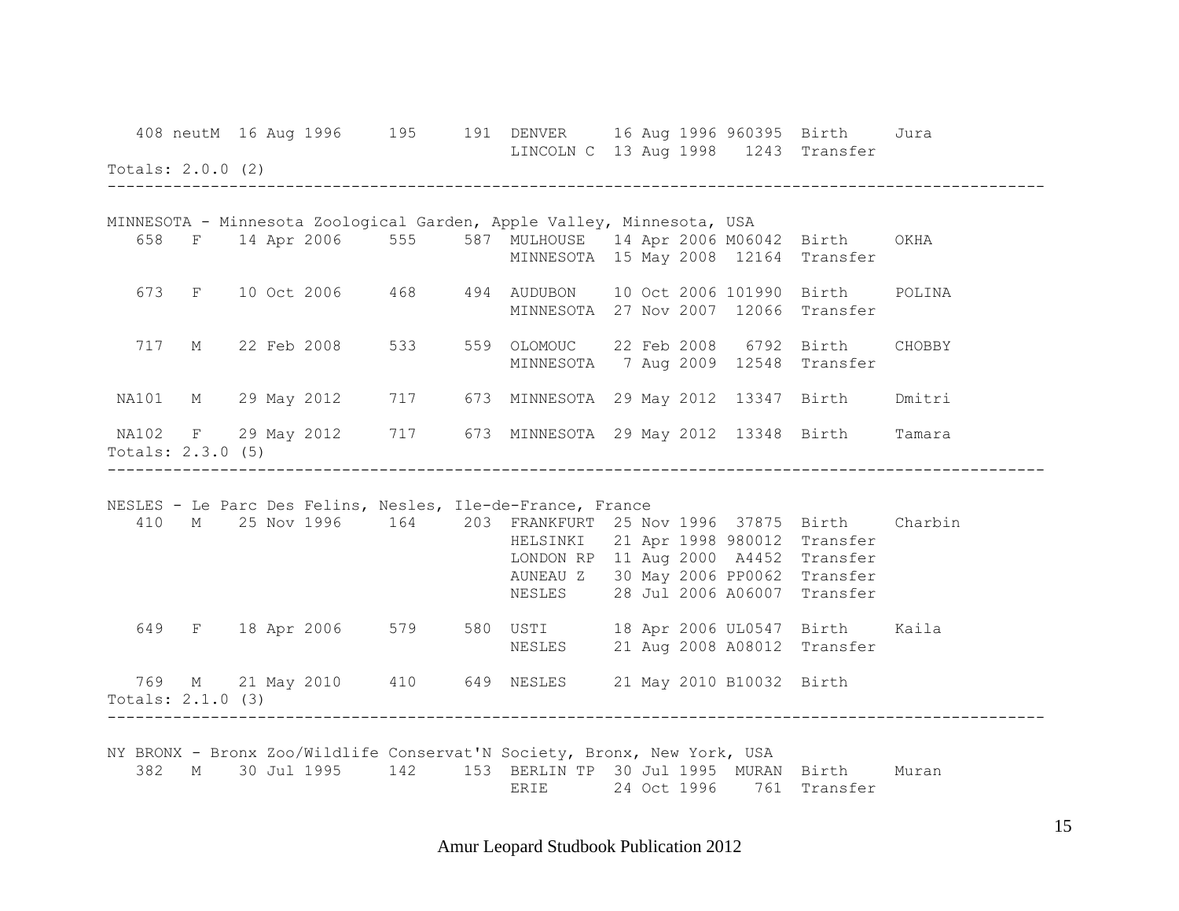```
   408 neutM  16 Aug 1996     195     191  DENVER     16 Aug 1996 960395  Birth     Jura
                                           LINCOLN C  13 Aug 1998   1243  Transfer
Totals: 2.0.0 (2)
------------------------------------------------------------------------------------------------

MINNESOTA - Minnesota Zoological Garden, Apple Valley, Minnesota, USA
   658   F    14 Apr 2006     555     587  MULHOUSE   14 Apr 2006 M06042  Birth     OKHA
                                           MINNESOTA  15 May 2008  12164  Transfer

   673   F    10 Oct 2006     468     494  AUDUBON    10 Oct 2006 101990  Birth     POLINA
                                           MINNESOTA  27 Nov 2007  12066  Transfer

   717   M    22 Feb 2008     533     559  OLOMOUC    22 Feb 2008   6792  Birth     CHOBBY
                                           MINNESOTA   7 Aug 2009  12548  Transfer

 NA101   M    29 May 2012     717     673  MINNESOTA  29 May 2012  13347  Birth     Dmitri

 NA102   F    29 May 2012     717     673  MINNESOTA  29 May 2012  13348  Birth     Tamara
Totals: 2.3.0 (5)
------------------------------------------------------------------------------------------------

NESLES - Le Parc Des Felins, Nesles, Ile-de-France, France
   410   M    25 Nov 1996     164     203  FRANKFURT  25 Nov 1996  37875  Birth     Charbin
                                           HELSINKI   21 Apr 1998 980012  Transfer
                                           LONDON RP  11 Aug 2000  A4452  Transfer
                                           AUNEAU Z   30 May 2006 PP0062  Transfer
                                           NESLES     28 Jul 2006 A06007  Transfer

   649   F    18 Apr 2006     579     580  USTI       18 Apr 2006 UL0547  Birth     Kaila
                                           NESLES     21 Aug 2008 A08012  Transfer

   769   M    21 May 2010     410     649  NESLES     21 May 2010 B10032  Birth
Totals: 2.1.0 (3)
------------------------------------------------------------------------------------------------

NY BRONX - Bronx Zoo/Wildlife Conservat'N Society, Bronx, New York, USA
   382   M    30 Jul 1995     142     153  BERLIN TP  30 Jul 1995  MURAN  Birth     Muran
                                           ERIE       24 Oct 1996    761  Transfer
```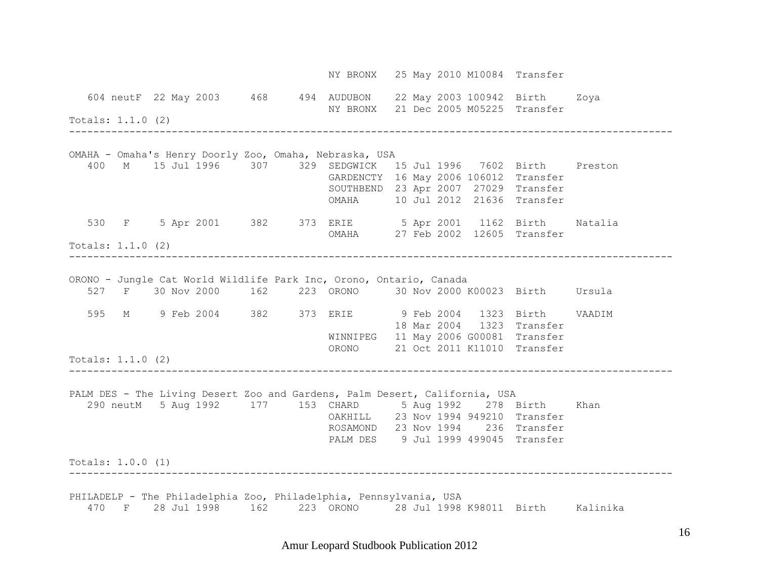```
                                   NY BRONX   25 May 2010 M10084  Transfer

   604 neutF  22 May 2003     468     494  AUDUBON    22 May 2003 100942  Birth     Zoya
                                           NY BRONX   21 Dec 2005 M05225  Transfer
Totals: 1.1.0 (2)
---------------------------------------------------------------------------------------------------

OMAHA - Omaha's Henry Doorly Zoo, Omaha, Nebraska, USA
   400   M    15 Jul 1996     307     329  SEDGWICK   15 Jul 1996   7602  Birth     Preston
                                           GARDENCTY  16 May 2006 106012  Transfer
                                           SOUTHBEND  23 Apr 2007  27029  Transfer
                                           OMAHA      10 Jul 2012  21636  Transfer

   530   F     5 Apr 2001     382     373  ERIE        5 Apr 2001   1162  Birth     Natalia
                                           OMAHA      27 Feb 2002  12605  Transfer
Totals: 1.1.0 (2)
---------------------------------------------------------------------------------------------------

ORONO - Jungle Cat World Wildlife Park Inc, Orono, Ontario, Canada
   527   F    30 Nov 2000     162     223  ORONO      30 Nov 2000 K00023  Birth     Ursula

   595   M     9 Feb 2004     382     373  ERIE        9 Feb 2004   1323  Birth     VAADIM
                                                      18 Mar 2004   1323  Transfer
                                           WINNIPEG   11 May 2006 G00081  Transfer
                                           ORONO      21 Oct 2011 K11010  Transfer
Totals: 1.1.0 (2)
---------------------------------------------------------------------------------------------------

PALM DES - The Living Desert Zoo and Gardens, Palm Desert, California, USA
   290 neutM   5 Aug 1992     177     153  CHARD       5 Aug 1992    278  Birth     Khan
                                           OAKHILL    23 Nov 1994 949210  Transfer
                                           ROSAMOND   23 Nov 1994    236  Transfer
                                           PALM DES    9 Jul 1999 499045  Transfer

Totals: 1.0.0 (1)
---------------------------------------------------------------------------------------------------

PHILADELP - The Philadelphia Zoo, Philadelphia, Pennsylvania, USA
   470   F    28 Jul 1998     162     223  ORONO      28 Jul 1998 K98011  Birth     Kalinika
```

Amur Leopard Studbook Publication 2012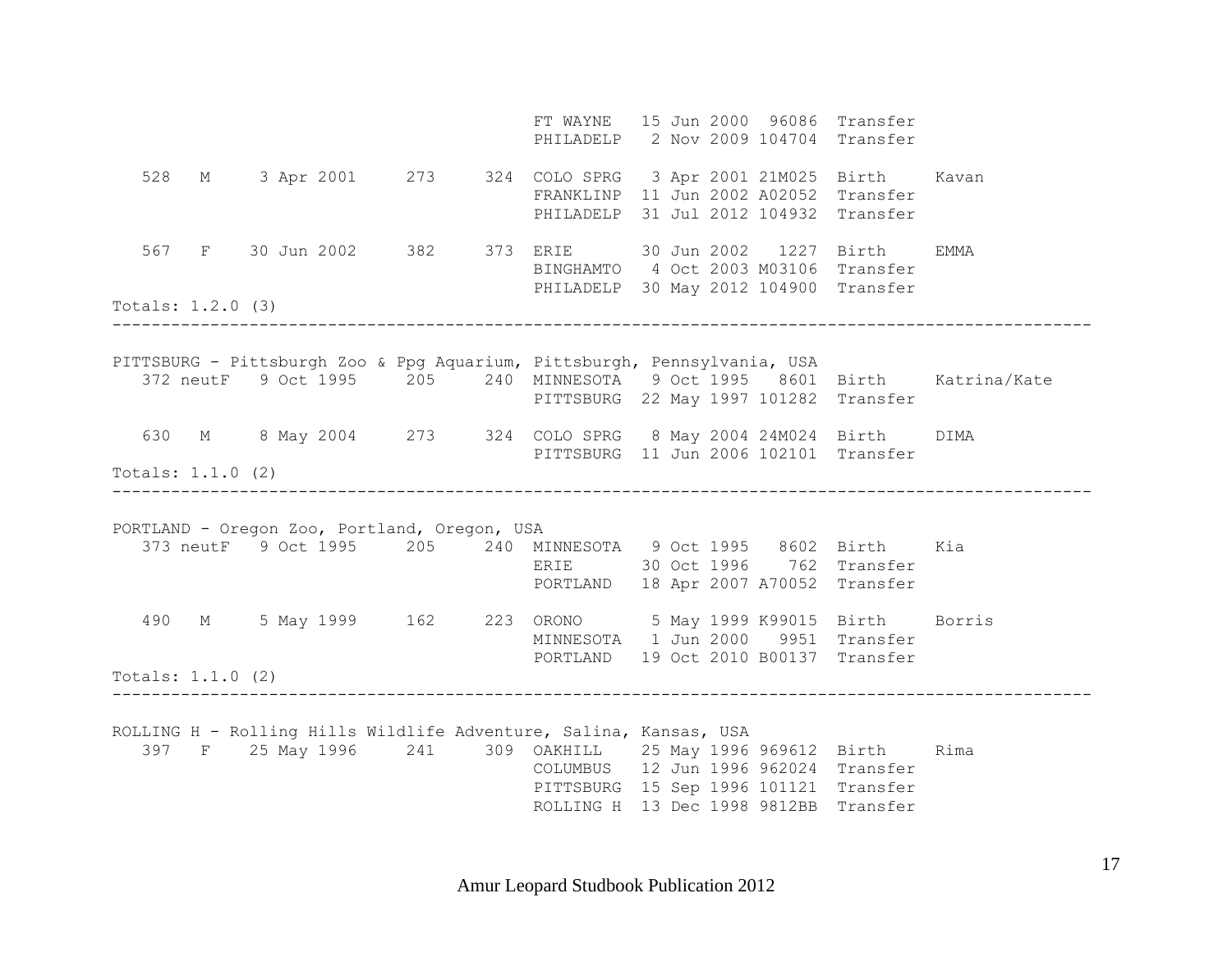```
                                          FT WAYNE   15 Jun 2000  96086  Transfer
                                          PHILADELP   2 Nov 2009 104704  Transfer

   528   M     3 Apr 2001     273     324  COLO SPRG   3 Apr 2001 21M025  Birth     Kavan
                                          FRANKLINP  11 Jun 2002 A02052  Transfer
                                          PHILADELP  31 Jul 2012 104932  Transfer

   567   F    30 Jun 2002     382     373  ERIE       30 Jun 2002   1227  Birth     EMMA
                                          BINGHAMTO   4 Oct 2003 M03106  Transfer
                                          PHILADELP  30 May 2012 104900  Transfer
Totals: 1.2.0 (3)
-----------------------------------------------------------------------------------------------

PITTSBURG - Pittsburgh Zoo & Ppg Aquarium, Pittsburgh, Pennsylvania, USA
   372 neutF   9 Oct 1995     205     240  MINNESOTA   9 Oct 1995   8601  Birth     Katrina/Kate
                                          PITTSBURG  22 May 1997 101282  Transfer

   630   M     8 May 2004     273     324  COLO SPRG   8 May 2004 24M024  Birth     DIMA
                                          PITTSBURG  11 Jun 2006 102101  Transfer
Totals: 1.1.0 (2)
-----------------------------------------------------------------------------------------------

PORTLAND - Oregon Zoo, Portland, Oregon, USA
   373 neutF   9 Oct 1995     205     240  MINNESOTA   9 Oct 1995   8602  Birth     Kia
                                          ERIE       30 Oct 1996    762  Transfer
                                          PORTLAND   18 Apr 2007 A70052  Transfer

   490   M     5 May 1999     162     223  ORONO       5 May 1999 K99015  Birth     Borris
                                          MINNESOTA   1 Jun 2000   9951  Transfer
                                          PORTLAND   19 Oct 2010 B00137  Transfer
Totals: 1.1.0 (2)
-----------------------------------------------------------------------------------------------

ROLLING H - Rolling Hills Wildlife Adventure, Salina, Kansas, USA
   397   F    25 May 1996     241     309  OAKHILL    25 May 1996 969612  Birth     Rima
                                          COLUMBUS   12 Jun 1996 962024  Transfer
                                          PITTSBURG  15 Sep 1996 101121  Transfer
                                          ROLLING H  13 Dec 1998 9812BB  Transfer
```

Amur Leopard Studbook Publication 2012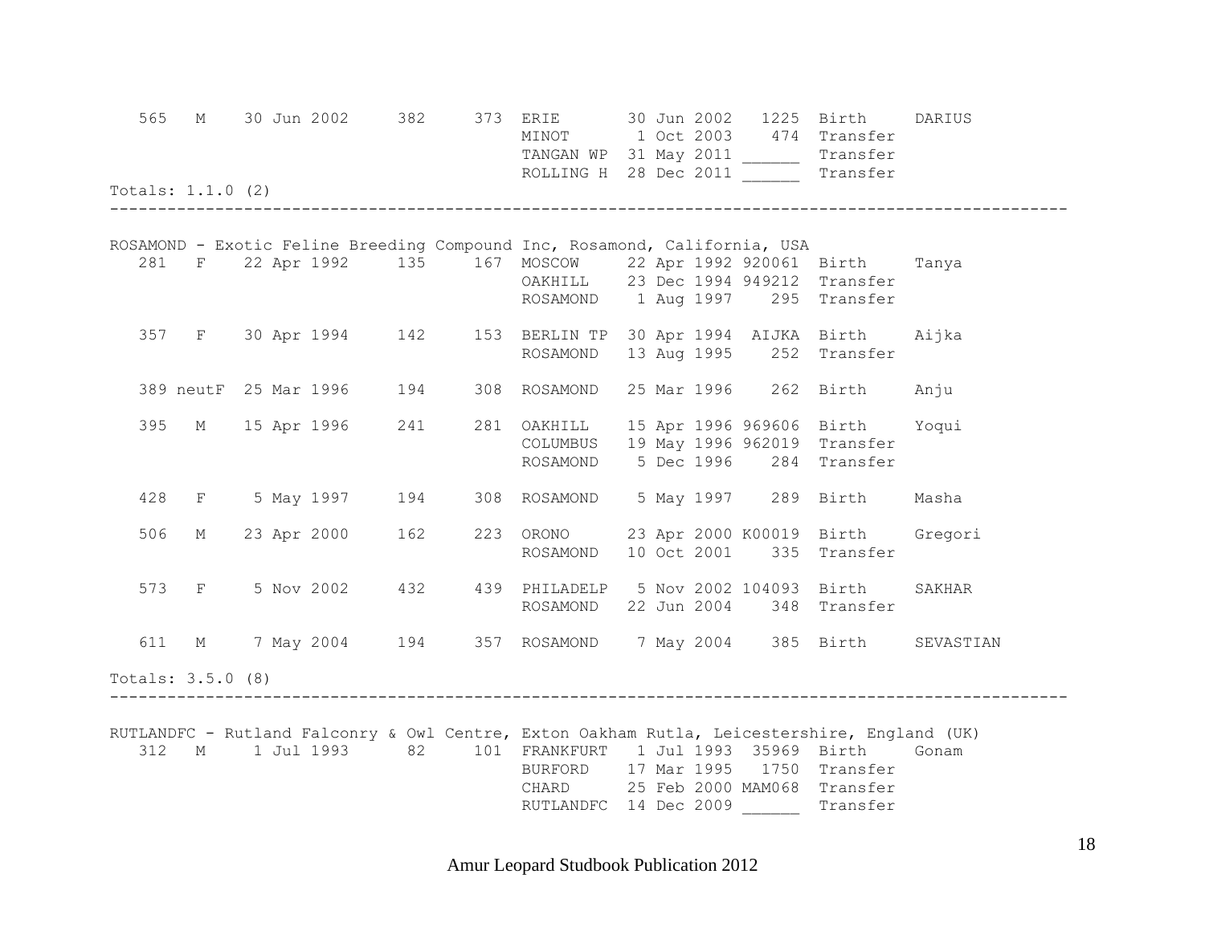```
   565   M    30 Jun 2002     382     373  ERIE       30 Jun 2002   1225  Birth     DARIUS
                                           MINOT       1 Oct 2003    474  Transfer
                                           TANGAN WP  31 May 2011 ______  Transfer
                                           ROLLING H  28 Dec 2011 ______  Transfer
Totals: 1.1.0 (2)
-----------------------------------------------------------------------------------------------

ROSAMOND - Exotic Feline Breeding Compound Inc, Rosamond, California, USA
   281   F    22 Apr 1992     135     167  MOSCOW     22 Apr 1992 920061  Birth     Tanya
                                           OAKHILL    23 Dec 1994 949212  Transfer
                                           ROSAMOND    1 Aug 1997    295  Transfer

   357   F    30 Apr 1994     142     153  BERLIN TP  30 Apr 1994  AIJKA  Birth     Aijka
                                           ROSAMOND   13 Aug 1995    252  Transfer

   389 neutF  25 Mar 1996     194     308  ROSAMOND   25 Mar 1996    262  Birth     Anju

   395   M    15 Apr 1996     241     281  OAKHILL    15 Apr 1996 969606  Birth     Yoqui
                                           COLUMBUS   19 May 1996 962019  Transfer
                                           ROSAMOND    5 Dec 1996    284  Transfer

   428   F     5 May 1997     194     308  ROSAMOND    5 May 1997    289  Birth     Masha

   506   M    23 Apr 2000     162     223  ORONO      23 Apr 2000 K00019  Birth     Gregori
                                           ROSAMOND   10 Oct 2001    335  Transfer

   573   F     5 Nov 2002     432     439  PHILADELP   5 Nov 2002 104093  Birth     SAKHAR
                                           ROSAMOND   22 Jun 2004    348  Transfer

   611   M     7 May 2004     194     357  ROSAMOND    7 May 2004    385  Birth     SEVASTIAN

Totals: 3.5.0 (8)
-----------------------------------------------------------------------------------------------

RUTLANDFC - Rutland Falconry & Owl Centre, Exton Oakham Rutla, Leicestershire, England (UK)
   312   M     1 Jul 1993      82     101  FRANKFURT   1 Jul 1993  35969  Birth     Gonam
                                           BURFORD    17 Mar 1995   1750  Transfer
                                           CHARD      25 Feb 2000 MAM068  Transfer
                                           RUTLANDFC  14 Dec 2009 ______  Transfer
```

Amur Leopard Studbook Publication 2012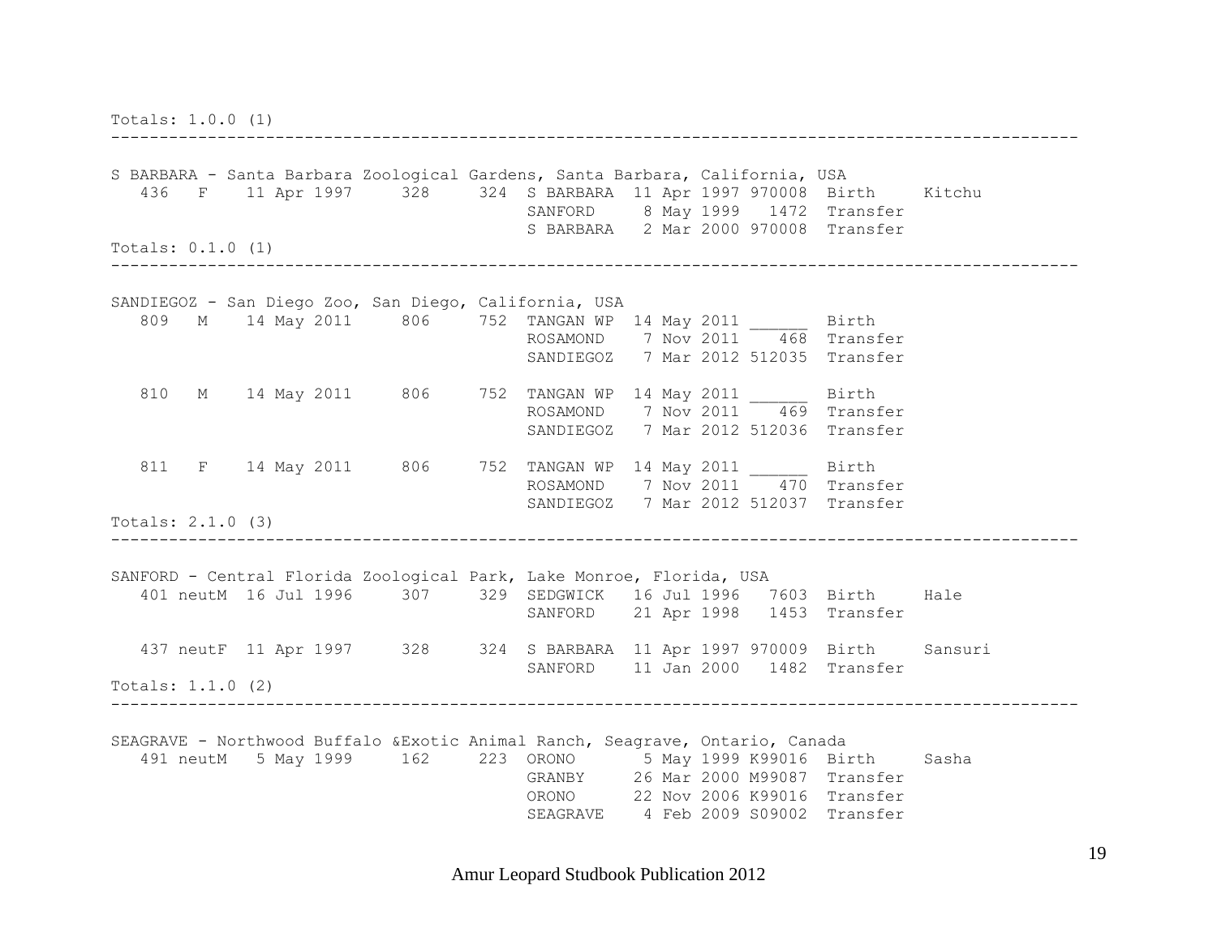```
Totals: 1.0.0 (1)
----------------------------------------------------------------------------------------------------

S BARBARA - Santa Barbara Zoological Gardens, Santa Barbara, California, USA
   436   F    11 Apr 1997     328     324  S BARBARA  11 Apr 1997 970008  Birth     Kitchu
                                           SANFORD     8 May 1999   1472  Transfer
                                           S BARBARA   2 Mar 2000 970008  Transfer
Totals: 0.1.0 (1)
----------------------------------------------------------------------------------------------------

SANDIEGOZ - San Diego Zoo, San Diego, California, USA
   809   M    14 May 2011     806     752  TANGAN WP  14 May 2011 ______  Birth
                                           ROSAMOND    7 Nov 2011    468  Transfer
                                           SANDIEGOZ   7 Mar 2012 512035  Transfer

   810   M    14 May 2011     806     752  TANGAN WP  14 May 2011 ______  Birth
                                           ROSAMOND    7 Nov 2011    469  Transfer
                                           SANDIEGOZ   7 Mar 2012 512036  Transfer

   811   F    14 May 2011     806     752  TANGAN WP  14 May 2011 ______  Birth
                                           ROSAMOND    7 Nov 2011    470  Transfer
                                           SANDIEGOZ   7 Mar 2012 512037  Transfer
Totals: 2.1.0 (3)
----------------------------------------------------------------------------------------------------

SANFORD - Central Florida Zoological Park, Lake Monroe, Florida, USA
   401 neutM  16 Jul 1996     307     329  SEDGWICK   16 Jul 1996   7603  Birth     Hale
                                           SANFORD    21 Apr 1998   1453  Transfer

   437 neutF  11 Apr 1997     328     324  S BARBARA  11 Apr 1997 970009  Birth     Sansuri
                                           SANFORD    11 Jan 2000   1482  Transfer
Totals: 1.1.0 (2)
----------------------------------------------------------------------------------------------------

SEAGRAVE - Northwood Buffalo &Exotic Animal Ranch, Seagrave, Ontario, Canada
   491 neutM   5 May 1999     162     223  ORONO       5 May 1999 K99016  Birth     Sasha
                                           GRANBY     26 Mar 2000 M99087  Transfer
                                           ORONO      22 Nov 2006 K99016  Transfer
                                           SEAGRAVE    4 Feb 2009 S09002  Transfer
```

Amur Leopard Studbook Publication 2012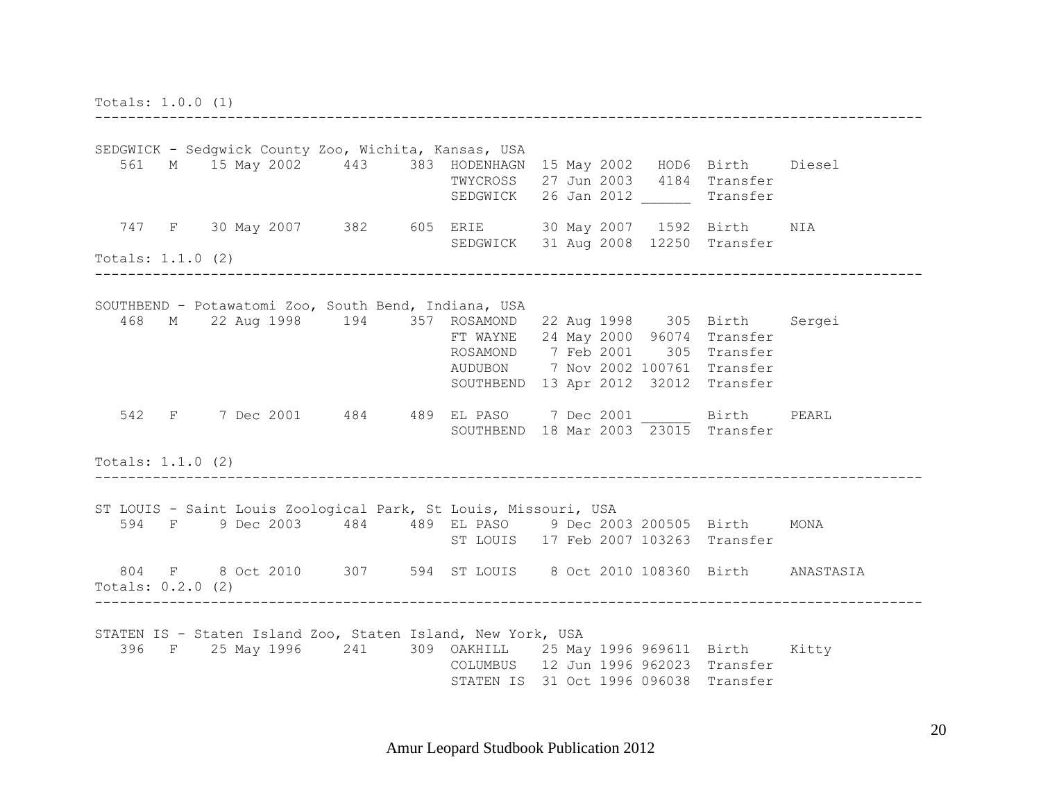Totals: 1.0.0 (1)

---

SEDGWICK - Sedgwick County Zoo, Wichita, Kansas, USA

| Stud # | Sex | Birth Date | Sire | Dam | Location | Date | Local ID | Event | Name |
|---|---|---|---|---|---|---|---|---|---|
| 561 | M | 15 May 2002 | 443 | 383 | HODENHAGN | 15 May 2002 | HOD6 | Birth | Diesel |
| | | | | | TWYCROSS | 27 Jun 2003 | 4184 | Transfer | |
| | | | | | SEDGWICK | 26 Jan 2012 | ______ | Transfer | |
| 747 | F | 30 May 2007 | 382 | 605 | ERIE | 30 May 2007 | 1592 | Birth | NIA |
| | | | | | SEDGWICK | 31 Aug 2008 | 12250 | Transfer | |

Totals: 1.1.0 (2)

---

SOUTHBEND - Potawatomi Zoo, South Bend, Indiana, USA

| Stud # | Sex | Birth Date | Sire | Dam | Location | Date | Local ID | Event | Name |
|---|---|---|---|---|---|---|---|---|---|
| 468 | M | 22 Aug 1998 | 194 | 357 | ROSAMOND | 22 Aug 1998 | 305 | Birth | Sergei |
| | | | | | FT WAYNE | 24 May 2000 | 96074 | Transfer | |
| | | | | | ROSAMOND | 7 Feb 2001 | 305 | Transfer | |
| | | | | | AUDUBON | 7 Nov 2002 | 100761 | Transfer | |
| | | | | | SOUTHBEND | 13 Apr 2012 | 32012 | Transfer | |
| 542 | F | 7 Dec 2001 | 484 | 489 | EL PASO | 7 Dec 2001 | ______ | Birth | PEARL |
| | | | | | SOUTHBEND | 18 Mar 2003 | 23015 | Transfer | |

Totals: 1.1.0 (2)

---

ST LOUIS - Saint Louis Zoological Park, St Louis, Missouri, USA

| Stud # | Sex | Birth Date | Sire | Dam | Location | Date | Local ID | Event | Name |
|---|---|---|---|---|---|---|---|---|---|
| 594 | F | 9 Dec 2003 | 484 | 489 | EL PASO | 9 Dec 2003 | 200505 | Birth | MONA |
| | | | | | ST LOUIS | 17 Feb 2007 | 103263 | Transfer | |
| 804 | F | 8 Oct 2010 | 307 | 594 | ST LOUIS | 8 Oct 2010 | 108360 | Birth | ANASTASIA |

Totals: 0.2.0 (2)

---

STATEN IS - Staten Island Zoo, Staten Island, New York, USA

| Stud # | Sex | Birth Date | Sire | Dam | Location | Date | Local ID | Event | Name |
|---|---|---|---|---|---|---|---|---|---|
| 396 | F | 25 May 1996 | 241 | 309 | OAKHILL | 25 May 1996 | 969611 | Birth | Kitty |
| | | | | | COLUMBUS | 12 Jun 1996 | 962023 | Transfer | |
| | | | | | STATEN IS | 31 Oct 1996 | 096038 | Transfer | |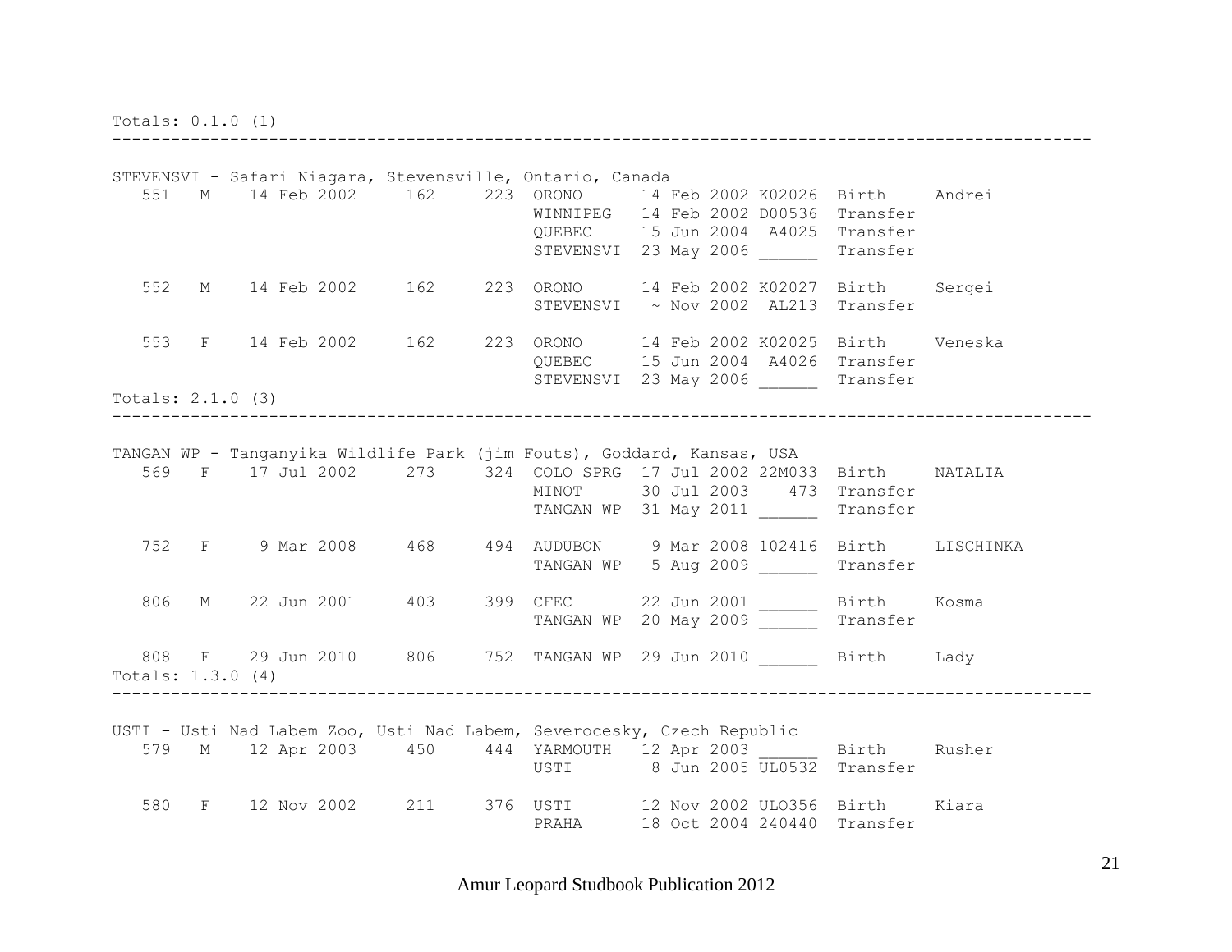Totals: 0.1.0 (1)

---

STEVENSVI - Safari Niagara, Stevensville, Ontario, Canada

```
   551   M    14 Feb 2002     162     223  ORONO      14 Feb 2002 K02026  Birth     Andrei
                                           WINNIPEG   14 Feb 2002 D00536  Transfer
                                           QUEBEC     15 Jun 2004  A4025  Transfer
                                           STEVENSVI  23 May 2006 ______  Transfer

   552   M    14 Feb 2002     162     223  ORONO      14 Feb 2002 K02027  Birth     Sergei
                                           STEVENSVI   ~ Nov 2002  AL213  Transfer

   553   F    14 Feb 2002     162     223  ORONO      14 Feb 2002 K02025  Birth     Veneska
                                           QUEBEC     15 Jun 2004  A4026  Transfer
                                           STEVENSVI  23 May 2006 ______  Transfer
```

Totals: 2.1.0 (3)

---

TANGAN WP - Tanganyika Wildlife Park (jim Fouts), Goddard, Kansas, USA

```
   569   F    17 Jul 2002     273     324  COLO SPRG  17 Jul 2002 22M033  Birth     NATALIA
                                           MINOT      30 Jul 2003    473  Transfer
                                           TANGAN WP  31 May 2011 ______  Transfer

   752   F     9 Mar 2008     468     494  AUDUBON     9 Mar 2008 102416  Birth     LISCHINKA
                                           TANGAN WP   5 Aug 2009 ______  Transfer

   806   M    22 Jun 2001     403     399  CFEC       22 Jun 2001 ______  Birth     Kosma
                                           TANGAN WP  20 May 2009 ______  Transfer

   808   F    29 Jun 2010     806     752  TANGAN WP  29 Jun 2010 ______  Birth     Lady
```

Totals: 1.3.0 (4)

---

USTI - Usti Nad Labem Zoo, Usti Nad Labem, Severocesky, Czech Republic

```
   579   M    12 Apr 2003     450     444  YARMOUTH   12 Apr 2003 ______  Birth     Rusher
                                           USTI        8 Jun 2005 UL0532  Transfer

   580   F    12 Nov 2002     211     376  USTI       12 Nov 2002 ULO356  Birth     Kiara
                                           PRAHA      18 Oct 2004 240440  Transfer
```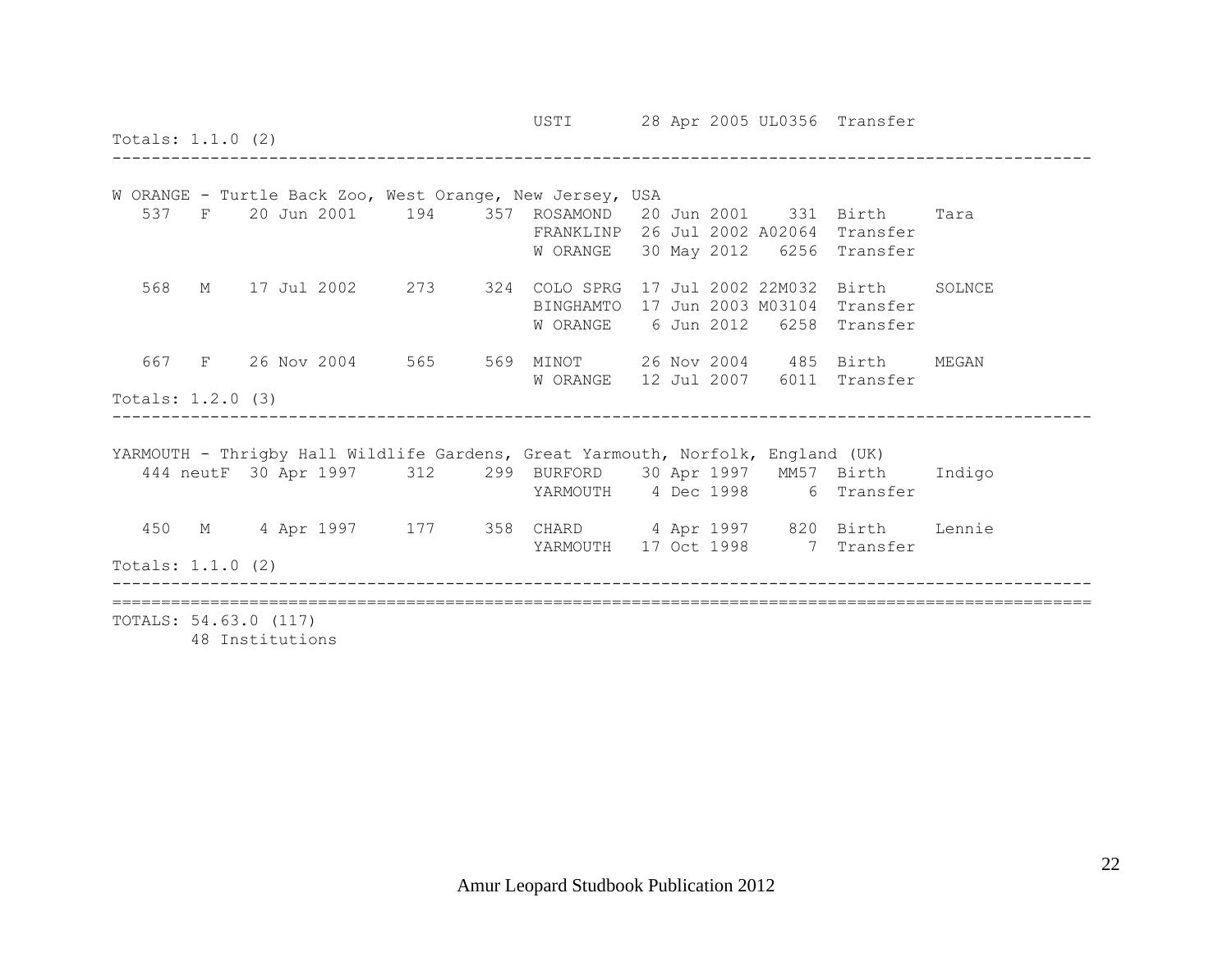```
                                         USTI       28 Apr 2005 UL0356  Transfer
Totals: 1.1.0 (2)
-----------------------------------------------------------------------------------------------

W ORANGE - Turtle Back Zoo, West Orange, New Jersey, USA
   537   F    20 Jun 2001     194     357  ROSAMOND   20 Jun 2001    331  Birth     Tara
                                           FRANKLINP  26 Jul 2002 A02064  Transfer
                                           W ORANGE   30 May 2012   6256  Transfer

   568   M    17 Jul 2002     273     324  COLO SPRG  17 Jul 2002 22M032  Birth     SOLNCE
                                           BINGHAMTO  17 Jun 2003 M03104  Transfer
                                           W ORANGE    6 Jun 2012   6258  Transfer

   667   F    26 Nov 2004     565     569  MINOT      26 Nov 2004    485  Birth     MEGAN
                                           W ORANGE   12 Jul 2007   6011  Transfer
Totals: 1.2.0 (3)
-----------------------------------------------------------------------------------------------

YARMOUTH - Thrigby Hall Wildlife Gardens, Great Yarmouth, Norfolk, England (UK)
   444 neutF  30 Apr 1997     312     299  BURFORD    30 Apr 1997   MM57  Birth     Indigo
                                           YARMOUTH    4 Dec 1998      6  Transfer

   450   M     4 Apr 1997     177     358  CHARD       4 Apr 1997    820  Birth     Lennie
                                           YARMOUTH   17 Oct 1998      7  Transfer
Totals: 1.1.0 (2)
-----------------------------------------------------------------------------------------------
===============================================================================================
TOTALS: 54.63.0 (117)
       48 Institutions
```

Amur Leopard Studbook Publication 2012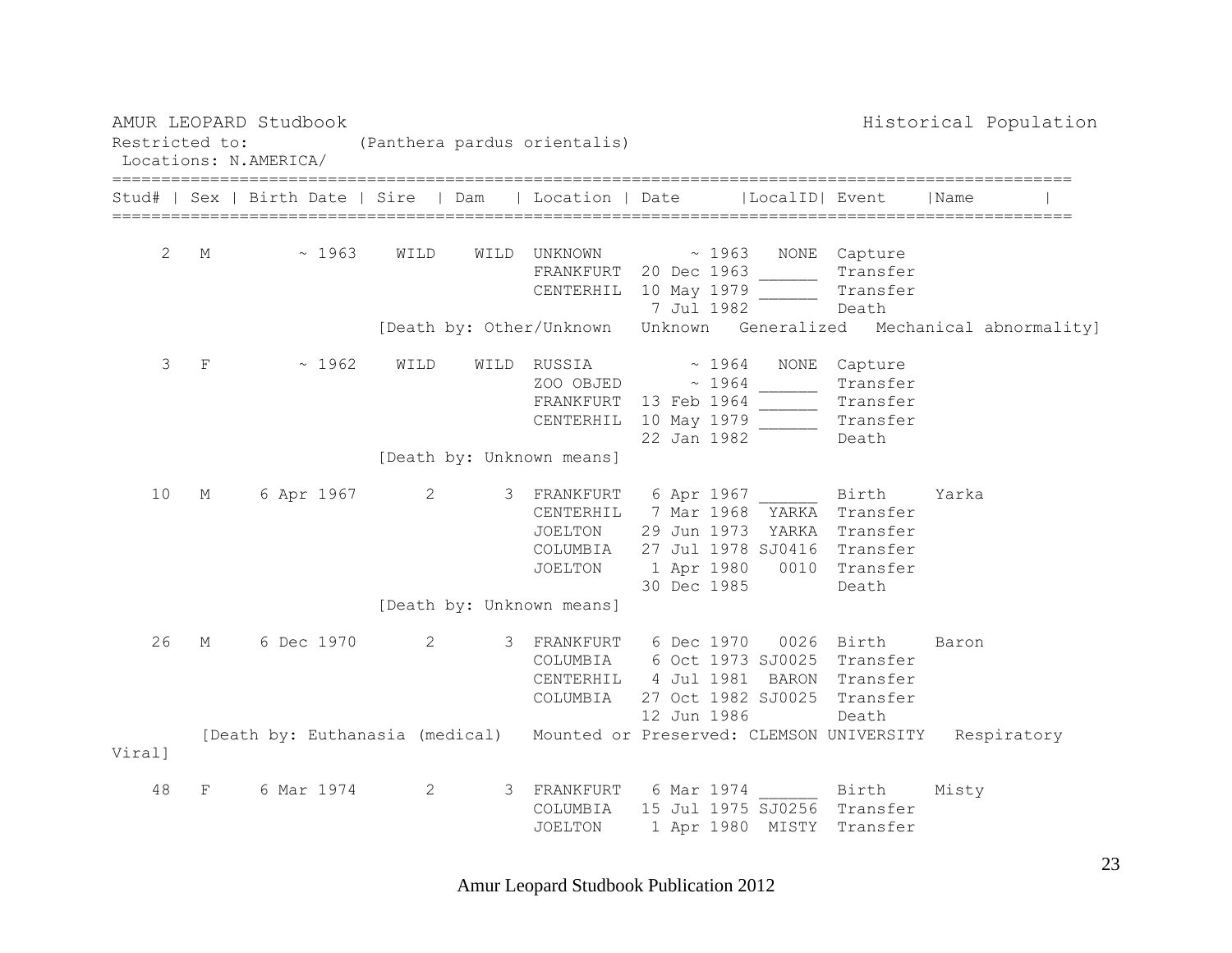AMUR LEOPARD Studbook Historical Population
Restricted to: (Panthera pardus orientalis)
Locations: N.AMERICA/

| Stud# | Sex | Birth Date | Sire | Dam | Location | Date | LocalID | Event | Name |
|---|---|---|---|---|---|---|---|---|---|
| 2 | M | ~ 1963 | WILD | WILD | UNKNOWN | ~ 1963 | NONE | Capture | |
| | | | | | FRANKFURT | 20 Dec 1963 | ______ | Transfer | |
| | | | | | CENTERHIL | 10 May 1979 | ______ | Transfer | |
| | | | | | | 7 Jul 1982 | | Death | |
| | | | [Death by: Other/Unknown Unknown Generalized Mechanical abnormality] | | | | | | |
| 3 | F | ~ 1962 | WILD | WILD | RUSSIA | ~ 1964 | NONE | Capture | |
| | | | | | ZOO OBJED | ~ 1964 | ______ | Transfer | |
| | | | | | FRANKFURT | 13 Feb 1964 | ______ | Transfer | |
| | | | | | CENTERHIL | 10 May 1979 | ______ | Transfer | |
| | | | | | | 22 Jan 1982 | | Death | |
| | | | [Death by: Unknown means] | | | | | | |
| 10 | M | 6 Apr 1967 | 2 | 3 | FRANKFURT | 6 Apr 1967 | ______ | Birth | Yarka |
| | | | | | CENTERHIL | 7 Mar 1968 | YARKA | Transfer | |
| | | | | | JOELTON | 29 Jun 1973 | YARKA | Transfer | |
| | | | | | COLUMBIA | 27 Jul 1978 | SJ0416 | Transfer | |
| | | | | | JOELTON | 1 Apr 1980 | 0010 | Transfer | |
| | | | | | | 30 Dec 1985 | | Death | |
| | | | [Death by: Unknown means] | | | | | | |
| 26 | M | 6 Dec 1970 | 2 | 3 | FRANKFURT | 6 Dec 1970 | 0026 | Birth | Baron |
| | | | | | COLUMBIA | 6 Oct 1973 | SJ0025 | Transfer | |
| | | | | | CENTERHIL | 4 Jul 1981 | BARON | Transfer | |
| | | | | | COLUMBIA | 27 Oct 1982 | SJ0025 | Transfer | |
| | | | | | | 12 Jun 1986 | | Death | |
| | | [Death by: Euthanasia (medical) Mounted or Preserved: CLEMSON UNIVERSITY Respiratory Viral] | | | | | | | |
| 48 | F | 6 Mar 1974 | 2 | 3 | FRANKFURT | 6 Mar 1974 | ______ | Birth | Misty |
| | | | | | COLUMBIA | 15 Jul 1975 | SJ0256 | Transfer | |
| | | | | | JOELTON | 1 Apr 1980 | MISTY | Transfer | |

Amur Leopard Studbook Publication 2012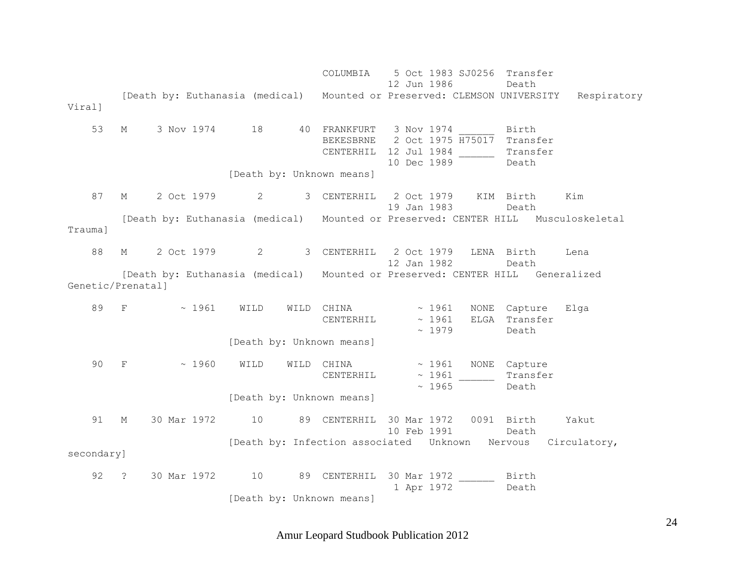```
                                    COLUMBIA    5 Oct 1983 SJ0256  Transfer
                                                12 Jun 1986        Death
         [Death by: Euthanasia (medical)   Mounted or Preserved: CLEMSON UNIVERSITY   Respiratory
Viral]

    53   M     3 Nov 1974      18      40  FRANKFURT   3 Nov 1974 ______  Birth
                                           BEKESBRNE   2 Oct 1975 H75017  Transfer
                                           CENTERHIL  12 Jul 1984 ______  Transfer
                                                      10 Dec 1989         Death
                         [Death by: Unknown means]

    87   M     2 Oct 1979       2       3  CENTERHIL   2 Oct 1979    KIM  Birth     Kim
                                                      19 Jan 1983         Death
         [Death by: Euthanasia (medical)   Mounted or Preserved: CENTER HILL   Musculoskeletal
Trauma]

    88   M     2 Oct 1979       2       3  CENTERHIL   2 Oct 1979   LENA  Birth     Lena
                                                      12 Jan 1982         Death
         [Death by: Euthanasia (medical)   Mounted or Preserved: CENTER HILL   Generalized
Genetic/Prenatal]

    89   F         ~ 1961    WILD    WILD  CHINA           ~ 1961   NONE  Capture   Elga
                                           CENTERHIL       ~ 1961   ELGA  Transfer
                                                           ~ 1979         Death
                         [Death by: Unknown means]

    90   F         ~ 1960    WILD    WILD  CHINA           ~ 1961   NONE  Capture
                                           CENTERHIL       ~ 1961 ______  Transfer
                                                           ~ 1965         Death
                         [Death by: Unknown means]

    91   M    30 Mar 1972      10      89  CENTERHIL  30 Mar 1972   0091  Birth     Yakut
                                                      10 Feb 1991         Death
                         [Death by: Infection associated   Unknown   Nervous   Circulatory,
secondary]

    92   ?    30 Mar 1972      10      89  CENTERHIL  30 Mar 1972 ______  Birth
                                                       1 Apr 1972         Death
                         [Death by: Unknown means]
```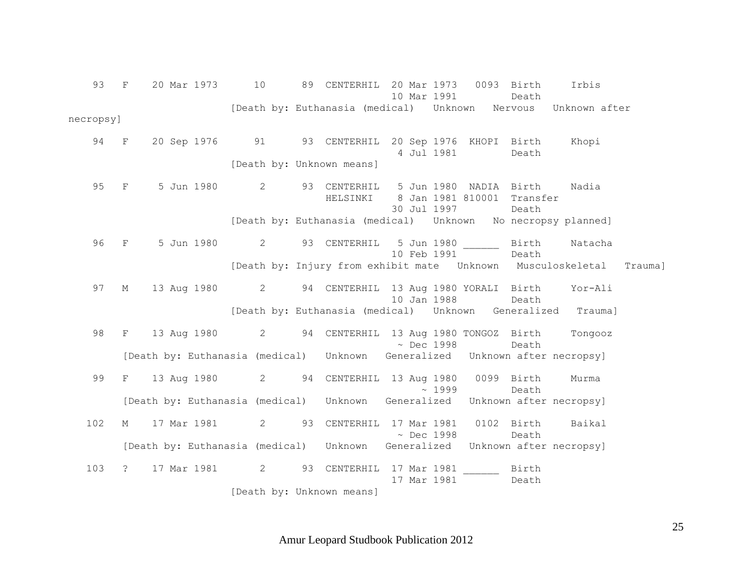```
  93   F    20 Mar 1973      10      89  CENTERHIL  20 Mar 1973   0093  Birth     Irbis
                                                    10 Mar 1991         Death
                         [Death by: Euthanasia (medical)   Unknown   Nervous   Unknown after
necropsy]

  94   F    20 Sep 1976      91      93  CENTERHIL  20 Sep 1976  KHOPI  Birth     Khopi
                                                     4 Jul 1981         Death
                         [Death by: Unknown means]

  95   F     5 Jun 1980       2      93  CENTERHIL   5 Jun 1980  NADIA  Birth     Nadia
                                         HELSINKI    8 Jan 1981 810001  Transfer
                                                    30 Jul 1997         Death
                         [Death by: Euthanasia (medical)   Unknown   No necropsy planned]

  96   F     5 Jun 1980       2      93  CENTERHIL   5 Jun 1980 ______  Birth     Natacha
                                                    10 Feb 1991         Death
                         [Death by: Injury from exhibit mate   Unknown   Musculoskeletal   Trauma]

  97   M    13 Aug 1980       2      94  CENTERHIL  13 Aug 1980 YORALI  Birth     Yor-Ali
                                                    10 Jan 1988         Death
                         [Death by: Euthanasia (medical)   Unknown   Generalized   Trauma]

  98   F    13 Aug 1980       2      94  CENTERHIL  13 Aug 1980 TONGOZ  Birth     Tongooz
                                                     ~ Dec 1998         Death
        [Death by: Euthanasia (medical)   Unknown   Generalized   Unknown after necropsy]

  99   F    13 Aug 1980       2      94  CENTERHIL  13 Aug 1980   0099  Birth     Murma
                                                         ~ 1999         Death
        [Death by: Euthanasia (medical)   Unknown   Generalized   Unknown after necropsy]

 102   M    17 Mar 1981       2      93  CENTERHIL  17 Mar 1981   0102  Birth     Baikal
                                                     ~ Dec 1998         Death
        [Death by: Euthanasia (medical)   Unknown   Generalized   Unknown after necropsy]

 103   ?    17 Mar 1981       2      93  CENTERHIL  17 Mar 1981 ______  Birth
                                                    17 Mar 1981         Death
                         [Death by: Unknown means]
```

Amur Leopard Studbook Publication 2012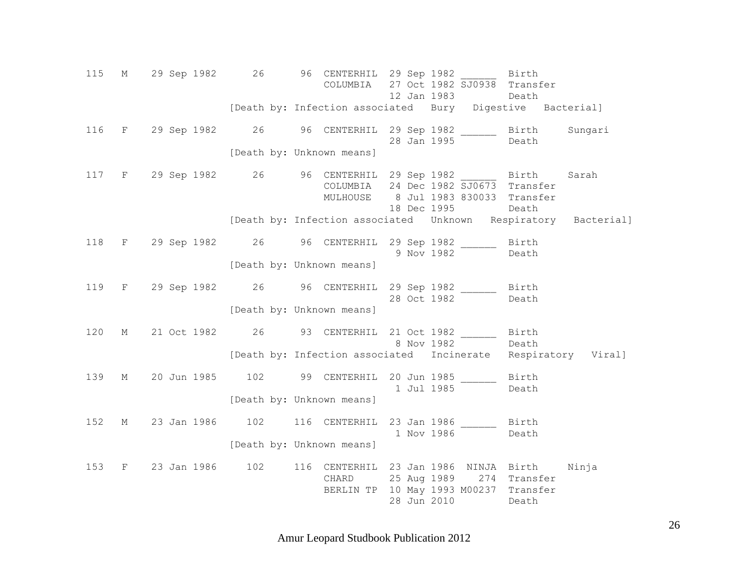```
115   M    29 Sep 1982      26      96  CENTERHIL  29 Sep 1982 ______  Birth
                                        COLUMBIA   27 Oct 1982 SJ0938  Transfer
                                                   12 Jan 1983         Death
                    [Death by: Infection associated   Bury   Digestive   Bacterial]

116   F    29 Sep 1982      26      96  CENTERHIL  29 Sep 1982 ______  Birth     Sungari
                                                   28 Jan 1995         Death
                    [Death by: Unknown means]

117   F    29 Sep 1982      26      96  CENTERHIL  29 Sep 1982 ______  Birth     Sarah
                                        COLUMBIA   24 Dec 1982 SJ0673  Transfer
                                        MULHOUSE    8 Jul 1983 830033  Transfer
                                                   18 Dec 1995         Death
                    [Death by: Infection associated   Unknown   Respiratory   Bacterial]

118   F    29 Sep 1982      26      96  CENTERHIL  29 Sep 1982 ______  Birth
                                                    9 Nov 1982         Death
                    [Death by: Unknown means]

119   F    29 Sep 1982      26      96  CENTERHIL  29 Sep 1982 ______  Birth
                                                   28 Oct 1982         Death
                    [Death by: Unknown means]

120   M    21 Oct 1982      26      93  CENTERHIL  21 Oct 1982 ______  Birth
                                                    8 Nov 1982         Death
                    [Death by: Infection associated   Incinerate   Respiratory   Viral]

139   M    20 Jun 1985     102      99  CENTERHIL  20 Jun 1985 ______  Birth
                                                    1 Jul 1985         Death
                    [Death by: Unknown means]

152   M    23 Jan 1986     102     116  CENTERHIL  23 Jan 1986 ______  Birth
                                                    1 Nov 1986         Death
                    [Death by: Unknown means]

153   F    23 Jan 1986     102     116  CENTERHIL  23 Jan 1986  NINJA  Birth     Ninja
                                        CHARD      25 Aug 1989    274  Transfer
                                        BERLIN TP  10 May 1993 M00237  Transfer
                                                   28 Jun 2010         Death
```

Amur Leopard Studbook Publication 2012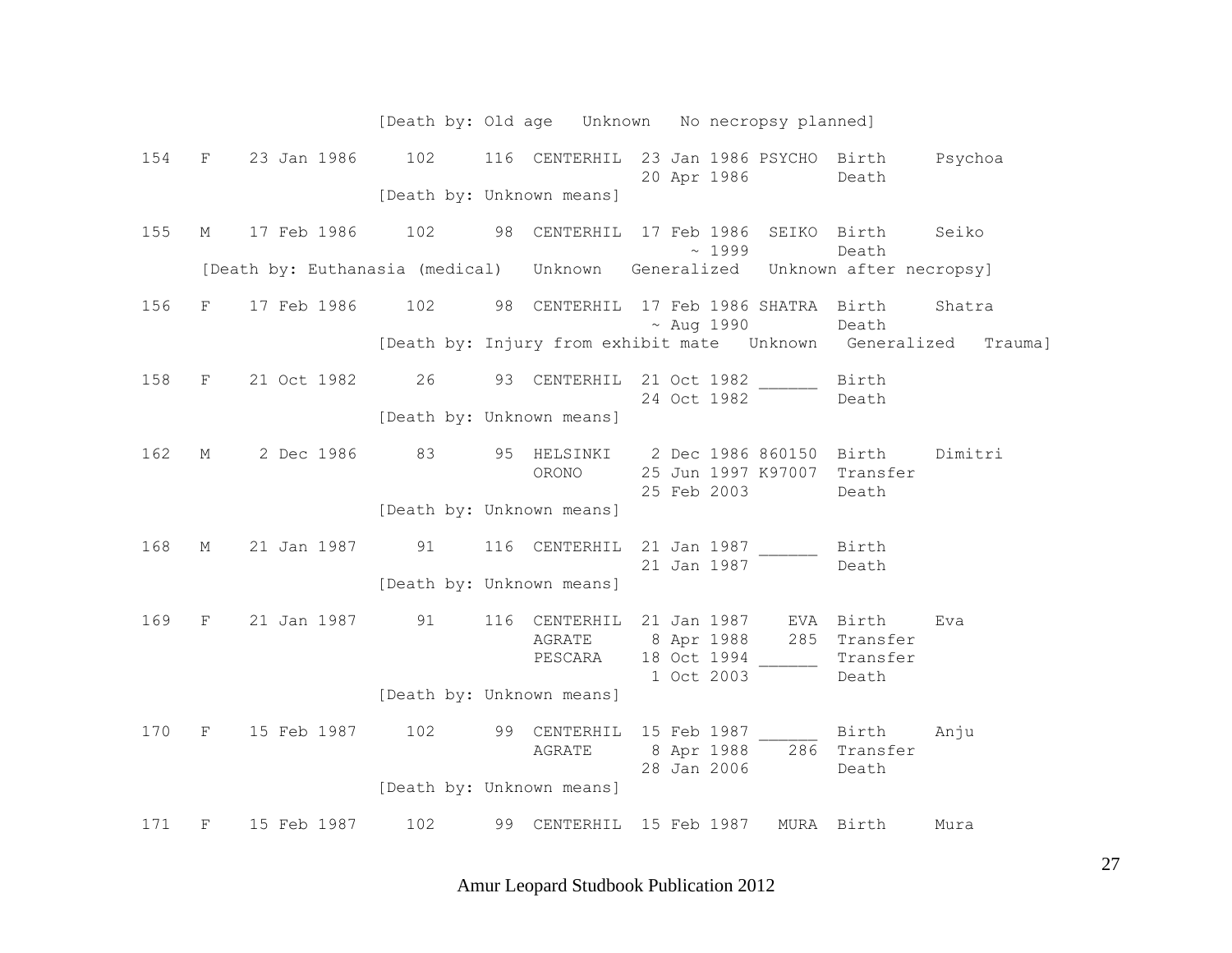```
                    [Death by: Old age   Unknown   No necropsy planned]

154  F   23 Jan 1986    102     116  CENTERHIL  23 Jan 1986 PSYCHO  Birth     Psychoa
                                                20 Apr 1986         Death
                    [Death by: Unknown means]

155  M   17 Feb 1986    102      98  CENTERHIL  17 Feb 1986  SEIKO  Birth     Seiko
                                                    ~ 1999          Death
     [Death by: Euthanasia (medical)   Unknown   Generalized   Unknown after necropsy]

156  F   17 Feb 1986    102      98  CENTERHIL  17 Feb 1986 SHATRA  Birth     Shatra
                                                 ~ Aug 1990         Death
                    [Death by: Injury from exhibit mate   Unknown   Generalized   Trauma]

158  F   21 Oct 1982     26      93  CENTERHIL  21 Oct 1982 ______  Birth
                                                24 Oct 1982         Death
                    [Death by: Unknown means]

162  M    2 Dec 1986     83      95  HELSINKI    2 Dec 1986 860150  Birth     Dimitri
                                     ORONO      25 Jun 1997 K97007  Transfer
                                                25 Feb 2003         Death
                    [Death by: Unknown means]

168  M   21 Jan 1987     91     116  CENTERHIL  21 Jan 1987 ______  Birth
                                                21 Jan 1987         Death
                    [Death by: Unknown means]

169  F   21 Jan 1987     91     116  CENTERHIL  21 Jan 1987    EVA  Birth     Eva
                                     AGRATE      8 Apr 1988    285  Transfer
                                     PESCARA    18 Oct 1994 ______  Transfer
                                                 1 Oct 2003         Death
                    [Death by: Unknown means]

170  F   15 Feb 1987    102      99  CENTERHIL  15 Feb 1987 ______  Birth     Anju
                                     AGRATE      8 Apr 1988    286  Transfer
                                                28 Jan 2006         Death
                    [Death by: Unknown means]

171  F   15 Feb 1987    102      99  CENTERHIL  15 Feb 1987   MURA  Birth     Mura
```

Amur Leopard Studbook Publication 2012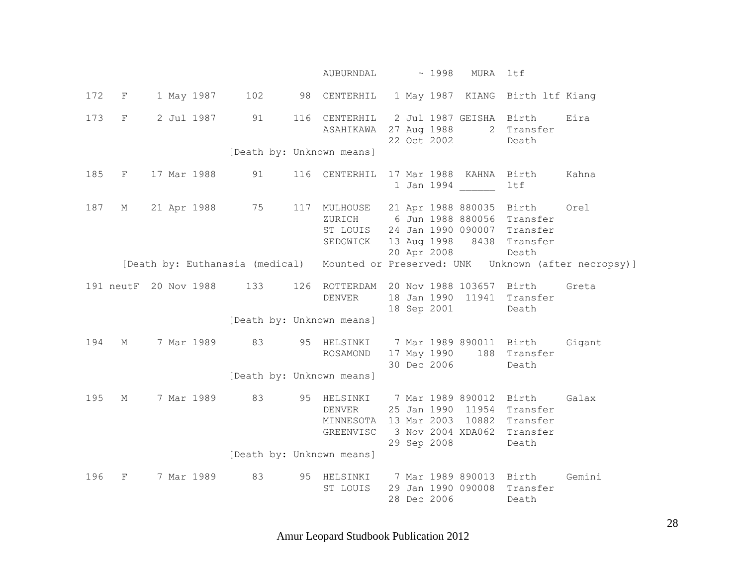```
                                           AUBURNDAL       ~ 1998   MURA  ltf

172   F     1 May 1987     102      98  CENTERHIL   1 May 1987  KIANG  Birth ltf Kiang

173   F     2 Jul 1987      91     116  CENTERHIL   2 Jul 1987 GEISHA  Birth     Eira
                                           ASAHIKAWA  27 Aug 1988      2  Transfer
                                                      22 Oct 2002         Death
                              [Death by: Unknown means]

185   F    17 Mar 1988      91     116  CENTERHIL  17 Mar 1988  KAHNA  Birth     Kahna
                                                       1 Jan 1994 ______  ltf

187   M    21 Apr 1988      75     117  MULHOUSE   21 Apr 1988 880035  Birth     Orel
                                           ZURICH      6 Jun 1988 880056  Transfer
                                           ST LOUIS   24 Jan 1990 090007  Transfer
                                           SEDGWICK   13 Aug 1998   8438  Transfer
                                                      20 Apr 2008         Death
      [Death by: Euthanasia (medical)   Mounted or Preserved: UNK   Unknown (after necropsy)]

191 neutF  20 Nov 1988     133     126  ROTTERDAM  20 Nov 1988 103657  Birth     Greta
                                           DENVER     18 Jan 1990  11941  Transfer
                                                      18 Sep 2001         Death
                              [Death by: Unknown means]

194   M     7 Mar 1989      83      95  HELSINKI    7 Mar 1989 890011  Birth     Gigant
                                           ROSAMOND   17 May 1990    188  Transfer
                                                      30 Dec 2006         Death
                              [Death by: Unknown means]

195   M     7 Mar 1989      83      95  HELSINKI    7 Mar 1989 890012  Birth     Galax
                                           DENVER     25 Jan 1990  11954  Transfer
                                           MINNESOTA  13 Mar 2003  10882  Transfer
                                           GREENVISC   3 Nov 2004 XDA062  Transfer
                                                      29 Sep 2008         Death
                              [Death by: Unknown means]

196   F     7 Mar 1989      83      95  HELSINKI    7 Mar 1989 890013  Birth     Gemini
                                           ST LOUIS   29 Jan 1990 090008  Transfer
                                                      28 Dec 2006         Death
```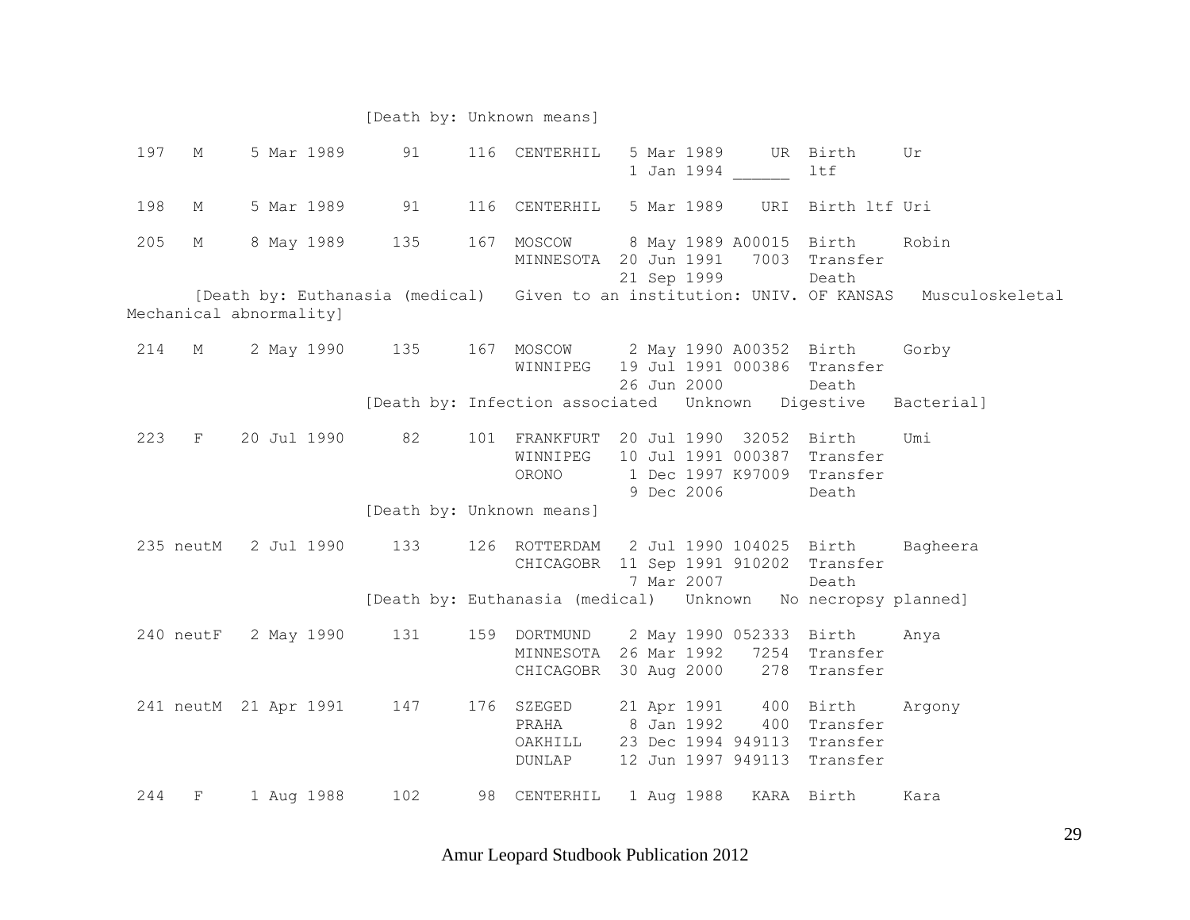```
                        [Death by: Unknown means]

 197   M     5 Mar 1989      91     116  CENTERHIL   5 Mar 1989     UR  Birth     Ur
                                                     1 Jan 1994 ______  ltf

 198   M     5 Mar 1989      91     116  CENTERHIL   5 Mar 1989    URI  Birth ltf Uri

 205   M     8 May 1989     135     167  MOSCOW      8 May 1989 A00015  Birth     Robin
                                         MINNESOTA  20 Jun 1991   7003  Transfer
                                                    21 Sep 1999         Death
      [Death by: Euthanasia (medical)   Given to an institution: UNIV. OF KANSAS   Musculoskeletal
Mechanical abnormality]

 214   M     2 May 1990     135     167  MOSCOW      2 May 1990 A00352  Birth     Gorby
                                         WINNIPEG   19 Jul 1991 000386  Transfer
                                                    26 Jun 2000         Death
                        [Death by: Infection associated   Unknown   Digestive   Bacterial]

 223   F    20 Jul 1990      82     101  FRANKFURT  20 Jul 1990  32052  Birth     Umi
                                         WINNIPEG   10 Jul 1991 000387  Transfer
                                         ORONO       1 Dec 1997 K97009  Transfer
                                                     9 Dec 2006         Death
                        [Death by: Unknown means]

 235 neutM   2 Jul 1990     133     126  ROTTERDAM   2 Jul 1990 104025  Birth     Bagheera
                                         CHICAGOBR  11 Sep 1991 910202  Transfer
                                                     7 Mar 2007         Death
                        [Death by: Euthanasia (medical)   Unknown   No necropsy planned]

 240 neutF   2 May 1990     131     159  DORTMUND    2 May 1990 052333  Birth     Anya
                                         MINNESOTA  26 Mar 1992   7254  Transfer
                                         CHICAGOBR  30 Aug 2000    278  Transfer

 241 neutM  21 Apr 1991     147     176  SZEGED     21 Apr 1991    400  Birth     Argony
                                         PRAHA       8 Jan 1992    400  Transfer
                                         OAKHILL    23 Dec 1994 949113  Transfer
                                         DUNLAP     12 Jun 1997 949113  Transfer

 244   F     1 Aug 1988     102      98  CENTERHIL   1 Aug 1988   KARA  Birth     Kara
```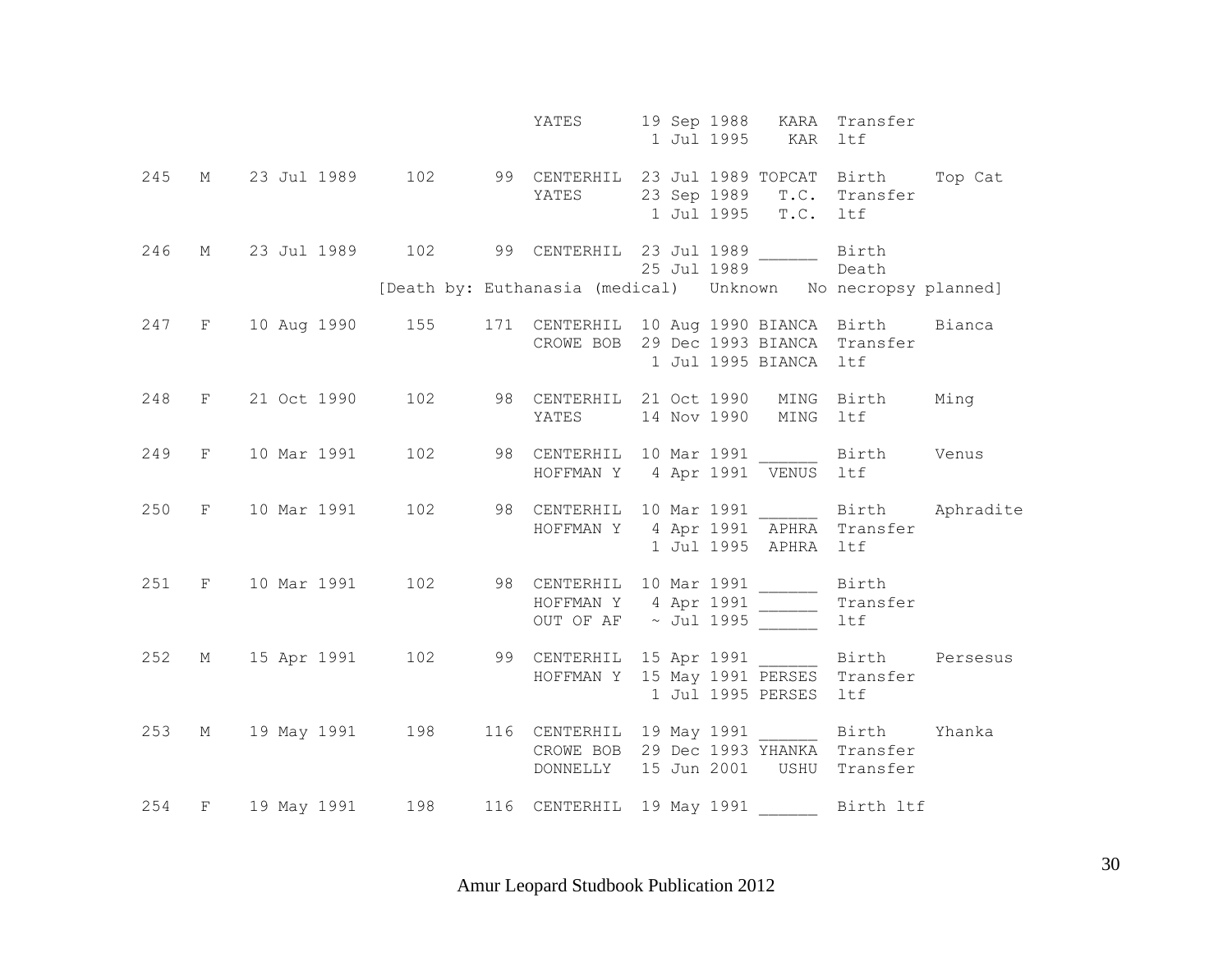| Stud # | Sex | Birth Date | Sire | Dam | Location | Date | Local ID | Event | Name |
|---|---|---|---|---|---|---|---|---|---|
| | | | | | YATES | 19 Sep 1988 | KARA | Transfer | |
| | | | | | | 1 Jul 1995 | KAR | ltf | |
| 245 | M | 23 Jul 1989 | 102 | 99 | CENTERHIL | 23 Jul 1989 | TOPCAT | Birth | Top Cat |
| | | | | | YATES | 23 Sep 1989 | T.C. | Transfer | |
| | | | | | | 1 Jul 1995 | T.C. | ltf | |
| 246 | M | 23 Jul 1989 | 102 | 99 | CENTERHIL | 23 Jul 1989 | ______ | Birth | |
| | | | | | | 25 Jul 1989 | | Death | |
| | | | [Death by: Euthanasia (medical) | Unknown | No necropsy planned] | | | | |
| 247 | F | 10 Aug 1990 | 155 | 171 | CENTERHIL | 10 Aug 1990 | BIANCA | Birth | Bianca |
| | | | | | CROWE BOB | 29 Dec 1993 | BIANCA | Transfer | |
| | | | | | | 1 Jul 1995 | BIANCA | ltf | |
| 248 | F | 21 Oct 1990 | 102 | 98 | CENTERHIL | 21 Oct 1990 | MING | Birth | Ming |
| | | | | | YATES | 14 Nov 1990 | MING | ltf | |
| 249 | F | 10 Mar 1991 | 102 | 98 | CENTERHIL | 10 Mar 1991 | ______ | Birth | Venus |
| | | | | | HOFFMAN Y | 4 Apr 1991 | VENUS | ltf | |
| 250 | F | 10 Mar 1991 | 102 | 98 | CENTERHIL | 10 Mar 1991 | ______ | Birth | Aphradite |
| | | | | | HOFFMAN Y | 4 Apr 1991 | APHRA | Transfer | |
| | | | | | | 1 Jul 1995 | APHRA | ltf | |
| 251 | F | 10 Mar 1991 | 102 | 98 | CENTERHIL | 10 Mar 1991 | ______ | Birth | |
| | | | | | HOFFMAN Y | 4 Apr 1991 | ______ | Transfer | |
| | | | | | OUT OF AF | ~ Jul 1995 | ______ | ltf | |
| 252 | M | 15 Apr 1991 | 102 | 99 | CENTERHIL | 15 Apr 1991 | ______ | Birth | Persesus |
| | | | | | HOFFMAN Y | 15 May 1991 | PERSES | Transfer | |
| | | | | | | 1 Jul 1995 | PERSES | ltf | |
| 253 | M | 19 May 1991 | 198 | 116 | CENTERHIL | 19 May 1991 | ______ | Birth | Yhanka |
| | | | | | CROWE BOB | 29 Dec 1993 | YHANKA | Transfer | |
| | | | | | DONNELLY | 15 Jun 2001 | USHU | Transfer | |
| 254 | F | 19 May 1991 | 198 | 116 | CENTERHIL | 19 May 1991 | ______ | Birth ltf | |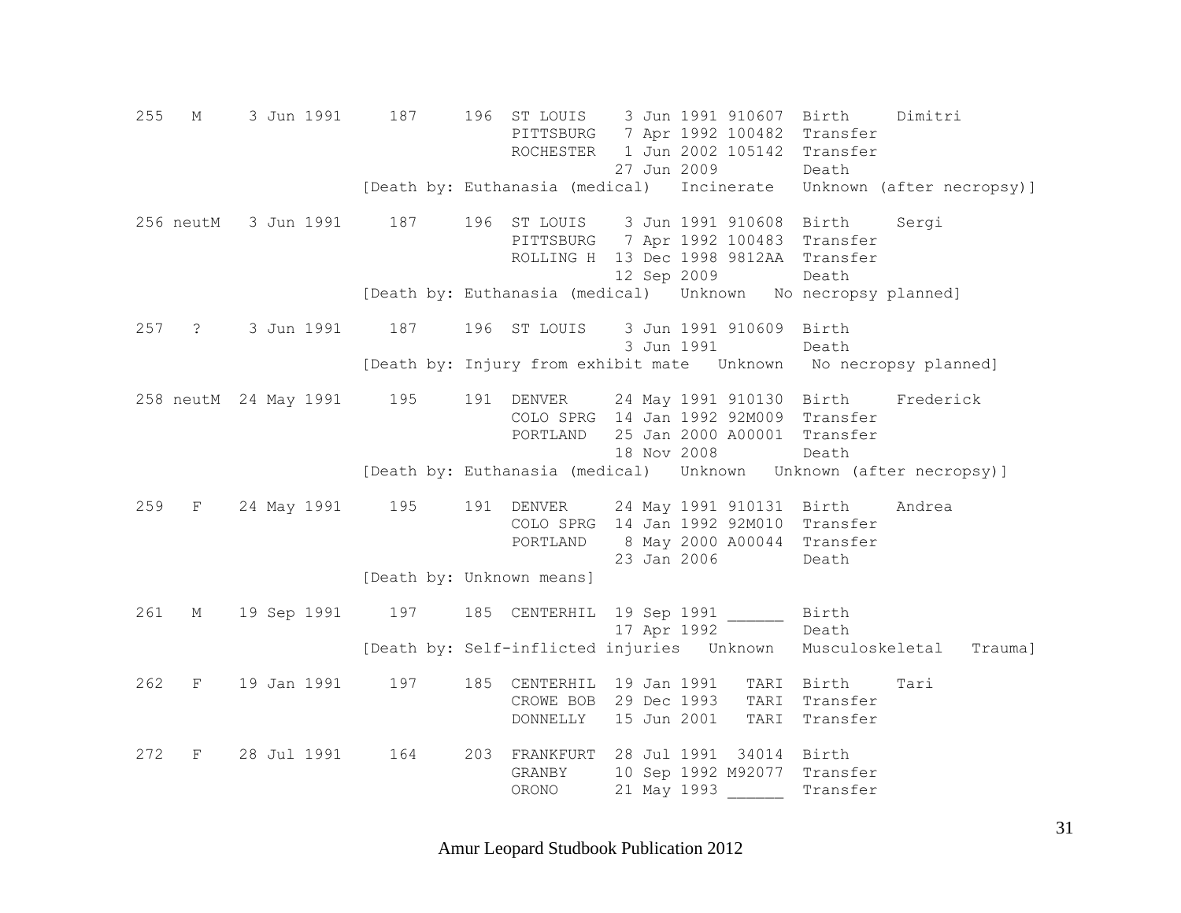```
255   M     3 Jun 1991     187     196  ST LOUIS    3 Jun 1991 910607  Birth     Dimitri
                                        PITTSBURG   7 Apr 1992 100482  Transfer
                                        ROCHESTER   1 Jun 2002 105142  Transfer
                                                   27 Jun 2009         Death
                         [Death by: Euthanasia (medical)   Incinerate   Unknown (after necropsy)]

256 neutM   3 Jun 1991     187     196  ST LOUIS    3 Jun 1991 910608  Birth     Sergi
                                        PITTSBURG   7 Apr 1992 100483  Transfer
                                        ROLLING H  13 Dec 1998 9812AA  Transfer
                                                   12 Sep 2009         Death
                         [Death by: Euthanasia (medical)   Unknown   No necropsy planned]

257   ?     3 Jun 1991     187     196  ST LOUIS    3 Jun 1991 910609  Birth
                                                    3 Jun 1991         Death
                         [Death by: Injury from exhibit mate   Unknown   No necropsy planned]

258 neutM  24 May 1991     195     191  DENVER     24 May 1991 910130  Birth     Frederick
                                        COLO SPRG  14 Jan 1992 92M009  Transfer
                                        PORTLAND   25 Jan 2000 A00001  Transfer
                                                   18 Nov 2008         Death
                         [Death by: Euthanasia (medical)   Unknown   Unknown (after necropsy)]

259   F    24 May 1991     195     191  DENVER     24 May 1991 910131  Birth     Andrea
                                        COLO SPRG  14 Jan 1992 92M010  Transfer
                                        PORTLAND    8 May 2000 A00044  Transfer
                                                   23 Jan 2006         Death
                         [Death by: Unknown means]

261   M    19 Sep 1991     197     185  CENTERHIL  19 Sep 1991 ______  Birth
                                                   17 Apr 1992         Death
                         [Death by: Self-inflicted injuries   Unknown   Musculoskeletal   Trauma]

262   F    19 Jan 1991     197     185  CENTERHIL  19 Jan 1991   TARI  Birth     Tari
                                        CROWE BOB  29 Dec 1993   TARI  Transfer
                                        DONNELLY   15 Jun 2001   TARI  Transfer

272   F    28 Jul 1991     164     203  FRANKFURT  28 Jul 1991  34014  Birth
                                        GRANBY     10 Sep 1992 M92077  Transfer
                                        ORONO      21 May 1993 ______  Transfer
```

Amur Leopard Studbook Publication 2012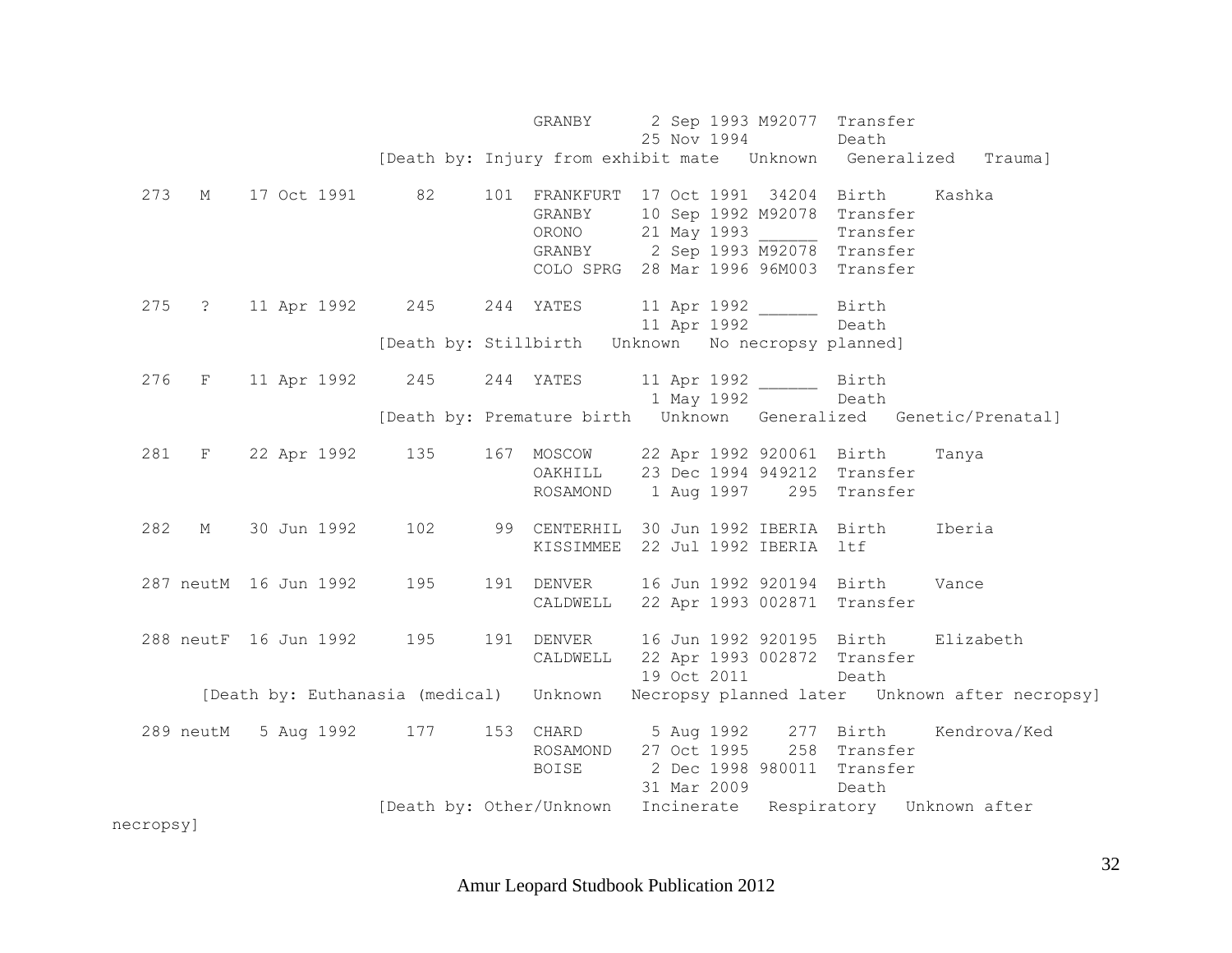```
                                 GRANBY      2 Sep 1993 M92077  Transfer
                                            25 Nov 1994         Death
                        [Death by: Injury from exhibit mate   Unknown   Generalized   Trauma]

   273   M    17 Oct 1991      82      101  FRANKFURT  17 Oct 1991  34204  Birth     Kashka
                                            GRANBY     10 Sep 1992 M92078  Transfer
                                            ORONO      21 May 1993 ______  Transfer
                                            GRANBY      2 Sep 1993 M92078  Transfer
                                            COLO SPRG  28 Mar 1996 96M003  Transfer

   275   ?    11 Apr 1992     245      244  YATES      11 Apr 1992 ______  Birth
                                                       11 Apr 1992         Death
                        [Death by: Stillbirth   Unknown   No necropsy planned]

   276   F    11 Apr 1992     245      244  YATES      11 Apr 1992 ______  Birth
                                                        1 May 1992         Death
                        [Death by: Premature birth   Unknown   Generalized   Genetic/Prenatal]

   281   F    22 Apr 1992     135      167  MOSCOW     22 Apr 1992 920061  Birth     Tanya
                                            OAKHILL    23 Dec 1994 949212  Transfer
                                            ROSAMOND    1 Aug 1997    295  Transfer

   282   M    30 Jun 1992     102       99  CENTERHIL  30 Jun 1992 IBERIA  Birth     Iberia
                                            KISSIMMEE  22 Jul 1992 IBERIA  ltf

   287 neutM  16 Jun 1992     195      191  DENVER     16 Jun 1992 920194  Birth     Vance
                                            CALDWELL   22 Apr 1993 002871  Transfer

   288 neutF  16 Jun 1992     195      191  DENVER     16 Jun 1992 920195  Birth     Elizabeth
                                            CALDWELL   22 Apr 1993 002872  Transfer
                                                       19 Oct 2011         Death
      [Death by: Euthanasia (medical)   Unknown   Necropsy planned later   Unknown after necropsy]

   289 neutM   5 Aug 1992     177      153  CHARD       5 Aug 1992    277  Birth     Kendrova/Ked
                                            ROSAMOND   27 Oct 1995    258  Transfer
                                            BOISE       2 Dec 1998 980011  Transfer
                                                       31 Mar 2009         Death
                        [Death by: Other/Unknown   Incinerate   Respiratory   Unknown after
necropsy]
```

Amur Leopard Studbook Publication 2012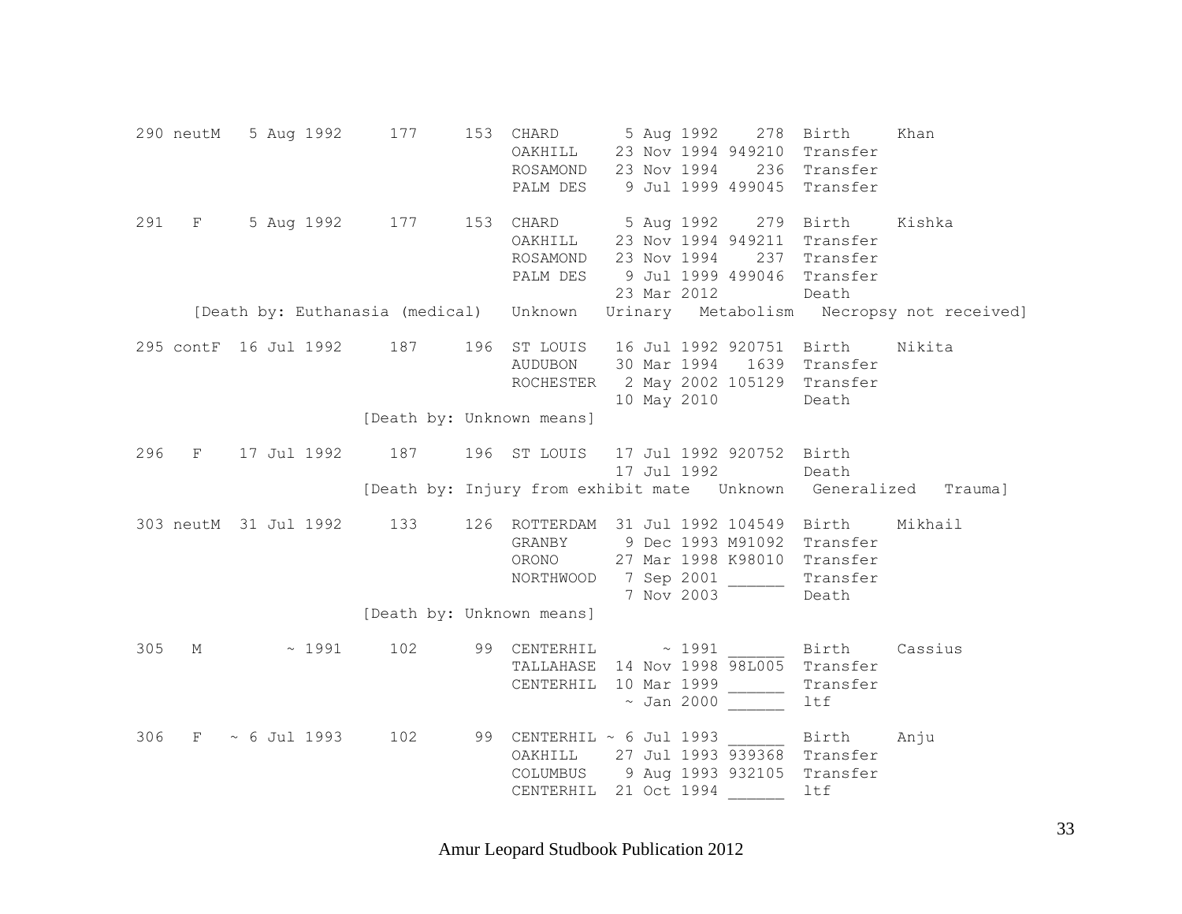```
290 neutM   5 Aug 1992     177     153  CHARD       5 Aug 1992    278  Birth     Khan
                                        OAKHILL    23 Nov 1994 949210  Transfer
                                        ROSAMOND   23 Nov 1994    236  Transfer
                                        PALM DES    9 Jul 1999 499045  Transfer

291   F     5 Aug 1992     177     153  CHARD       5 Aug 1992    279  Birth     Kishka
                                        OAKHILL    23 Nov 1994 949211  Transfer
                                        ROSAMOND   23 Nov 1994    237  Transfer
                                        PALM DES    9 Jul 1999 499046  Transfer
                                                   23 Mar 2012         Death
      [Death by: Euthanasia (medical)   Unknown   Urinary   Metabolism   Necropsy not received]

295 contF  16 Jul 1992     187     196  ST LOUIS   16 Jul 1992 920751  Birth     Nikita
                                        AUDUBON    30 Mar 1994   1639  Transfer
                                        ROCHESTER   2 May 2002 105129  Transfer
                                                   10 May 2010         Death
                           [Death by: Unknown means]

296   F    17 Jul 1992     187     196  ST LOUIS   17 Jul 1992 920752  Birth
                                                   17 Jul 1992         Death
                           [Death by: Injury from exhibit mate   Unknown   Generalized   Trauma]

303 neutM  31 Jul 1992     133     126  ROTTERDAM  31 Jul 1992 104549  Birth     Mikhail
                                        GRANBY      9 Dec 1993 M91092  Transfer
                                        ORONO      27 Mar 1998 K98010  Transfer
                                        NORTHWOOD   7 Sep 2001 ______  Transfer
                                                    7 Nov 2003         Death
                           [Death by: Unknown means]

305   M         ~ 1991     102      99  CENTERHIL       ~ 1991 ______  Birth     Cassius
                                        TALLAHASE  14 Nov 1998 98L005  Transfer
                                        CENTERHIL  10 Mar 1999 ______  Transfer
                                                    ~ Jan 2000 ______  ltf

306   F   ~ 6 Jul 1993     102      99  CENTERHIL ~ 6 Jul 1993 ______  Birth     Anju
                                        OAKHILL    27 Jul 1993 939368  Transfer
                                        COLUMBUS    9 Aug 1993 932105  Transfer
                                        CENTERHIL  21 Oct 1994 ______  ltf
```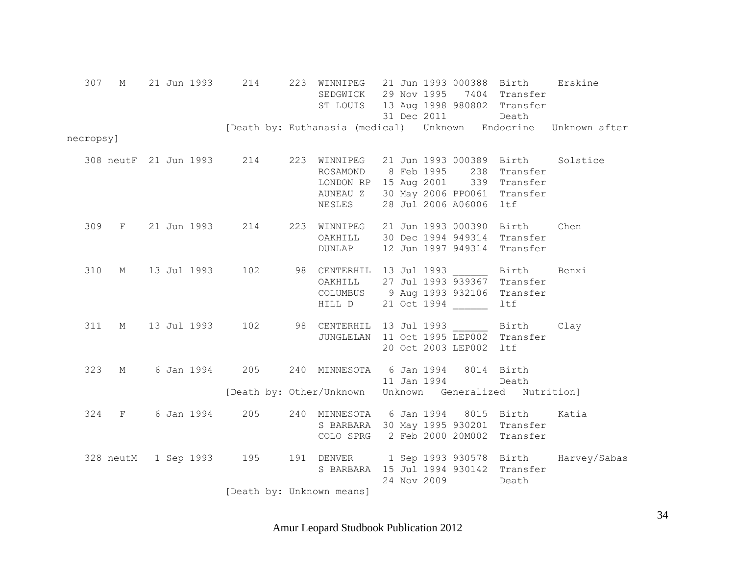```
   307   M    21 Jun 1993     214     223  WINNIPEG   21 Jun 1993 000388  Birth     Erskine
                                           SEDGWICK   29 Nov 1995   7404  Transfer
                                           ST LOUIS   13 Aug 1998 980802  Transfer
                                                      31 Dec 2011         Death
                          [Death by: Euthanasia (medical)   Unknown   Endocrine   Unknown after
necropsy]

   308 neutF  21 Jun 1993     214     223  WINNIPEG   21 Jun 1993 000389  Birth     Solstice
                                           ROSAMOND    8 Feb 1995    238  Transfer
                                           LONDON RP  15 Aug 2001    339  Transfer
                                           AUNEAU Z   30 May 2006 PPO061  Transfer
                                           NESLES     28 Jul 2006 A06006  ltf

   309   F    21 Jun 1993     214     223  WINNIPEG   21 Jun 1993 000390  Birth     Chen
                                           OAKHILL    30 Dec 1994 949314  Transfer
                                           DUNLAP     12 Jun 1997 949314  Transfer

   310   M    13 Jul 1993     102      98  CENTERHIL  13 Jul 1993 ______  Birth     Benxi
                                           OAKHILL    27 Jul 1993 939367  Transfer
                                           COLUMBUS    9 Aug 1993 932106  Transfer
                                           HILL D     21 Oct 1994 ______  ltf

   311   M    13 Jul 1993     102      98  CENTERHIL  13 Jul 1993 ______  Birth     Clay
                                           JUNGLELAN  11 Oct 1995 LEP002  Transfer
                                                      20 Oct 2003 LEP002  ltf

   323   M     6 Jan 1994     205     240  MINNESOTA   6 Jan 1994   8014  Birth
                                                      11 Jan 1994         Death
                          [Death by: Other/Unknown   Unknown   Generalized   Nutrition]

   324   F     6 Jan 1994     205     240  MINNESOTA   6 Jan 1994   8015  Birth     Katia
                                           S BARBARA  30 May 1995 930201  Transfer
                                           COLO SPRG   2 Feb 2000 20M002  Transfer

   328 neutM   1 Sep 1993     195     191  DENVER      1 Sep 1993 930578  Birth     Harvey/Sabas
                                           S BARBARA  15 Jul 1994 930142  Transfer
                                                      24 Nov 2009         Death
                          [Death by: Unknown means]
```

Amur Leopard Studbook Publication 2012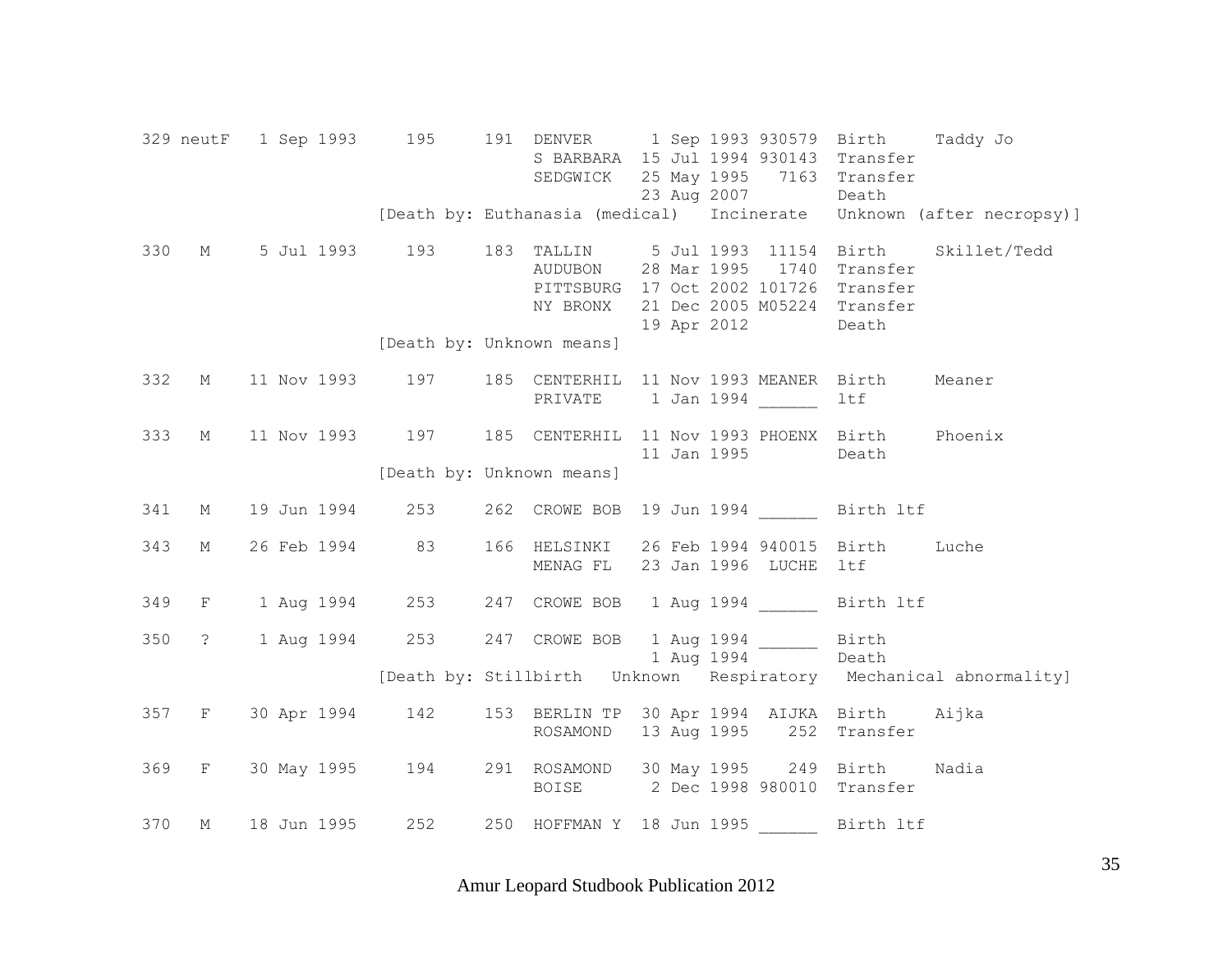```
329 neutF   1 Sep 1993     195     191  DENVER      1 Sep 1993 930579  Birth     Taddy Jo
                                        S BARBARA  15 Jul 1994 930143  Transfer
                                        SEDGWICK   25 May 1995   7163  Transfer
                                                   23 Aug 2007         Death
                         [Death by: Euthanasia (medical)   Incinerate   Unknown (after necropsy)]

330   M     5 Jul 1993     193     183  TALLIN      5 Jul 1993  11154  Birth     Skillet/Tedd
                                        AUDUBON    28 Mar 1995   1740  Transfer
                                        PITTSBURG  17 Oct 2002 101726  Transfer
                                        NY BRONX   21 Dec 2005 M05224  Transfer
                                                   19 Apr 2012         Death
                         [Death by: Unknown means]

332   M    11 Nov 1993     197     185  CENTERHIL  11 Nov 1993 MEANER  Birth     Meaner
                                        PRIVATE     1 Jan 1994 ______  ltf

333   M    11 Nov 1993     197     185  CENTERHIL  11 Nov 1993 PHOENX  Birth     Phoenix
                                                   11 Jan 1995         Death
                         [Death by: Unknown means]

341   M    19 Jun 1994     253     262  CROWE BOB  19 Jun 1994 ______  Birth ltf

343   M    26 Feb 1994      83     166  HELSINKI   26 Feb 1994 940015  Birth     Luche
                                        MENAG FL   23 Jan 1996  LUCHE  ltf

349   F     1 Aug 1994     253     247  CROWE BOB   1 Aug 1994 ______  Birth ltf

350   ?     1 Aug 1994     253     247  CROWE BOB   1 Aug 1994 ______  Birth
                                                    1 Aug 1994         Death
                         [Death by: Stillbirth   Unknown   Respiratory   Mechanical abnormality]

357   F    30 Apr 1994     142     153  BERLIN TP  30 Apr 1994  AIJKA  Birth     Aijka
                                        ROSAMOND   13 Aug 1995    252  Transfer

369   F    30 May 1995     194     291  ROSAMOND   30 May 1995    249  Birth     Nadia
                                        BOISE       2 Dec 1998 980010  Transfer

370   M    18 Jun 1995     252     250  HOFFMAN Y  18 Jun 1995 ______  Birth ltf
```

Amur Leopard Studbook Publication 2012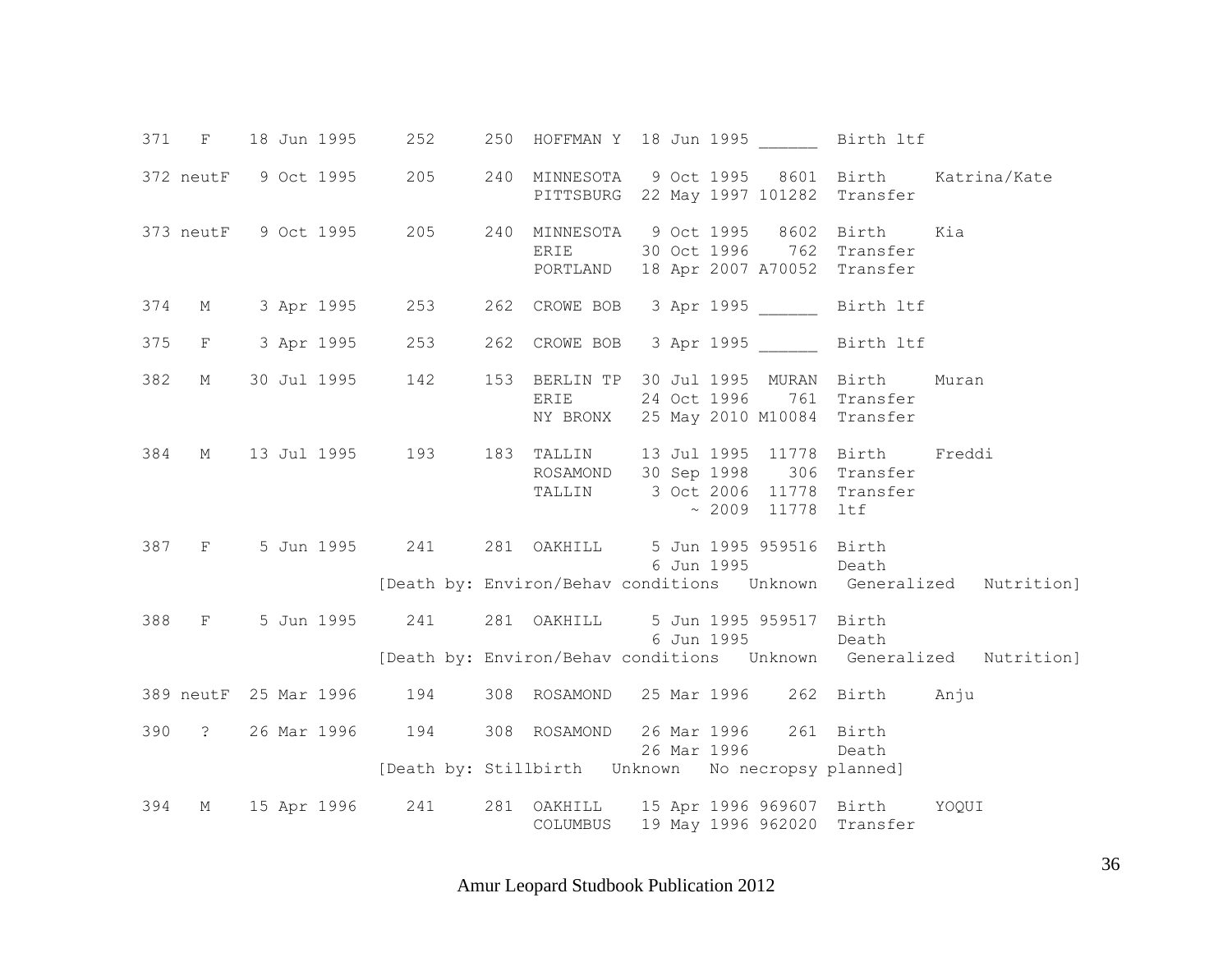```
371   F    18 Jun 1995     252     250  HOFFMAN Y  18 Jun 1995 ______  Birth ltf

372 neutF   9 Oct 1995     205     240  MINNESOTA   9 Oct 1995   8601  Birth     Katrina/Kate
                                        PITTSBURG  22 May 1997 101282  Transfer

373 neutF   9 Oct 1995     205     240  MINNESOTA   9 Oct 1995   8602  Birth     Kia
                                        ERIE       30 Oct 1996    762  Transfer
                                        PORTLAND   18 Apr 2007 A70052  Transfer

374   M     3 Apr 1995     253     262  CROWE BOB   3 Apr 1995 ______  Birth ltf

375   F     3 Apr 1995     253     262  CROWE BOB   3 Apr 1995 ______  Birth ltf

382   M    30 Jul 1995     142     153  BERLIN TP  30 Jul 1995  MURAN  Birth     Muran
                                        ERIE       24 Oct 1996    761  Transfer
                                        NY BRONX   25 May 2010 M10084  Transfer

384   M    13 Jul 1995     193     183  TALLIN     13 Jul 1995  11778  Birth     Freddi
                                        ROSAMOND   30 Sep 1998    306  Transfer
                                        TALLIN      3 Oct 2006  11778  Transfer
                                                       ~ 2009  11778  ltf

387   F     5 Jun 1995     241     281  OAKHILL     5 Jun 1995 959516  Birth
                                                    6 Jun 1995         Death
                          [Death by: Environ/Behav conditions   Unknown   Generalized   Nutrition]

388   F     5 Jun 1995     241     281  OAKHILL     5 Jun 1995 959517  Birth
                                                    6 Jun 1995         Death
                          [Death by: Environ/Behav conditions   Unknown   Generalized   Nutrition]

389 neutF  25 Mar 1996     194     308  ROSAMOND   25 Mar 1996    262  Birth     Anju

390   ?    26 Mar 1996     194     308  ROSAMOND   26 Mar 1996    261  Birth
                                                   26 Mar 1996         Death
                          [Death by: Stillbirth   Unknown   No necropsy planned]

394   M    15 Apr 1996     241     281  OAKHILL    15 Apr 1996 969607  Birth     YOQUI
                                        COLUMBUS   19 May 1996 962020  Transfer
```

Amur Leopard Studbook Publication 2012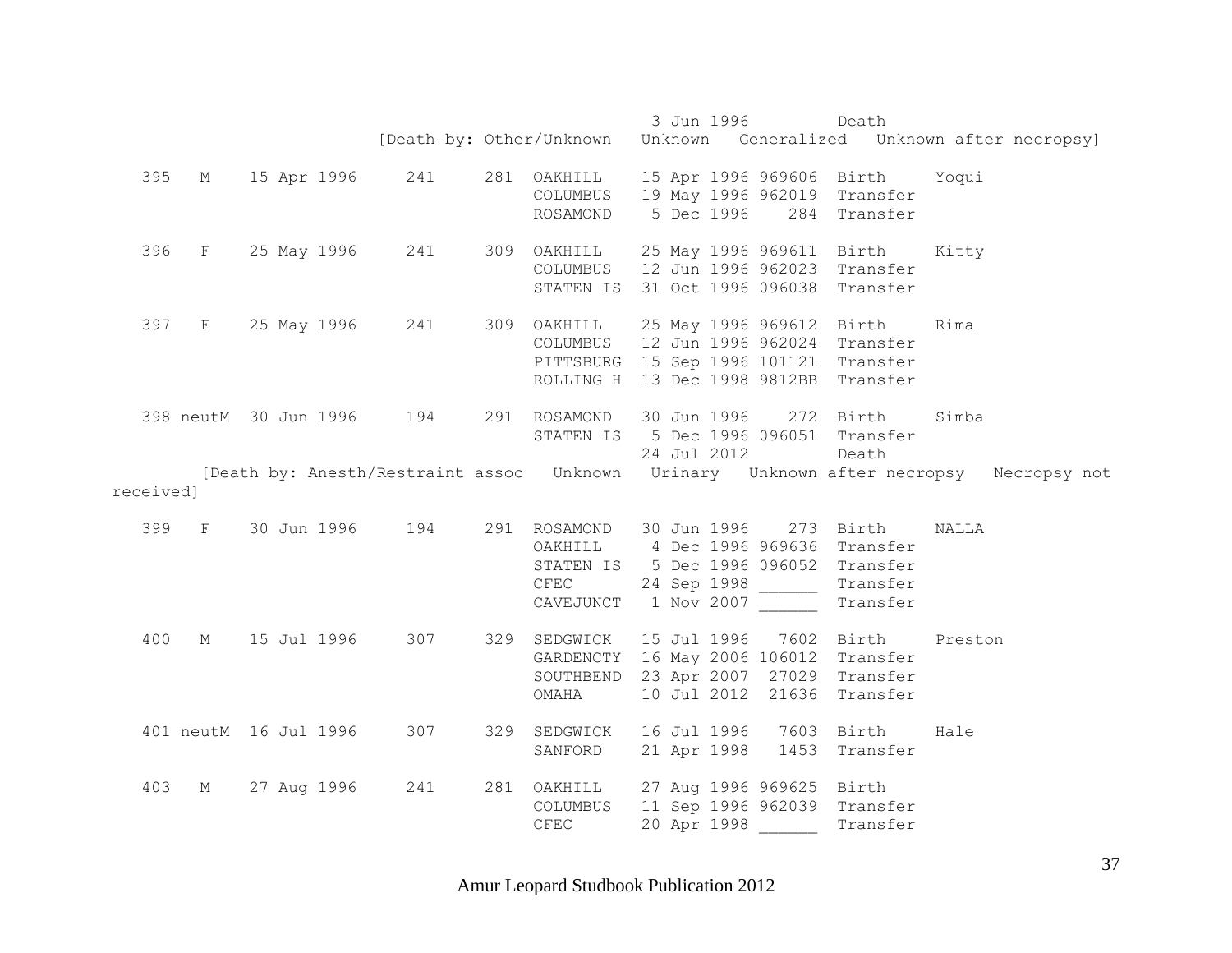```
                                                  3 Jun 1996         Death
                         [Death by: Other/Unknown   Unknown   Generalized   Unknown after necropsy]

   395   M    15 Apr 1996     241     281  OAKHILL    15 Apr 1996 969606  Birth     Yoqui
                                           COLUMBUS   19 May 1996 962019  Transfer
                                           ROSAMOND    5 Dec 1996    284  Transfer

   396   F    25 May 1996     241     309  OAKHILL    25 May 1996 969611  Birth     Kitty
                                           COLUMBUS   12 Jun 1996 962023  Transfer
                                           STATEN IS  31 Oct 1996 096038  Transfer

   397   F    25 May 1996     241     309  OAKHILL    25 May 1996 969612  Birth     Rima
                                           COLUMBUS   12 Jun 1996 962024  Transfer
                                           PITTSBURG  15 Sep 1996 101121  Transfer
                                           ROLLING H  13 Dec 1998 9812BB  Transfer

   398 neutM  30 Jun 1996     194     291  ROSAMOND   30 Jun 1996    272  Birth     Simba
                                           STATEN IS   5 Dec 1996 096051  Transfer
                                                      24 Jul 2012         Death
        [Death by: Anesth/Restraint assoc   Unknown   Urinary   Unknown after necropsy   Necropsy not
received]

   399   F    30 Jun 1996     194     291  ROSAMOND   30 Jun 1996    273  Birth     NALLA
                                           OAKHILL     4 Dec 1996 969636  Transfer
                                           STATEN IS   5 Dec 1996 096052  Transfer
                                           CFEC       24 Sep 1998 ______  Transfer
                                           CAVEJUNCT   1 Nov 2007 ______  Transfer

   400   M    15 Jul 1996     307     329  SEDGWICK   15 Jul 1996   7602  Birth     Preston
                                           GARDENCTY  16 May 2006 106012  Transfer
                                           SOUTHBEND  23 Apr 2007  27029  Transfer
                                           OMAHA      10 Jul 2012  21636  Transfer

   401 neutM  16 Jul 1996     307     329  SEDGWICK   16 Jul 1996   7603  Birth     Hale
                                           SANFORD    21 Apr 1998   1453  Transfer

   403   M    27 Aug 1996     241     281  OAKHILL    27 Aug 1996 969625  Birth
                                           COLUMBUS   11 Sep 1996 962039  Transfer
                                           CFEC       20 Apr 1998 ______  Transfer
```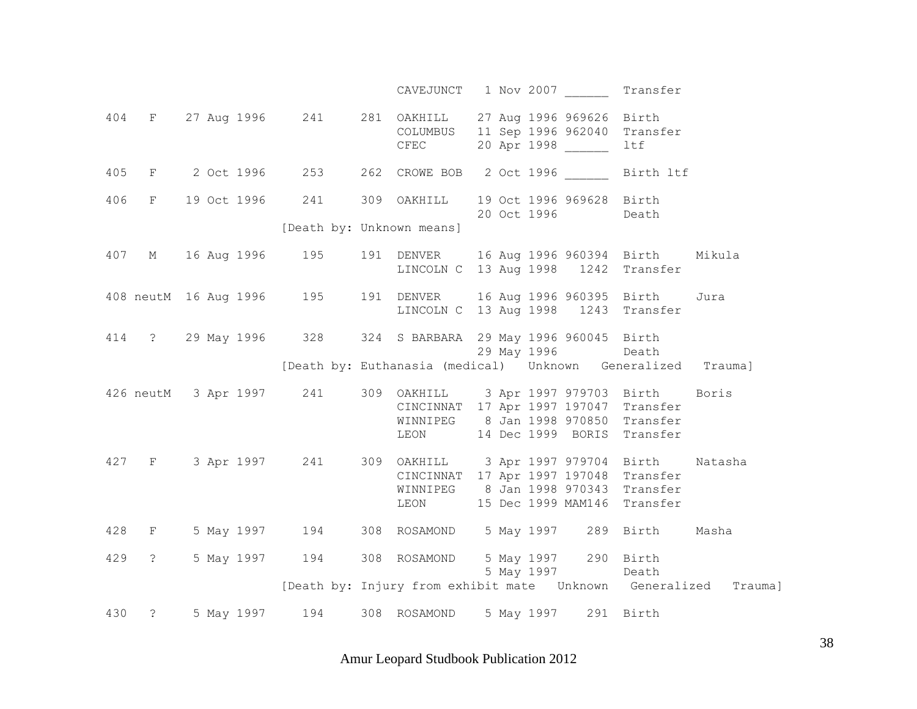```
                                   CAVEJUNCT   1 Nov 2007 ______  Transfer

404   F    27 Aug 1996     241     281  OAKHILL    27 Aug 1996 969626  Birth
                                        COLUMBUS   11 Sep 1996 962040  Transfer
                                        CFEC       20 Apr 1998 ______  ltf

405   F     2 Oct 1996     253     262  CROWE BOB   2 Oct 1996 ______  Birth ltf

406   F    19 Oct 1996     241     309  OAKHILL    19 Oct 1996 969628  Birth
                                                   20 Oct 1996         Death
                        [Death by: Unknown means]

407   M    16 Aug 1996     195     191  DENVER     16 Aug 1996 960394  Birth     Mikula
                                        LINCOLN C  13 Aug 1998   1242  Transfer

408 neutM  16 Aug 1996     195     191  DENVER     16 Aug 1996 960395  Birth     Jura
                                        LINCOLN C  13 Aug 1998   1243  Transfer

414   ?    29 May 1996     328     324  S BARBARA  29 May 1996 960045  Birth
                                                   29 May 1996         Death
                        [Death by: Euthanasia (medical)   Unknown   Generalized   Trauma]

426 neutM   3 Apr 1997     241     309  OAKHILL     3 Apr 1997 979703  Birth     Boris
                                        CINCINNAT  17 Apr 1997 197047  Transfer
                                        WINNIPEG    8 Jan 1998 970850  Transfer
                                        LEON       14 Dec 1999  BORIS  Transfer

427   F     3 Apr 1997     241     309  OAKHILL     3 Apr 1997 979704  Birth     Natasha
                                        CINCINNAT  17 Apr 1997 197048  Transfer
                                        WINNIPEG    8 Jan 1998 970343  Transfer
                                        LEON       15 Dec 1999 MAM146  Transfer

428   F     5 May 1997     194     308  ROSAMOND    5 May 1997    289  Birth     Masha

429   ?     5 May 1997     194     308  ROSAMOND    5 May 1997    290  Birth
                                                    5 May 1997         Death
                        [Death by: Injury from exhibit mate   Unknown   Generalized   Trauma]

430   ?     5 May 1997     194     308  ROSAMOND    5 May 1997    291  Birth
```

Amur Leopard Studbook Publication 2012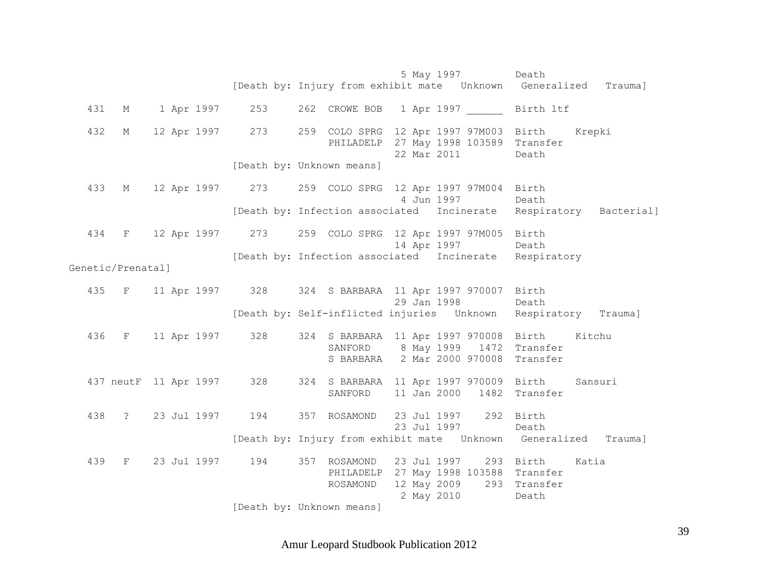```
                                                      5 May 1997         Death
                              [Death by: Injury from exhibit mate   Unknown   Generalized   Trauma]

   431   M     1 Apr 1997     253     262  CROWE BOB   1 Apr 1997 ______  Birth ltf

   432   M    12 Apr 1997     273     259  COLO SPRG  12 Apr 1997 97M003  Birth     Krepki
                                           PHILADELP  27 May 1998 103589  Transfer
                                                      22 Mar 2011         Death
                              [Death by: Unknown means]

   433   M    12 Apr 1997     273     259  COLO SPRG  12 Apr 1997 97M004  Birth
                                                       4 Jun 1997         Death
                              [Death by: Infection associated   Incinerate   Respiratory   Bacterial]

   434   F    12 Apr 1997     273     259  COLO SPRG  12 Apr 1997 97M005  Birth
                                                      14 Apr 1997         Death
                              [Death by: Infection associated   Incinerate   Respiratory
Genetic/Prenatal]

   435   F    11 Apr 1997     328     324  S BARBARA  11 Apr 1997 970007  Birth
                                                      29 Jan 1998         Death
                              [Death by: Self-inflicted injuries   Unknown   Respiratory   Trauma]

   436   F    11 Apr 1997     328     324  S BARBARA  11 Apr 1997 970008  Birth     Kitchu
                                           SANFORD     8 May 1999   1472  Transfer
                                           S BARBARA   2 Mar 2000 970008  Transfer

   437 neutF  11 Apr 1997     328     324  S BARBARA  11 Apr 1997 970009  Birth     Sansuri
                                           SANFORD    11 Jan 2000   1482  Transfer

   438   ?    23 Jul 1997     194     357  ROSAMOND   23 Jul 1997    292  Birth
                                                      23 Jul 1997         Death
                              [Death by: Injury from exhibit mate   Unknown   Generalized   Trauma]

   439   F    23 Jul 1997     194     357  ROSAMOND   23 Jul 1997    293  Birth     Katia
                                           PHILADELP  27 May 1998 103588  Transfer
                                           ROSAMOND   12 May 2009    293  Transfer
                                                       2 May 2010         Death
                              [Death by: Unknown means]
```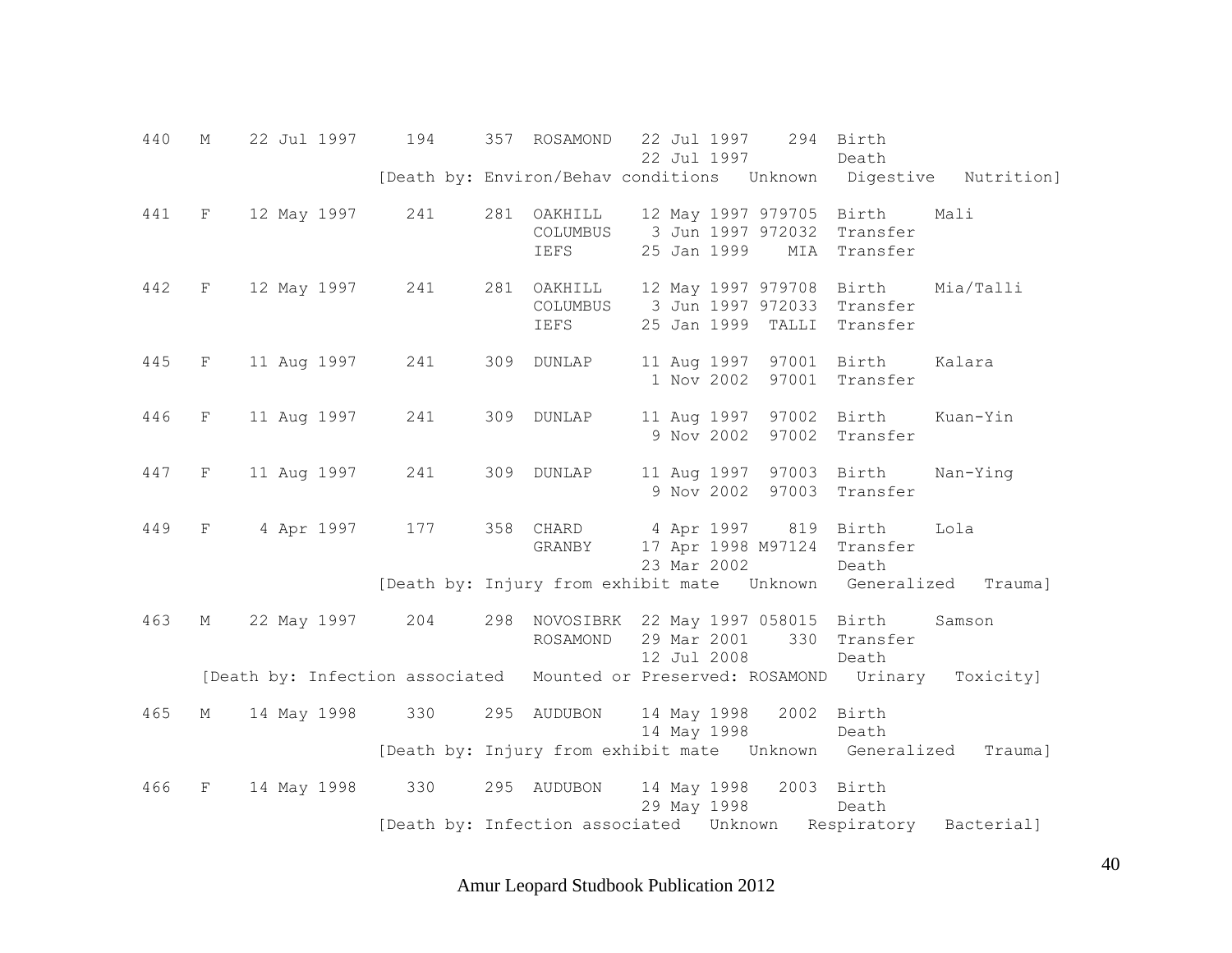```
440   M    22 Jul 1997     194     357  ROSAMOND   22 Jul 1997    294  Birth
                                                   22 Jul 1997         Death
                    [Death by: Environ/Behav conditions   Unknown   Digestive   Nutrition]

441   F    12 May 1997     241     281  OAKHILL    12 May 1997 979705  Birth     Mali
                                        COLUMBUS    3 Jun 1997 972032  Transfer
                                        IEFS       25 Jan 1999    MIA  Transfer

442   F    12 May 1997     241     281  OAKHILL    12 May 1997 979708  Birth     Mia/Talli
                                        COLUMBUS    3 Jun 1997 972033  Transfer
                                        IEFS       25 Jan 1999  TALLI  Transfer

445   F    11 Aug 1997     241     309  DUNLAP     11 Aug 1997  97001  Birth     Kalara
                                                    1 Nov 2002  97001  Transfer

446   F    11 Aug 1997     241     309  DUNLAP     11 Aug 1997  97002  Birth     Kuan-Yin
                                                    9 Nov 2002  97002  Transfer

447   F    11 Aug 1997     241     309  DUNLAP     11 Aug 1997  97003  Birth     Nan-Ying
                                                    9 Nov 2002  97003  Transfer

449   F     4 Apr 1997     177     358  CHARD       4 Apr 1997    819  Birth     Lola
                                        GRANBY     17 Apr 1998 M97124  Transfer
                                                   23 Mar 2002         Death
                    [Death by: Injury from exhibit mate   Unknown   Generalized   Trauma]

463   M    22 May 1997     204     298  NOVOSIBRK  22 May 1997 058015  Birth     Samson
                                        ROSAMOND   29 Mar 2001    330  Transfer
                                                   12 Jul 2008         Death
      [Death by: Infection associated   Mounted or Preserved: ROSAMOND   Urinary   Toxicity]

465   M    14 May 1998     330     295  AUDUBON    14 May 1998   2002  Birth
                                                   14 May 1998         Death
                    [Death by: Injury from exhibit mate   Unknown   Generalized   Trauma]

466   F    14 May 1998     330     295  AUDUBON    14 May 1998   2003  Birth
                                                   29 May 1998         Death
                    [Death by: Infection associated   Unknown   Respiratory   Bacterial]
```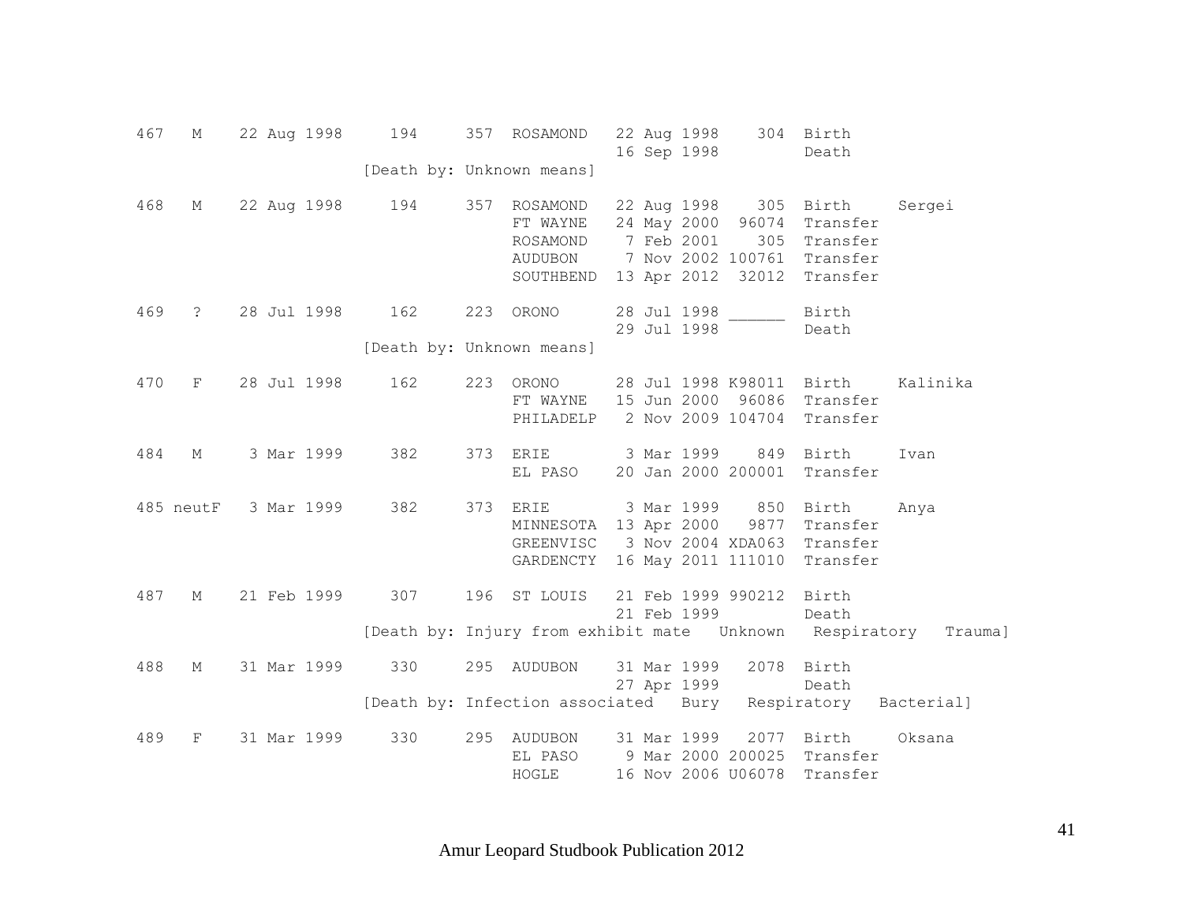```
467   M    22 Aug 1998     194     357  ROSAMOND   22 Aug 1998    304  Birth
                                                   16 Sep 1998         Death
                        [Death by: Unknown means]

468   M    22 Aug 1998     194     357  ROSAMOND   22 Aug 1998    305  Birth     Sergei
                                        FT WAYNE   24 May 2000  96074  Transfer
                                        ROSAMOND    7 Feb 2001    305  Transfer
                                        AUDUBON     7 Nov 2002 100761  Transfer
                                        SOUTHBEND  13 Apr 2012  32012  Transfer

469   ?    28 Jul 1998     162     223  ORONO      28 Jul 1998 ______  Birth
                                                   29 Jul 1998         Death
                        [Death by: Unknown means]

470   F    28 Jul 1998     162     223  ORONO      28 Jul 1998 K98011  Birth     Kalinika
                                        FT WAYNE   15 Jun 2000  96086  Transfer
                                        PHILADELP   2 Nov 2009 104704  Transfer

484   M     3 Mar 1999     382     373  ERIE        3 Mar 1999    849  Birth     Ivan
                                        EL PASO    20 Jan 2000 200001  Transfer

485 neutF   3 Mar 1999     382     373  ERIE        3 Mar 1999    850  Birth     Anya
                                        MINNESOTA  13 Apr 2000   9877  Transfer
                                        GREENVISC   3 Nov 2004 XDA063  Transfer
                                        GARDENCTY  16 May 2011 111010  Transfer

487   M    21 Feb 1999     307     196  ST LOUIS   21 Feb 1999 990212  Birth
                                                   21 Feb 1999         Death
                        [Death by: Injury from exhibit mate   Unknown   Respiratory   Trauma]

488   M    31 Mar 1999     330     295  AUDUBON    31 Mar 1999   2078  Birth
                                                   27 Apr 1999         Death
                        [Death by: Infection associated   Bury   Respiratory   Bacterial]

489   F    31 Mar 1999     330     295  AUDUBON    31 Mar 1999   2077  Birth     Oksana
                                        EL PASO     9 Mar 2000 200025  Transfer
                                        HOGLE      16 Nov 2006 U06078  Transfer
```

Amur Leopard Studbook Publication 2012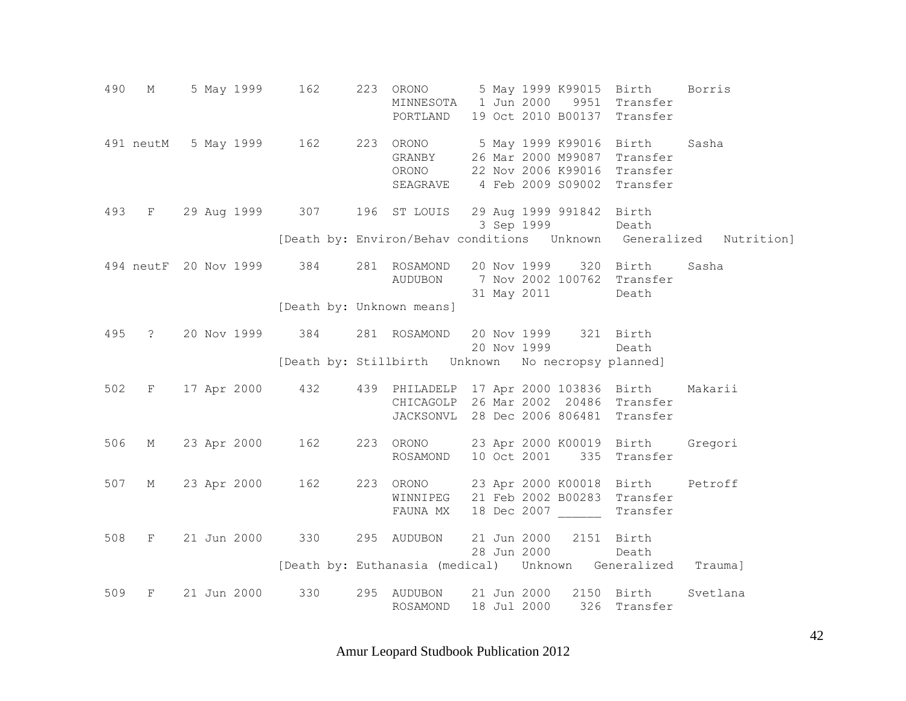```
490   M     5 May 1999     162     223  ORONO       5 May 1999 K99015  Birth     Borris
                                        MINNESOTA   1 Jun 2000   9951  Transfer
                                        PORTLAND   19 Oct 2010 B00137  Transfer

491 neutM   5 May 1999     162     223  ORONO       5 May 1999 K99016  Birth     Sasha
                                        GRANBY     26 Mar 2000 M99087  Transfer
                                        ORONO      22 Nov 2006 K99016  Transfer
                                        SEAGRAVE    4 Feb 2009 S09002  Transfer

493   F    29 Aug 1999     307     196  ST LOUIS   29 Aug 1999 991842  Birth
                                                    3 Sep 1999         Death
                           [Death by: Environ/Behav conditions   Unknown   Generalized   Nutrition]

494 neutF  20 Nov 1999     384     281  ROSAMOND   20 Nov 1999    320  Birth     Sasha
                                        AUDUBON     7 Nov 2002 100762  Transfer
                                                   31 May 2011         Death
                           [Death by: Unknown means]

495   ?    20 Nov 1999     384     281  ROSAMOND   20 Nov 1999    321  Birth
                                                   20 Nov 1999         Death
                           [Death by: Stillbirth   Unknown   No necropsy planned]

502   F    17 Apr 2000     432     439  PHILADELP  17 Apr 2000 103836  Birth     Makarii
                                        CHICAGOLP  26 Mar 2002  20486  Transfer
                                        JACKSONVL  28 Dec 2006 806481  Transfer

506   M    23 Apr 2000     162     223  ORONO      23 Apr 2000 K00019  Birth     Gregori
                                        ROSAMOND   10 Oct 2001    335  Transfer

507   M    23 Apr 2000     162     223  ORONO      23 Apr 2000 K00018  Birth     Petroff
                                        WINNIPEG   21 Feb 2002 B00283  Transfer
                                        FAUNA MX   18 Dec 2007 ______  Transfer

508   F    21 Jun 2000     330     295  AUDUBON    21 Jun 2000   2151  Birth
                                                   28 Jun 2000         Death
                           [Death by: Euthanasia (medical)   Unknown   Generalized   Trauma]

509   F    21 Jun 2000     330     295  AUDUBON    21 Jun 2000   2150  Birth     Svetlana
                                        ROSAMOND   18 Jul 2000    326  Transfer
```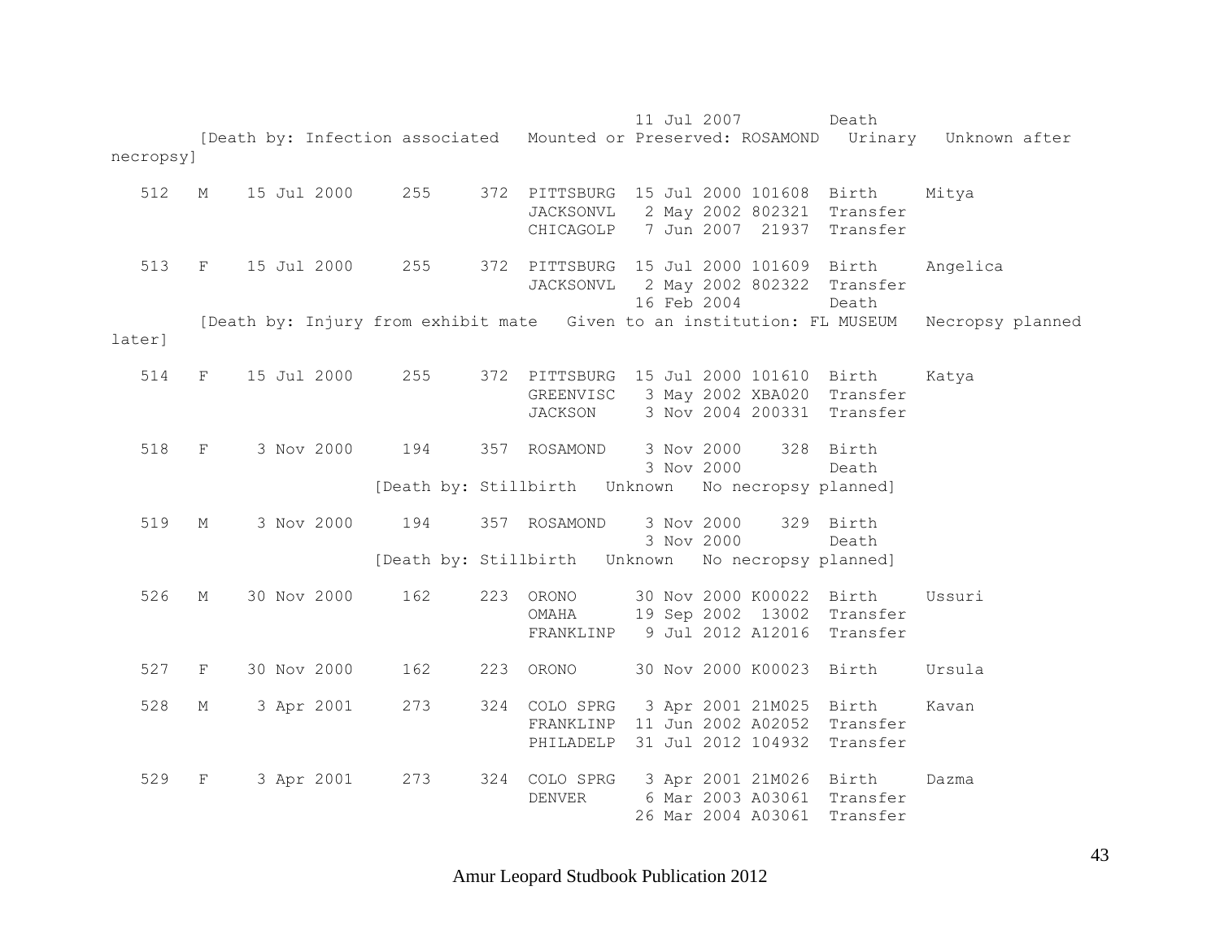```
                                           11 Jul 2007         Death
        [Death by: Infection associated   Mounted or Preserved: ROSAMOND   Urinary   Unknown after
necropsy]

   512   M    15 Jul 2000     255     372  PITTSBURG  15 Jul 2000 101608  Birth     Mitya
                                           JACKSONVL   2 May 2002 802321  Transfer
                                           CHICAGOLP   7 Jun 2007  21937  Transfer

   513   F    15 Jul 2000     255     372  PITTSBURG  15 Jul 2000 101609  Birth     Angelica
                                           JACKSONVL   2 May 2002 802322  Transfer
                                                      16 Feb 2004         Death
        [Death by: Injury from exhibit mate   Given to an institution: FL MUSEUM   Necropsy planned
later]

   514   F    15 Jul 2000     255     372  PITTSBURG  15 Jul 2000 101610  Birth     Katya
                                           GREENVISC   3 May 2002 XBA020  Transfer
                                           JACKSON     3 Nov 2004 200331  Transfer

   518   F     3 Nov 2000     194     357  ROSAMOND    3 Nov 2000    328  Birth
                                                       3 Nov 2000         Death
                          [Death by: Stillbirth   Unknown   No necropsy planned]

   519   M     3 Nov 2000     194     357  ROSAMOND    3 Nov 2000    329  Birth
                                                       3 Nov 2000         Death
                          [Death by: Stillbirth   Unknown   No necropsy planned]

   526   M    30 Nov 2000     162     223  ORONO      30 Nov 2000 K00022  Birth     Ussuri
                                           OMAHA      19 Sep 2002  13002  Transfer
                                           FRANKLINP   9 Jul 2012 A12016  Transfer

   527   F    30 Nov 2000     162     223  ORONO      30 Nov 2000 K00023  Birth     Ursula

   528   M     3 Apr 2001     273     324  COLO SPRG   3 Apr 2001 21M025  Birth     Kavan
                                           FRANKLINP  11 Jun 2002 A02052  Transfer
                                           PHILADELP  31 Jul 2012 104932  Transfer

   529   F     3 Apr 2001     273     324  COLO SPRG   3 Apr 2001 21M026  Birth     Dazma
                                           DENVER      6 Mar 2003 A03061  Transfer
                                                      26 Mar 2004 A03061  Transfer
```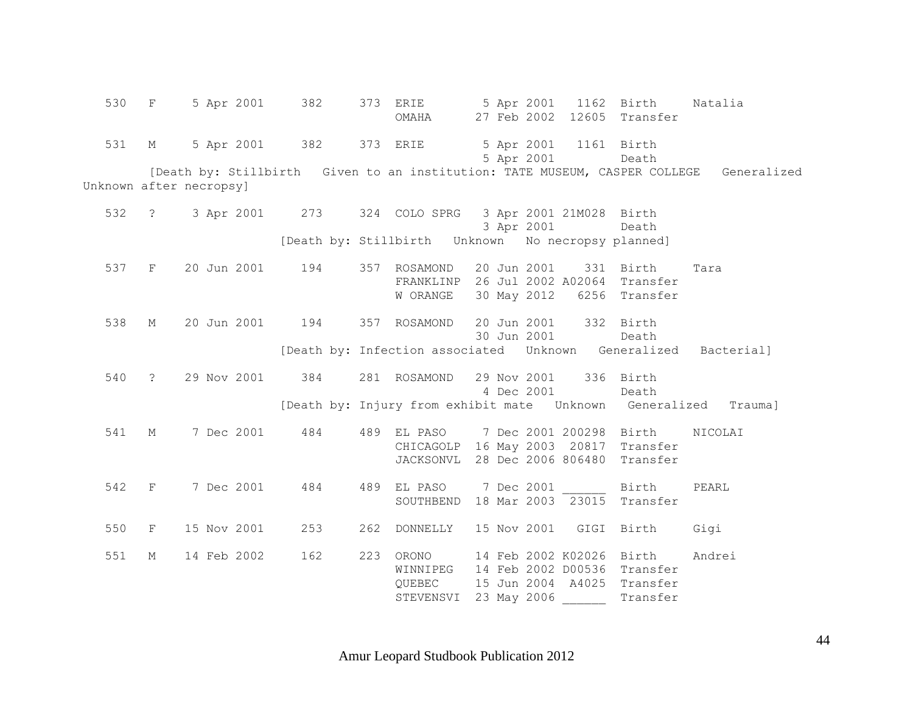```
  530   F     5 Apr 2001     382     373  ERIE        5 Apr 2001   1162  Birth     Natalia
                                          OMAHA      27 Feb 2002  12605  Transfer

  531   M     5 Apr 2001     382     373  ERIE        5 Apr 2001   1161  Birth
                                                      5 Apr 2001         Death
        [Death by: Stillbirth   Given to an institution: TATE MUSEUM, CASPER COLLEGE   Generalized
Unknown after necropsy]

  532   ?     3 Apr 2001     273     324  COLO SPRG   3 Apr 2001 21M028  Birth
                                                      3 Apr 2001         Death
                        [Death by: Stillbirth   Unknown   No necropsy planned]

  537   F    20 Jun 2001     194     357  ROSAMOND   20 Jun 2001    331  Birth     Tara
                                          FRANKLINP  26 Jul 2002 A02064  Transfer
                                          W ORANGE   30 May 2012   6256  Transfer

  538   M    20 Jun 2001     194     357  ROSAMOND   20 Jun 2001    332  Birth
                                                     30 Jun 2001         Death
                        [Death by: Infection associated   Unknown   Generalized   Bacterial]

  540   ?    29 Nov 2001     384     281  ROSAMOND   29 Nov 2001    336  Birth
                                                      4 Dec 2001         Death
                        [Death by: Injury from exhibit mate   Unknown   Generalized   Trauma]

  541   M     7 Dec 2001     484     489  EL PASO     7 Dec 2001 200298  Birth     NICOLAI
                                          CHICAGOLP  16 May 2003  20817  Transfer
                                          JACKSONVL  28 Dec 2006 806480  Transfer

  542   F     7 Dec 2001     484     489  EL PASO     7 Dec 2001 ______  Birth     PEARL
                                          SOUTHBEND  18 Mar 2003  23015  Transfer

  550   F    15 Nov 2001     253     262  DONNELLY   15 Nov 2001   GIGI  Birth     Gigi

  551   M    14 Feb 2002     162     223  ORONO      14 Feb 2002 K02026  Birth     Andrei
                                          WINNIPEG   14 Feb 2002 D00536  Transfer
                                          QUEBEC     15 Jun 2004  A4025  Transfer
                                          STEVENSVI  23 May 2006 ______  Transfer
```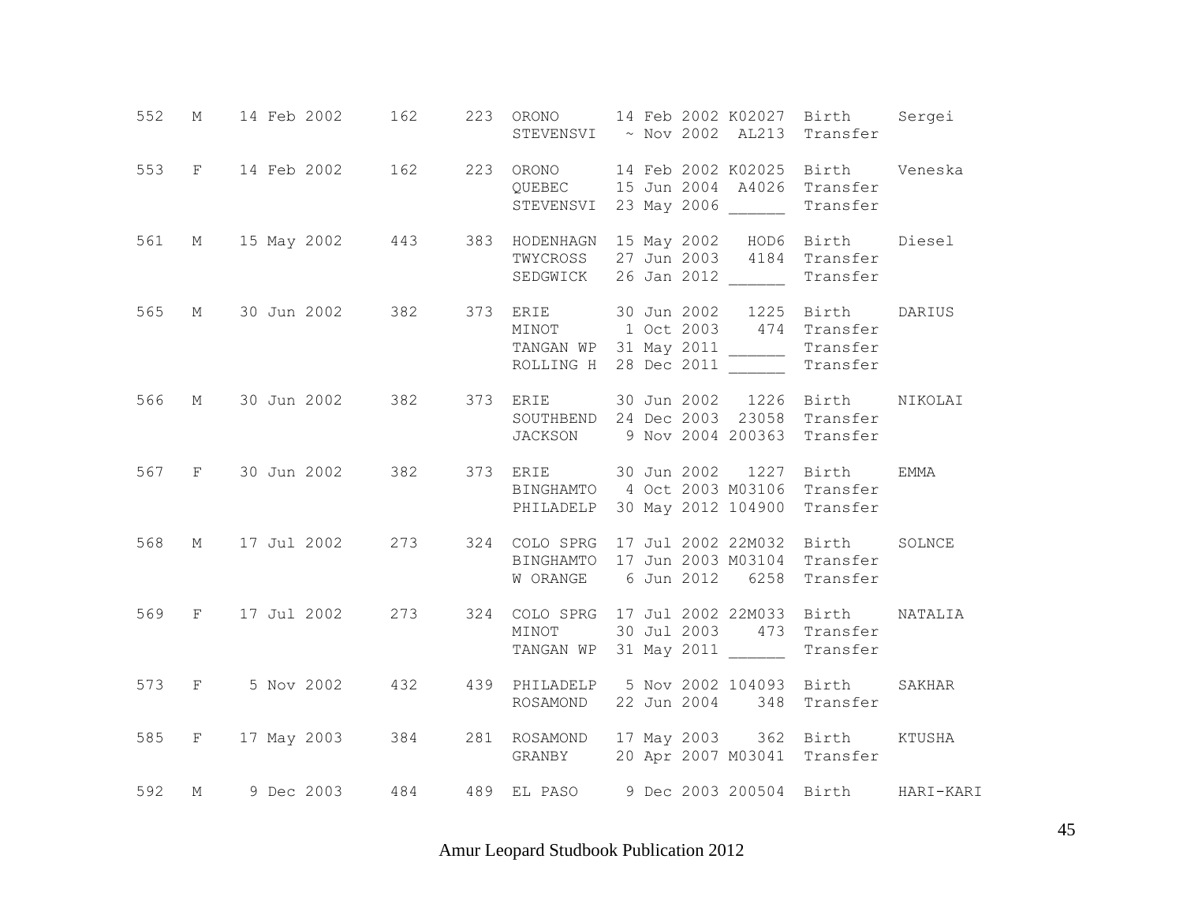| Stud # | Sex | Birth Date | Sire | Dam | Location | Date | Local ID | Event | Name |
|---|---|---|---|---|---|---|---|---|---|
| 552 | M | 14 Feb 2002 | 162 | 223 | ORONO | 14 Feb 2002 | K02027 | Birth | Sergei |
| | | | | | STEVENSVI | ~ Nov 2002 | AL213 | Transfer | |
| 553 | F | 14 Feb 2002 | 162 | 223 | ORONO | 14 Feb 2002 | K02025 | Birth | Veneska |
| | | | | | QUEBEC | 15 Jun 2004 | A4026 | Transfer | |
| | | | | | STEVENSVI | 23 May 2006 | ______ | Transfer | |
| 561 | M | 15 May 2002 | 443 | 383 | HODENHAGN | 15 May 2002 | HOD6 | Birth | Diesel |
| | | | | | TWYCROSS | 27 Jun 2003 | 4184 | Transfer | |
| | | | | | SEDGWICK | 26 Jan 2012 | ______ | Transfer | |
| 565 | M | 30 Jun 2002 | 382 | 373 | ERIE | 30 Jun 2002 | 1225 | Birth | DARIUS |
| | | | | | MINOT | 1 Oct 2003 | 474 | Transfer | |
| | | | | | TANGAN WP | 31 May 2011 | ______ | Transfer | |
| | | | | | ROLLING H | 28 Dec 2011 | ______ | Transfer | |
| 566 | M | 30 Jun 2002 | 382 | 373 | ERIE | 30 Jun 2002 | 1226 | Birth | NIKOLAI |
| | | | | | SOUTHBEND | 24 Dec 2003 | 23058 | Transfer | |
| | | | | | JACKSON | 9 Nov 2004 | 200363 | Transfer | |
| 567 | F | 30 Jun 2002 | 382 | 373 | ERIE | 30 Jun 2002 | 1227 | Birth | EMMA |
| | | | | | BINGHAMTO | 4 Oct 2003 | M03106 | Transfer | |
| | | | | | PHILADELP | 30 May 2012 | 104900 | Transfer | |
| 568 | M | 17 Jul 2002 | 273 | 324 | COLO SPRG | 17 Jul 2002 | 22M032 | Birth | SOLNCE |
| | | | | | BINGHAMTO | 17 Jun 2003 | M03104 | Transfer | |
| | | | | | W ORANGE | 6 Jun 2012 | 6258 | Transfer | |
| 569 | F | 17 Jul 2002 | 273 | 324 | COLO SPRG | 17 Jul 2002 | 22M033 | Birth | NATALIA |
| | | | | | MINOT | 30 Jul 2003 | 473 | Transfer | |
| | | | | | TANGAN WP | 31 May 2011 | ______ | Transfer | |
| 573 | F | 5 Nov 2002 | 432 | 439 | PHILADELP | 5 Nov 2002 | 104093 | Birth | SAKHAR |
| | | | | | ROSAMOND | 22 Jun 2004 | 348 | Transfer | |
| 585 | F | 17 May 2003 | 384 | 281 | ROSAMOND | 17 May 2003 | 362 | Birth | KTUSHA |
| | | | | | GRANBY | 20 Apr 2007 | M03041 | Transfer | |
| 592 | M | 9 Dec 2003 | 484 | 489 | EL PASO | 9 Dec 2003 | 200504 | Birth | HARI-KARI |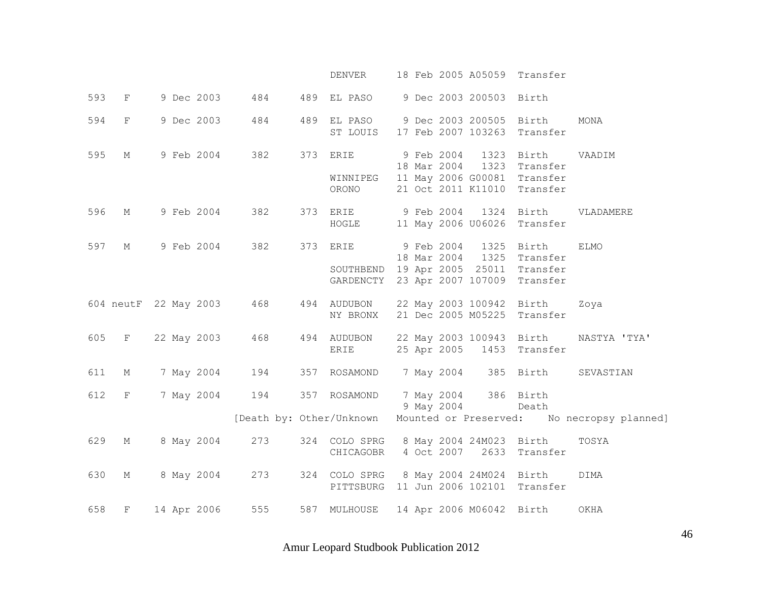| Stud # | Sex | Birth Date | Sire | Dam | Location | Date | Local ID | Event | Name |
|---|---|---|---|---|---|---|---|---|---|
| | | | | | DENVER | 18 Feb 2005 | A05059 | Transfer | |
| 593 | F | 9 Dec 2003 | 484 | 489 | EL PASO | 9 Dec 2003 | 200503 | Birth | |
| 594 | F | 9 Dec 2003 | 484 | 489 | EL PASO | 9 Dec 2003 | 200505 | Birth | MONA |
| | | | | | ST LOUIS | 17 Feb 2007 | 103263 | Transfer | |
| 595 | M | 9 Feb 2004 | 382 | 373 | ERIE | 9 Feb 2004 | 1323 | Birth | VAADIM |
| | | | | | | 18 Mar 2004 | 1323 | Transfer | |
| | | | | | WINNIPEG | 11 May 2006 | G00081 | Transfer | |
| | | | | | ORONO | 21 Oct 2011 | K11010 | Transfer | |
| 596 | M | 9 Feb 2004 | 382 | 373 | ERIE | 9 Feb 2004 | 1324 | Birth | VLADAMERE |
| | | | | | HOGLE | 11 May 2006 | U06026 | Transfer | |
| 597 | M | 9 Feb 2004 | 382 | 373 | ERIE | 9 Feb 2004 | 1325 | Birth | ELMO |
| | | | | | | 18 Mar 2004 | 1325 | Transfer | |
| | | | | | SOUTHBEND | 19 Apr 2005 | 25011 | Transfer | |
| | | | | | GARDENCTY | 23 Apr 2007 | 107009 | Transfer | |
| 604 | neutF | 22 May 2003 | 468 | 494 | AUDUBON | 22 May 2003 | 100942 | Birth | Zoya |
| | | | | | NY BRONX | 21 Dec 2005 | M05225 | Transfer | |
| 605 | F | 22 May 2003 | 468 | 494 | AUDUBON | 22 May 2003 | 100943 | Birth | NASTYA 'TYA' |
| | | | | | ERIE | 25 Apr 2005 | 1453 | Transfer | |
| 611 | M | 7 May 2004 | 194 | 357 | ROSAMOND | 7 May 2004 | 385 | Birth | SEVASTIAN |
| 612 | F | 7 May 2004 | 194 | 357 | ROSAMOND | 7 May 2004 | 386 | Birth | |
| | | | | | | 9 May 2004 | | Death | |
| | | | [Death by: Other/Unknown | | | Mounted or Preserved: | | No necropsy planned] | |
| 629 | M | 8 May 2004 | 273 | 324 | COLO SPRG | 8 May 2004 | 24M023 | Birth | TOSYA |
| | | | | | CHICAGOBR | 4 Oct 2007 | 2633 | Transfer | |
| 630 | M | 8 May 2004 | 273 | 324 | COLO SPRG | 8 May 2004 | 24M024 | Birth | DIMA |
| | | | | | PITTSBURG | 11 Jun 2006 | 102101 | Transfer | |
| 658 | F | 14 Apr 2006 | 555 | 587 | MULHOUSE | 14 Apr 2006 | M06042 | Birth | OKHA |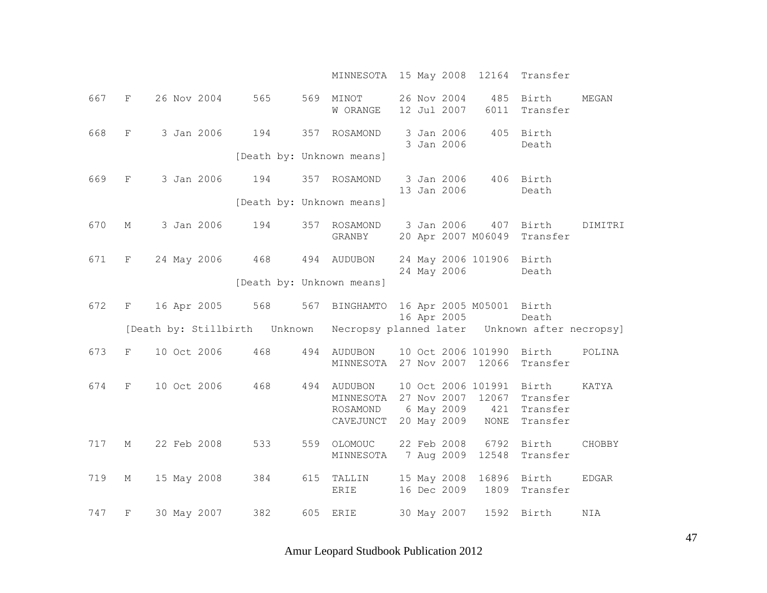```
                                   MINNESOTA  15 May 2008  12164  Transfer

667   F    26 Nov 2004     565     569  MINOT      26 Nov 2004    485  Birth     MEGAN
                                        W ORANGE   12 Jul 2007   6011  Transfer

668   F     3 Jan 2006     194     357  ROSAMOND    3 Jan 2006    405  Birth
                                                    3 Jan 2006         Death
                           [Death by: Unknown means]

669   F     3 Jan 2006     194     357  ROSAMOND    3 Jan 2006    406  Birth
                                                   13 Jan 2006         Death
                           [Death by: Unknown means]

670   M     3 Jan 2006     194     357  ROSAMOND    3 Jan 2006    407  Birth     DIMITRI
                                        GRANBY     20 Apr 2007 M06049  Transfer

671   F    24 May 2006     468     494  AUDUBON    24 May 2006 101906  Birth
                                                   24 May 2006         Death
                           [Death by: Unknown means]

672   F    16 Apr 2005     568     567  BINGHAMTO  16 Apr 2005 M05001  Birth
                                                   16 Apr 2005         Death
      [Death by: Stillbirth   Unknown   Necropsy planned later   Unknown after necropsy]

673   F    10 Oct 2006     468     494  AUDUBON    10 Oct 2006 101990  Birth     POLINA
                                        MINNESOTA  27 Nov 2007  12066  Transfer

674   F    10 Oct 2006     468     494  AUDUBON    10 Oct 2006 101991  Birth     KATYA
                                        MINNESOTA  27 Nov 2007  12067  Transfer
                                        ROSAMOND    6 May 2009    421  Transfer
                                        CAVEJUNCT  20 May 2009   NONE  Transfer

717   M    22 Feb 2008     533     559  OLOMOUC    22 Feb 2008   6792  Birth     CHOBBY
                                        MINNESOTA   7 Aug 2009  12548  Transfer

719   M    15 May 2008     384     615  TALLIN     15 May 2008  16896  Birth     EDGAR
                                        ERIE       16 Dec 2009   1809  Transfer

747   F    30 May 2007     382     605  ERIE       30 May 2007   1592  Birth     NIA
```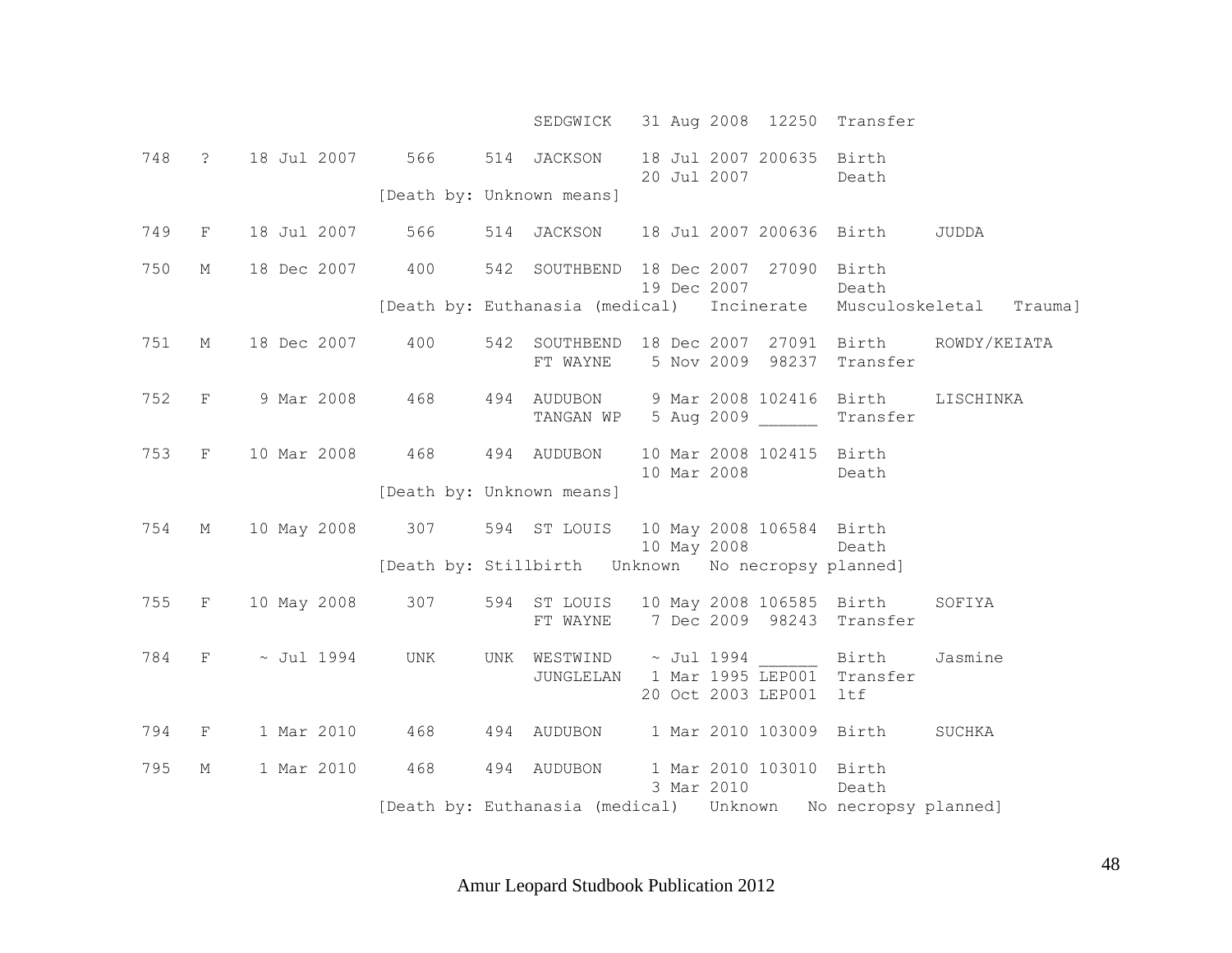```
                              SEDGWICK   31 Aug 2008  12250  Transfer

748   ?   18 Jul 2007    566    514  JACKSON    18 Jul 2007 200635  Birth
                                                20 Jul 2007         Death
                    [Death by: Unknown means]

749   F   18 Jul 2007    566    514  JACKSON    18 Jul 2007 200636  Birth     JUDDA

750   M   18 Dec 2007    400    542  SOUTHBEND  18 Dec 2007  27090  Birth
                                                19 Dec 2007         Death
                    [Death by: Euthanasia (medical)   Incinerate   Musculoskeletal   Trauma]

751   M   18 Dec 2007    400    542  SOUTHBEND  18 Dec 2007  27091  Birth     ROWDY/KEIATA
                                     FT WAYNE    5 Nov 2009  98237  Transfer

752   F    9 Mar 2008    468    494  AUDUBON     9 Mar 2008 102416  Birth     LISCHINKA
                                     TANGAN WP   5 Aug 2009 ______  Transfer

753   F   10 Mar 2008    468    494  AUDUBON    10 Mar 2008 102415  Birth
                                                10 Mar 2008         Death
                    [Death by: Unknown means]

754   M   10 May 2008    307    594  ST LOUIS   10 May 2008 106584  Birth
                                                10 May 2008         Death
                    [Death by: Stillbirth   Unknown   No necropsy planned]

755   F   10 May 2008    307    594  ST LOUIS   10 May 2008 106585  Birth     SOFIYA
                                     FT WAYNE    7 Dec 2009  98243  Transfer

784   F    ~ Jul 1994    UNK    UNK  WESTWIND    ~ Jul 1994 ______  Birth     Jasmine
                                     JUNGLELAN   1 Mar 1995 LEP001  Transfer
                                                20 Oct 2003 LEP001  ltf

794   F    1 Mar 2010    468    494  AUDUBON     1 Mar 2010 103009  Birth     SUCHKA

795   M    1 Mar 2010    468    494  AUDUBON     1 Mar 2010 103010  Birth
                                                 3 Mar 2010         Death
                    [Death by: Euthanasia (medical)   Unknown   No necropsy planned]
```

Amur Leopard Studbook Publication 2012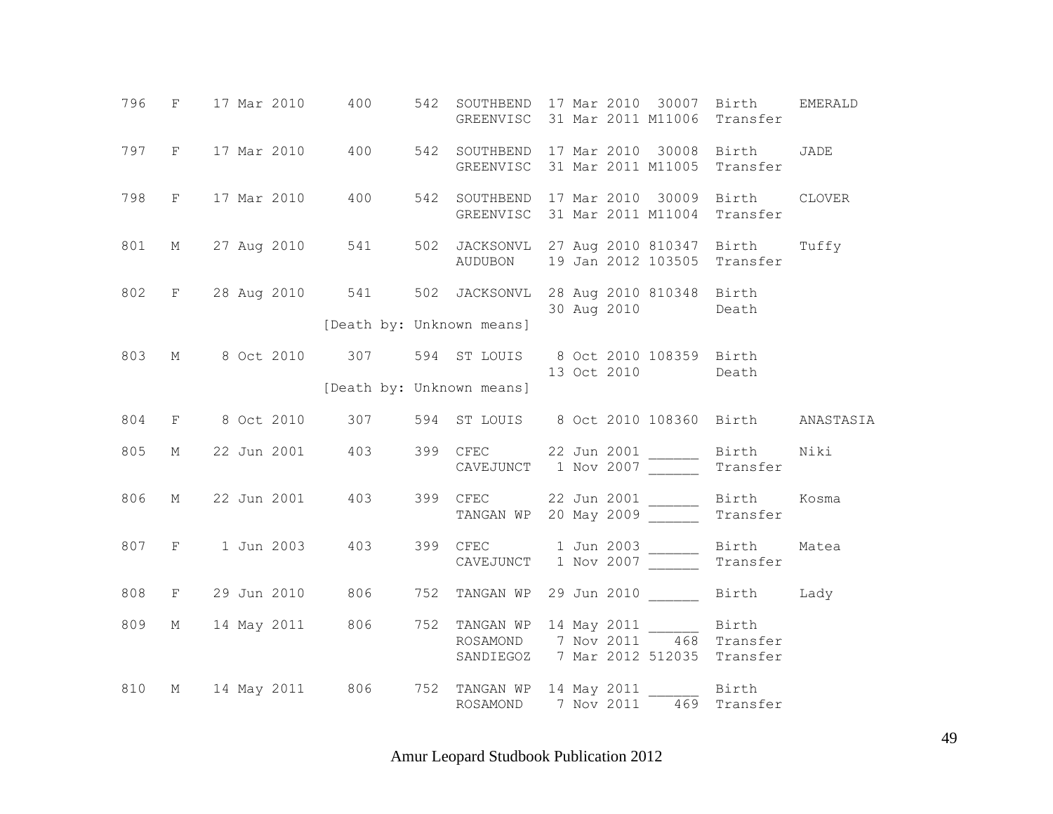| | | | | | | | | | |
|---|---|---|---|---|---|---|---|---|---|
| 796 | F | 17 Mar 2010 | 400 | 542 | SOUTHBEND | 17 Mar 2010 | 30007 | Birth | EMERALD |
| | | | | | GREENVISC | 31 Mar 2011 | M11006 | Transfer | |
| 797 | F | 17 Mar 2010 | 400 | 542 | SOUTHBEND | 17 Mar 2010 | 30008 | Birth | JADE |
| | | | | | GREENVISC | 31 Mar 2011 | M11005 | Transfer | |
| 798 | F | 17 Mar 2010 | 400 | 542 | SOUTHBEND | 17 Mar 2010 | 30009 | Birth | CLOVER |
| | | | | | GREENVISC | 31 Mar 2011 | M11004 | Transfer | |
| 801 | M | 27 Aug 2010 | 541 | 502 | JACKSONVL | 27 Aug 2010 | 810347 | Birth | Tuffy |
| | | | | | AUDUBON | 19 Jan 2012 | 103505 | Transfer | |
| 802 | F | 28 Aug 2010 | 541 | 502 | JACKSONVL | 28 Aug 2010 | 810348 | Birth | |
| | | | | | | 30 Aug 2010 | | Death | |
| | | | [Death by: Unknown means] | | | | | | |
| 803 | M | 8 Oct 2010 | 307 | 594 | ST LOUIS | 8 Oct 2010 | 108359 | Birth | |
| | | | | | | 13 Oct 2010 | | Death | |
| | | | [Death by: Unknown means] | | | | | | |
| 804 | F | 8 Oct 2010 | 307 | 594 | ST LOUIS | 8 Oct 2010 | 108360 | Birth | ANASTASIA |
| 805 | M | 22 Jun 2001 | 403 | 399 | CFEC | 22 Jun 2001 | ______ | Birth | Niki |
| | | | | | CAVEJUNCT | 1 Nov 2007 | ______ | Transfer | |
| 806 | M | 22 Jun 2001 | 403 | 399 | CFEC | 22 Jun 2001 | ______ | Birth | Kosma |
| | | | | | TANGAN WP | 20 May 2009 | ______ | Transfer | |
| 807 | F | 1 Jun 2003 | 403 | 399 | CFEC | 1 Jun 2003 | ______ | Birth | Matea |
| | | | | | CAVEJUNCT | 1 Nov 2007 | ______ | Transfer | |
| 808 | F | 29 Jun 2010 | 806 | 752 | TANGAN WP | 29 Jun 2010 | ______ | Birth | Lady |
| 809 | M | 14 May 2011 | 806 | 752 | TANGAN WP | 14 May 2011 | ______ | Birth | |
| | | | | | ROSAMOND | 7 Nov 2011 | 468 | Transfer | |
| | | | | | SANDIEGOZ | 7 Mar 2012 | 512035 | Transfer | |
| 810 | M | 14 May 2011 | 806 | 752 | TANGAN WP | 14 May 2011 | ______ | Birth | |
| | | | | | ROSAMOND | 7 Nov 2011 | 469 | Transfer | |

Amur Leopard Studbook Publication 2012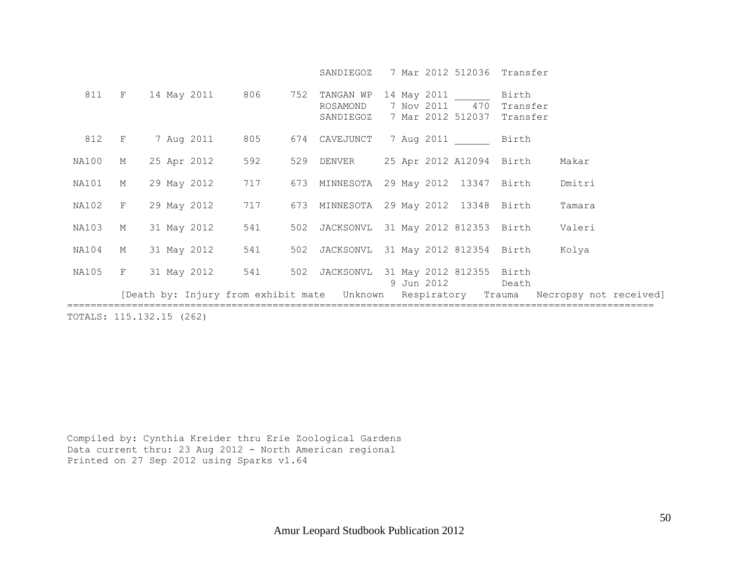```
                                                 SANDIEGOZ   7 Mar 2012 512036  Transfer

  811   F    14 May 2011     806     752  TANGAN WP  14 May 2011 ______  Birth
                                          ROSAMOND    7 Nov 2011    470  Transfer
                                          SANDIEGOZ   7 Mar 2012 512037  Transfer

  812   F     7 Aug 2011     805     674  CAVEJUNCT   7 Aug 2011 ______  Birth

 NA100  M    25 Apr 2012     592     529  DENVER     25 Apr 2012 A12094  Birth     Makar

 NA101  M    29 May 2012     717     673  MINNESOTA  29 May 2012  13347  Birth     Dmitri

 NA102  F    29 May 2012     717     673  MINNESOTA  29 May 2012  13348  Birth     Tamara

 NA103  M    31 May 2012     541     502  JACKSONVL  31 May 2012 812353  Birth     Valeri

 NA104  M    31 May 2012     541     502  JACKSONVL  31 May 2012 812354  Birth     Kolya

 NA105  F    31 May 2012     541     502  JACKSONVL  31 May 2012 812355  Birth
                                                      9 Jun 2012         Death
        [Death by: Injury from exhibit mate   Unknown   Respiratory   Trauma   Necropsy not received]
=====================================================================================================
TOTALS: 115.132.15 (262)
```

Compiled by: Cynthia Kreider thru Erie Zoological Gardens
Data current thru: 23 Aug 2012 - North American regional
Printed on 27 Sep 2012 using Sparks v1.64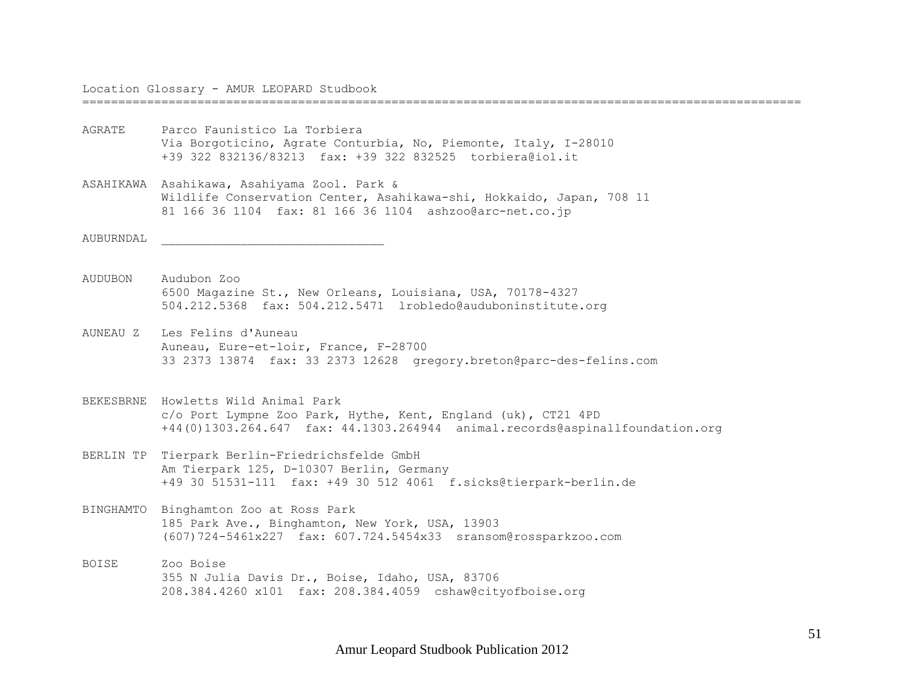Location Glossary - AMUR LEOPARD Studbook

===============================================================================================

AGRATE — Parco Faunistico La Torbiera
Via Borgoticino, Agrate Conturbia, No, Piemonte, Italy, I-28010
+39 322 832136/83213 fax: +39 322 832525 torbiera@iol.it

ASAHIKAWA — Asahikawa, Asahiyama Zool. Park &
Wildlife Conservation Center, Asahikawa-shi, Hokkaido, Japan, 708 11
81 166 36 1104 fax: 81 166 36 1104 ashzoo@arc-net.co.jp

AUBURNDAL — ______________________________

AUDUBON — Audubon Zoo
6500 Magazine St., New Orleans, Louisiana, USA, 70178-4327
504.212.5368 fax: 504.212.5471 lrobledo@auduboninstitute.org

AUNEAU Z — Les Felins d'Auneau
Auneau, Eure-et-loir, France, F-28700
33 2373 13874 fax: 33 2373 12628 gregory.breton@parc-des-felins.com

BEKESBRNE — Howletts Wild Animal Park
c/o Port Lympne Zoo Park, Hythe, Kent, England (uk), CT21 4PD
+44(0)1303.264.647 fax: 44.1303.264944 animal.records@aspinallfoundation.org

BERLIN TP — Tierpark Berlin-Friedrichsfelde GmbH
Am Tierpark 125, D-10307 Berlin, Germany
+49 30 51531-111 fax: +49 30 512 4061 f.sicks@tierpark-berlin.de

BINGHAMTO — Binghamton Zoo at Ross Park
185 Park Ave., Binghamton, New York, USA, 13903
(607)724-5461x227 fax: 607.724.5454x33 sransom@rossparkzoo.com

BOISE — Zoo Boise
355 N Julia Davis Dr., Boise, Idaho, USA, 83706
208.384.4260 x101 fax: 208.384.4059 cshaw@cityofboise.org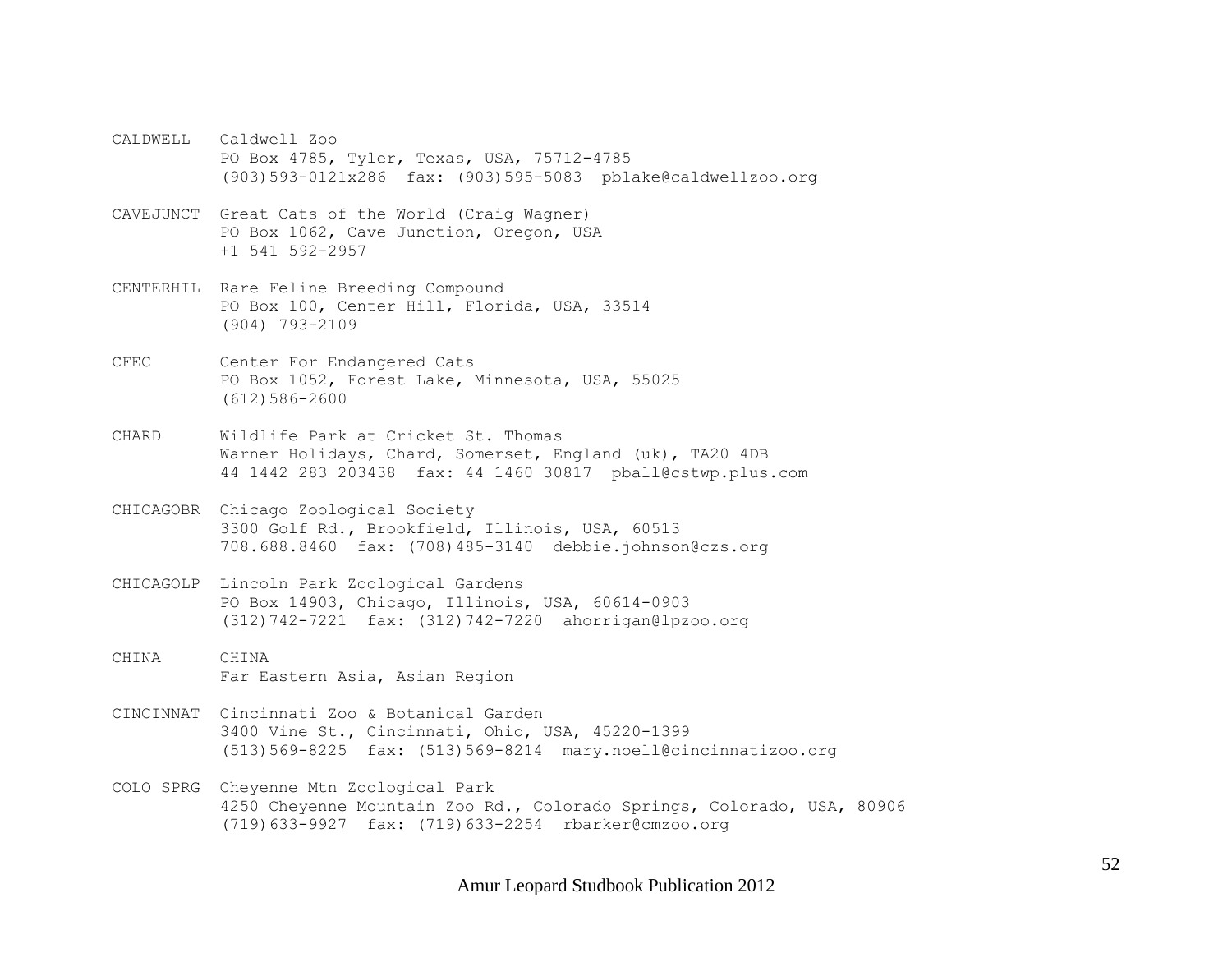CALDWELL Caldwell Zoo
PO Box 4785, Tyler, Texas, USA, 75712-4785
(903)593-0121x286 fax: (903)595-5083 pblake@caldwellzoo.org

CAVEJUNCT Great Cats of the World (Craig Wagner)
PO Box 1062, Cave Junction, Oregon, USA
+1 541 592-2957

CENTERHIL Rare Feline Breeding Compound
PO Box 100, Center Hill, Florida, USA, 33514
(904) 793-2109

CFEC Center For Endangered Cats
PO Box 1052, Forest Lake, Minnesota, USA, 55025
(612)586-2600

CHARD Wildlife Park at Cricket St. Thomas
Warner Holidays, Chard, Somerset, England (uk), TA20 4DB
44 1442 283 203438 fax: 44 1460 30817 pball@cstwp.plus.com

CHICAGOBR Chicago Zoological Society
3300 Golf Rd., Brookfield, Illinois, USA, 60513
708.688.8460 fax: (708)485-3140 debbie.johnson@czs.org

CHICAGOLP Lincoln Park Zoological Gardens
PO Box 14903, Chicago, Illinois, USA, 60614-0903
(312)742-7221 fax: (312)742-7220 ahorrigan@lpzoo.org

CHINA CHINA
Far Eastern Asia, Asian Region

CINCINNAT Cincinnati Zoo & Botanical Garden
3400 Vine St., Cincinnati, Ohio, USA, 45220-1399
(513)569-8225 fax: (513)569-8214 mary.noell@cincinnatizoo.org

COLO SPRG Cheyenne Mtn Zoological Park
4250 Cheyenne Mountain Zoo Rd., Colorado Springs, Colorado, USA, 80906
(719)633-9927 fax: (719)633-2254 rbarker@cmzoo.org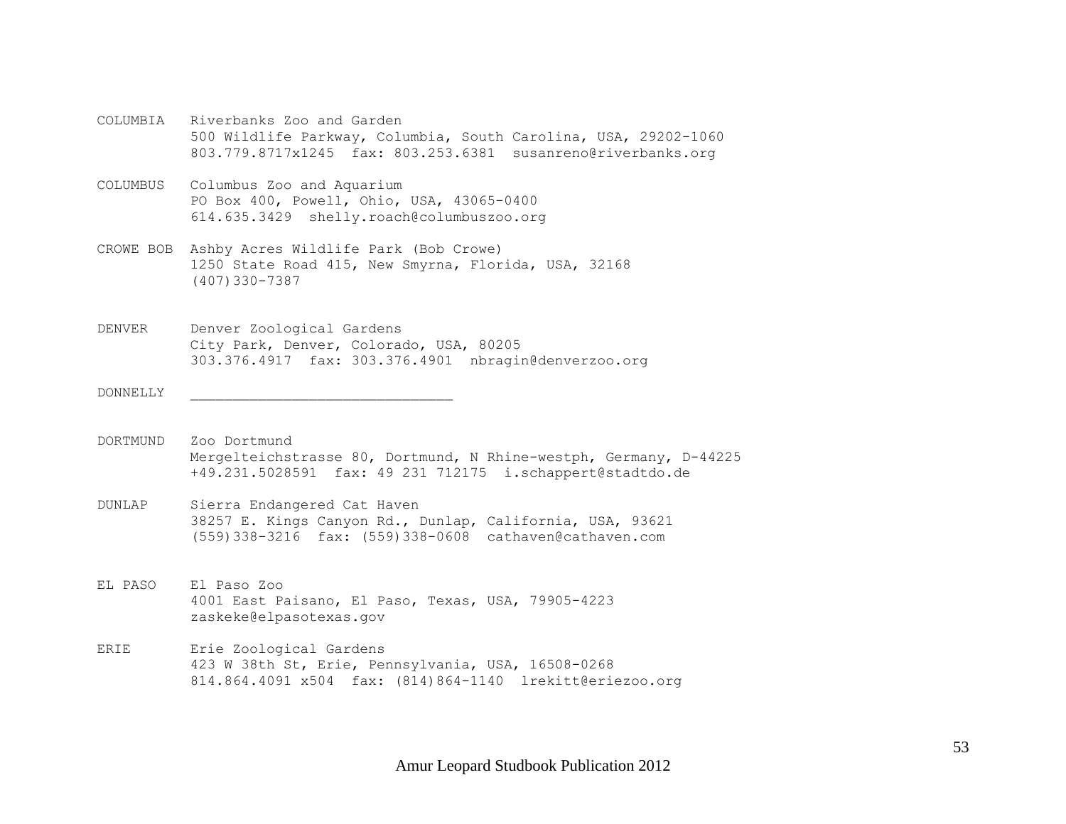| | |
|---|---|
| COLUMBIA | Riverbanks Zoo and Garden<br>500 Wildlife Parkway, Columbia, South Carolina, USA, 29202-1060<br>803.779.8717x1245  fax: 803.253.6381  susanreno@riverbanks.org |
| COLUMBUS | Columbus Zoo and Aquarium<br>PO Box 400, Powell, Ohio, USA, 43065-0400<br>614.635.3429  shelly.roach@columbuszoo.org |
| CROWE BOB | Ashby Acres Wildlife Park (Bob Crowe)<br>1250 State Road 415, New Smyrna, Florida, USA, 32168<br>(407)330-7387 |
| DENVER | Denver Zoological Gardens<br>City Park, Denver, Colorado, USA, 80205<br>303.376.4917  fax: 303.376.4901  nbragin@denverzoo.org |
| DONNELLY | ______________________________ |
| DORTMUND | Zoo Dortmund<br>Mergelteichstrasse 80, Dortmund, N Rhine-westph, Germany, D-44225<br>+49.231.5028591  fax: 49 231 712175  i.schappert@stadtdo.de |
| DUNLAP | Sierra Endangered Cat Haven<br>38257 E. Kings Canyon Rd., Dunlap, California, USA, 93621<br>(559)338-3216  fax: (559)338-0608  cathaven@cathaven.com |
| EL PASO | El Paso Zoo<br>4001 East Paisano, El Paso, Texas, USA, 79905-4223<br>zaskeke@elpasotexas.gov |
| ERIE | Erie Zoological Gardens<br>423 W 38th St, Erie, Pennsylvania, USA, 16508-0268<br>814.864.4091 x504  fax: (814)864-1140  lrekitt@eriezoo.org |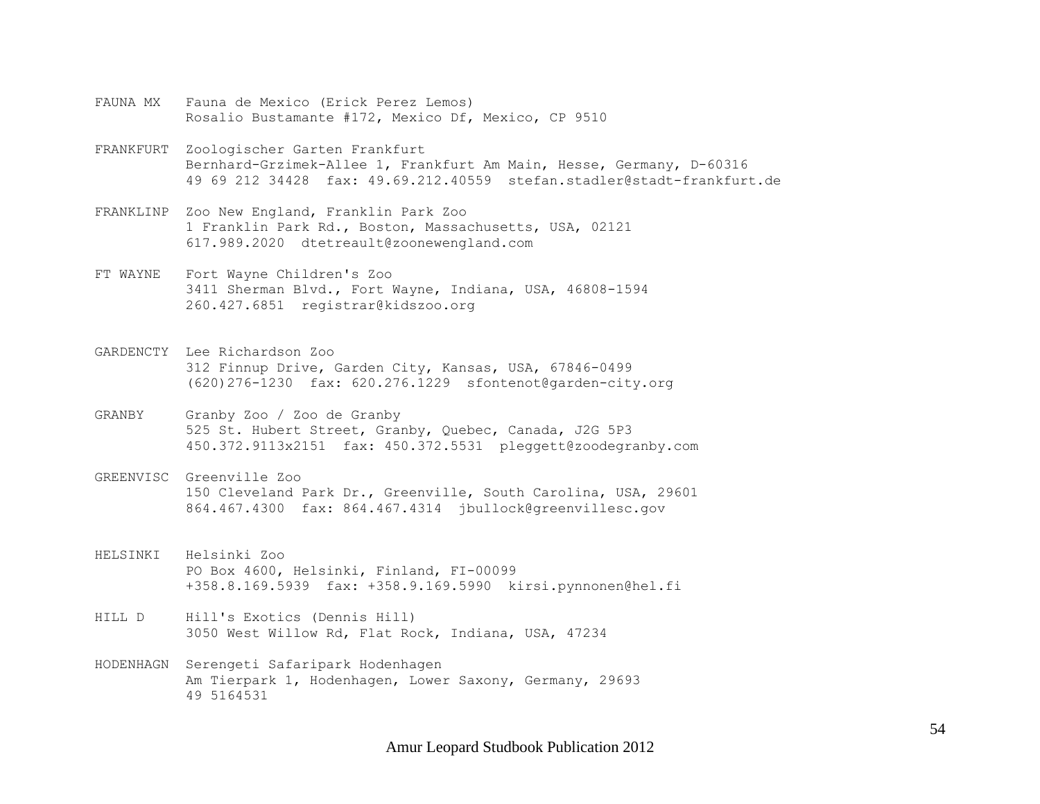FAUNA MX Fauna de Mexico (Erick Perez Lemos)
Rosalio Bustamante #172, Mexico Df, Mexico, CP 9510

FRANKFURT Zoologischer Garten Frankfurt
Bernhard-Grzimek-Allee 1, Frankfurt Am Main, Hesse, Germany, D-60316
49 69 212 34428 fax: 49.69.212.40559 stefan.stadler@stadt-frankfurt.de

FRANKLINP Zoo New England, Franklin Park Zoo
1 Franklin Park Rd., Boston, Massachusetts, USA, 02121
617.989.2020 dtetreault@zoonewengland.com

FT WAYNE Fort Wayne Children's Zoo
3411 Sherman Blvd., Fort Wayne, Indiana, USA, 46808-1594
260.427.6851 registrar@kidszoo.org

GARDENCTY Lee Richardson Zoo
312 Finnup Drive, Garden City, Kansas, USA, 67846-0499
(620)276-1230 fax: 620.276.1229 sfontenot@garden-city.org

GRANBY Granby Zoo / Zoo de Granby
525 St. Hubert Street, Granby, Quebec, Canada, J2G 5P3
450.372.9113x2151 fax: 450.372.5531 pleggett@zoodegranby.com

GREENVISC Greenville Zoo
150 Cleveland Park Dr., Greenville, South Carolina, USA, 29601
864.467.4300 fax: 864.467.4314 jbullock@greenvillesc.gov

HELSINKI Helsinki Zoo
PO Box 4600, Helsinki, Finland, FI-00099
+358.8.169.5939 fax: +358.9.169.5990 kirsi.pynnonen@hel.fi

HILL D Hill's Exotics (Dennis Hill)
3050 West Willow Rd, Flat Rock, Indiana, USA, 47234

HODENHAGN Serengeti Safaripark Hodenhagen
Am Tierpark 1, Hodenhagen, Lower Saxony, Germany, 29693
49 5164531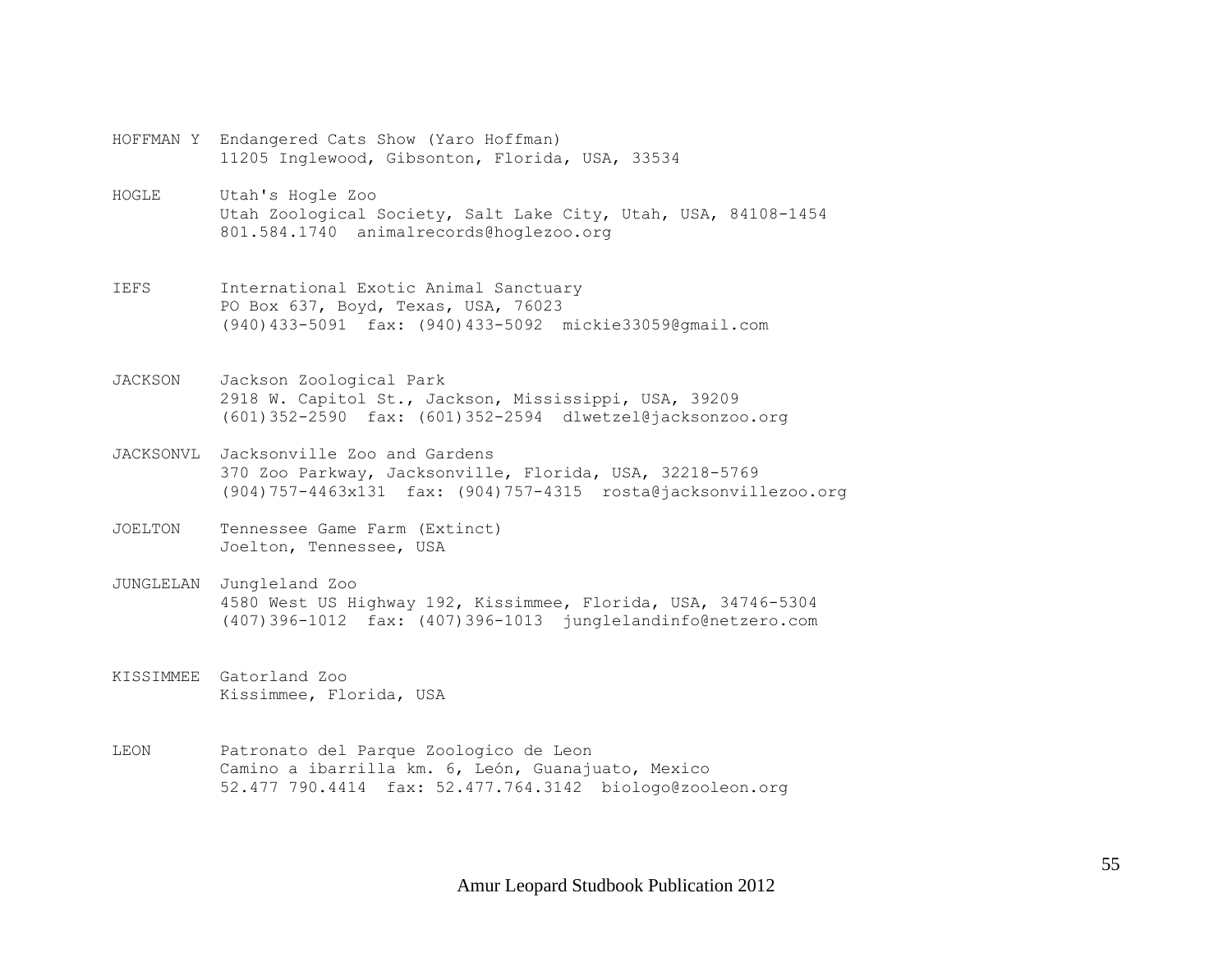| | |
|---|---|
| HOFFMAN Y | Endangered Cats Show (Yaro Hoffman)<br>11205 Inglewood, Gibsonton, Florida, USA, 33534 |
| HOGLE | Utah's Hogle Zoo<br>Utah Zoological Society, Salt Lake City, Utah, USA, 84108-1454<br>801.584.1740  animalrecords@hoglezoo.org |
| IEFS | International Exotic Animal Sanctuary<br>PO Box 637, Boyd, Texas, USA, 76023<br>(940)433-5091  fax: (940)433-5092  mickie33059@gmail.com |
| JACKSON | Jackson Zoological Park<br>2918 W. Capitol St., Jackson, Mississippi, USA, 39209<br>(601)352-2590  fax: (601)352-2594  dlwetzel@jacksonzoo.org |
| JACKSONVL | Jacksonville Zoo and Gardens<br>370 Zoo Parkway, Jacksonville, Florida, USA, 32218-5769<br>(904)757-4463x131  fax: (904)757-4315  rosta@jacksonvillezoo.org |
| JOELTON | Tennessee Game Farm (Extinct)<br>Joelton, Tennessee, USA |
| JUNGLELAN | Jungleland Zoo<br>4580 West US Highway 192, Kissimmee, Florida, USA, 34746-5304<br>(407)396-1012  fax: (407)396-1013  junglelandinfo@netzero.com |
| KISSIMMEE | Gatorland Zoo<br>Kissimmee, Florida, USA |
| LEON | Patronato del Parque Zoologico de Leon<br>Camino a ibarrilla km. 6, León, Guanajuato, Mexico<br>52.477 790.4414  fax: 52.477.764.3142  biologo@zooleon.org |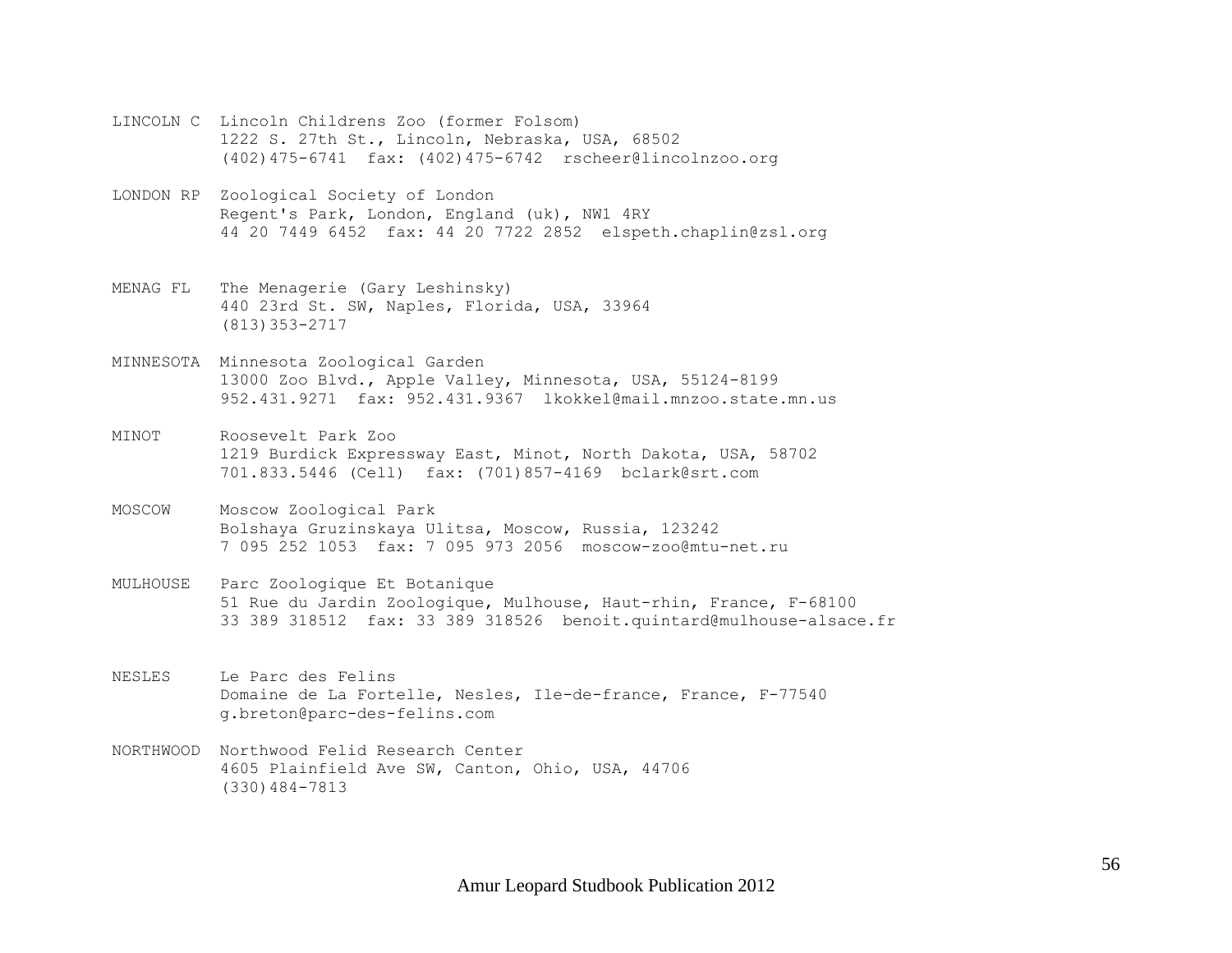```
LINCOLN C  Lincoln Childrens Zoo (former Folsom)
           1222 S. 27th St., Lincoln, Nebraska, USA, 68502
           (402)475-6741  fax: (402)475-6742  rscheer@lincolnzoo.org

LONDON RP  Zoological Society of London
           Regent's Park, London, England (uk), NW1 4RY
           44 20 7449 6452  fax: 44 20 7722 2852  elspeth.chaplin@zsl.org

MENAG FL   The Menagerie (Gary Leshinsky)
           440 23rd St. SW, Naples, Florida, USA, 33964
           (813)353-2717

MINNESOTA  Minnesota Zoological Garden
           13000 Zoo Blvd., Apple Valley, Minnesota, USA, 55124-8199
           952.431.9271  fax: 952.431.9367  lkokkel@mail.mnzoo.state.mn.us

MINOT      Roosevelt Park Zoo
           1219 Burdick Expressway East, Minot, North Dakota, USA, 58702
           701.833.5446 (Cell)  fax: (701)857-4169  bclark@srt.com

MOSCOW     Moscow Zoological Park
           Bolshaya Gruzinskaya Ulitsa, Moscow, Russia, 123242
           7 095 252 1053  fax: 7 095 973 2056  moscow-zoo@mtu-net.ru

MULHOUSE   Parc Zoologique Et Botanique
           51 Rue du Jardin Zoologique, Mulhouse, Haut-rhin, France, F-68100
           33 389 318512  fax: 33 389 318526  benoit.quintard@mulhouse-alsace.fr

NESLES     Le Parc des Felins
           Domaine de La Fortelle, Nesles, Ile-de-france, France, F-77540
           g.breton@parc-des-felins.com

NORTHWOOD  Northwood Felid Research Center
           4605 Plainfield Ave SW, Canton, Ohio, USA, 44706
           (330)484-7813
```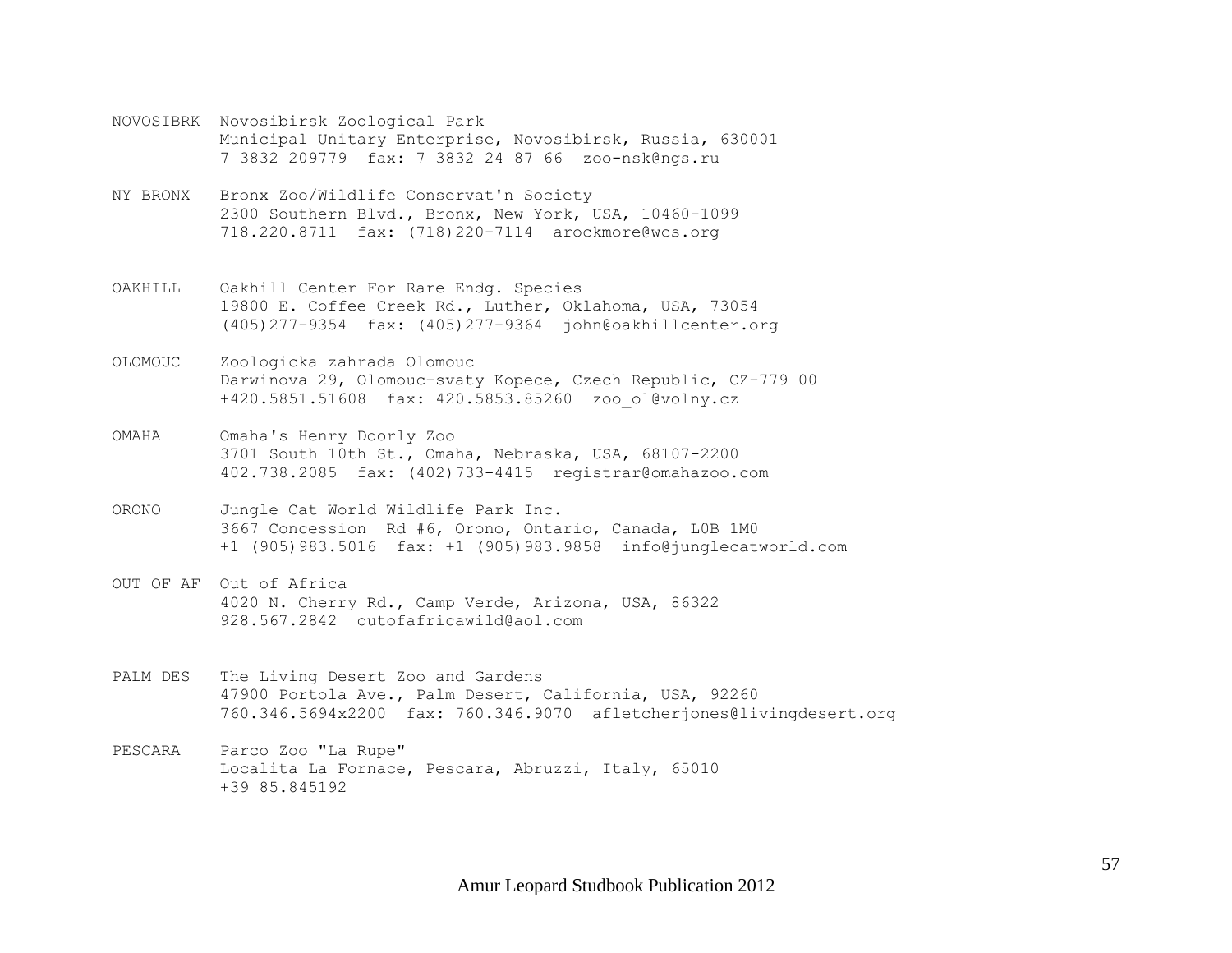NOVOSIBRK Novosibirsk Zoological Park
Municipal Unitary Enterprise, Novosibirsk, Russia, 630001
7 3832 209779 fax: 7 3832 24 87 66 zoo-nsk@ngs.ru

NY BRONX Bronx Zoo/Wildlife Conservat'n Society
2300 Southern Blvd., Bronx, New York, USA, 10460-1099
718.220.8711 fax: (718)220-7114 arockmore@wcs.org

OAKHILL Oakhill Center For Rare Endg. Species
19800 E. Coffee Creek Rd., Luther, Oklahoma, USA, 73054
(405)277-9354 fax: (405)277-9364 john@oakhillcenter.org

OLOMOUC Zoologicka zahrada Olomouc
Darwinova 29, Olomouc-svaty Kopece, Czech Republic, CZ-779 00
+420.5851.51608 fax: 420.5853.85260 zoo_ol@volny.cz

OMAHA Omaha's Henry Doorly Zoo
3701 South 10th St., Omaha, Nebraska, USA, 68107-2200
402.738.2085 fax: (402)733-4415 registrar@omahazoo.com

ORONO Jungle Cat World Wildlife Park Inc.
3667 Concession Rd #6, Orono, Ontario, Canada, L0B 1M0
+1 (905)983.5016 fax: +1 (905)983.9858 info@junglecatworld.com

OUT OF AF Out of Africa
4020 N. Cherry Rd., Camp Verde, Arizona, USA, 86322
928.567.2842 outofafricawild@aol.com

PALM DES The Living Desert Zoo and Gardens
47900 Portola Ave., Palm Desert, California, USA, 92260
760.346.5694x2200 fax: 760.346.9070 afletcherjones@livingdesert.org

PESCARA Parco Zoo "La Rupe"
Localita La Fornace, Pescara, Abruzzi, Italy, 65010
+39 85.845192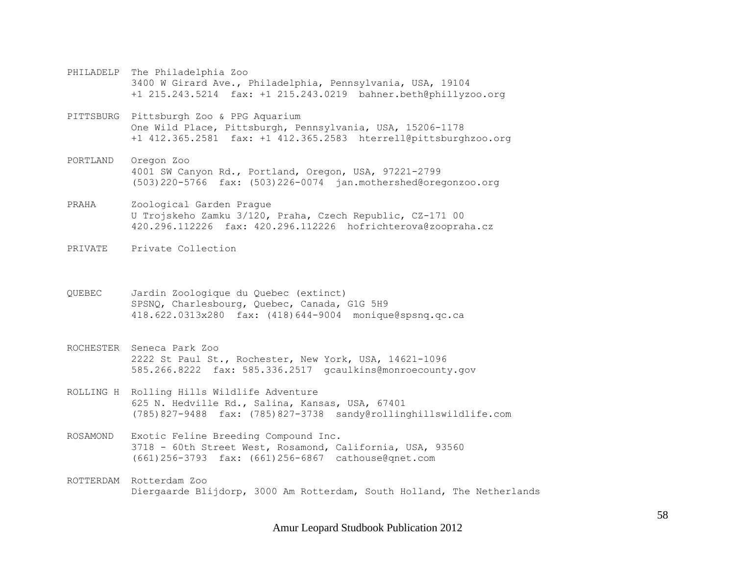PHILADELP The Philadelphia Zoo
3400 W Girard Ave., Philadelphia, Pennsylvania, USA, 19104
+1 215.243.5214 fax: +1 215.243.0219 bahner.beth@phillyzoo.org

PITTSBURG Pittsburgh Zoo & PPG Aquarium
One Wild Place, Pittsburgh, Pennsylvania, USA, 15206-1178
+1 412.365.2581 fax: +1 412.365.2583 hterrell@pittsburghzoo.org

PORTLAND Oregon Zoo
4001 SW Canyon Rd., Portland, Oregon, USA, 97221-2799
(503)220-5766 fax: (503)226-0074 jan.mothershed@oregonzoo.org

PRAHA Zoological Garden Prague
U Trojskeho Zamku 3/120, Praha, Czech Republic, CZ-171 00
420.296.112226 fax: 420.296.112226 hofrichterova@zoopraha.cz

PRIVATE Private Collection

QUEBEC Jardin Zoologique du Quebec (extinct)
SPSNQ, Charlesbourg, Quebec, Canada, G1G 5H9
418.622.0313x280 fax: (418)644-9004 monique@spsnq.qc.ca

ROCHESTER Seneca Park Zoo
2222 St Paul St., Rochester, New York, USA, 14621-1096
585.266.8222 fax: 585.336.2517 gcaulkins@monroecounty.gov

ROLLING H Rolling Hills Wildlife Adventure
625 N. Hedville Rd., Salina, Kansas, USA, 67401
(785)827-9488 fax: (785)827-3738 sandy@rollinghillswildlife.com

ROSAMOND Exotic Feline Breeding Compound Inc.
3718 - 60th Street West, Rosamond, California, USA, 93560
(661)256-3793 fax: (661)256-6867 cathouse@qnet.com

ROTTERDAM Rotterdam Zoo
Diergaarde Blijdorp, 3000 Am Rotterdam, South Holland, The Netherlands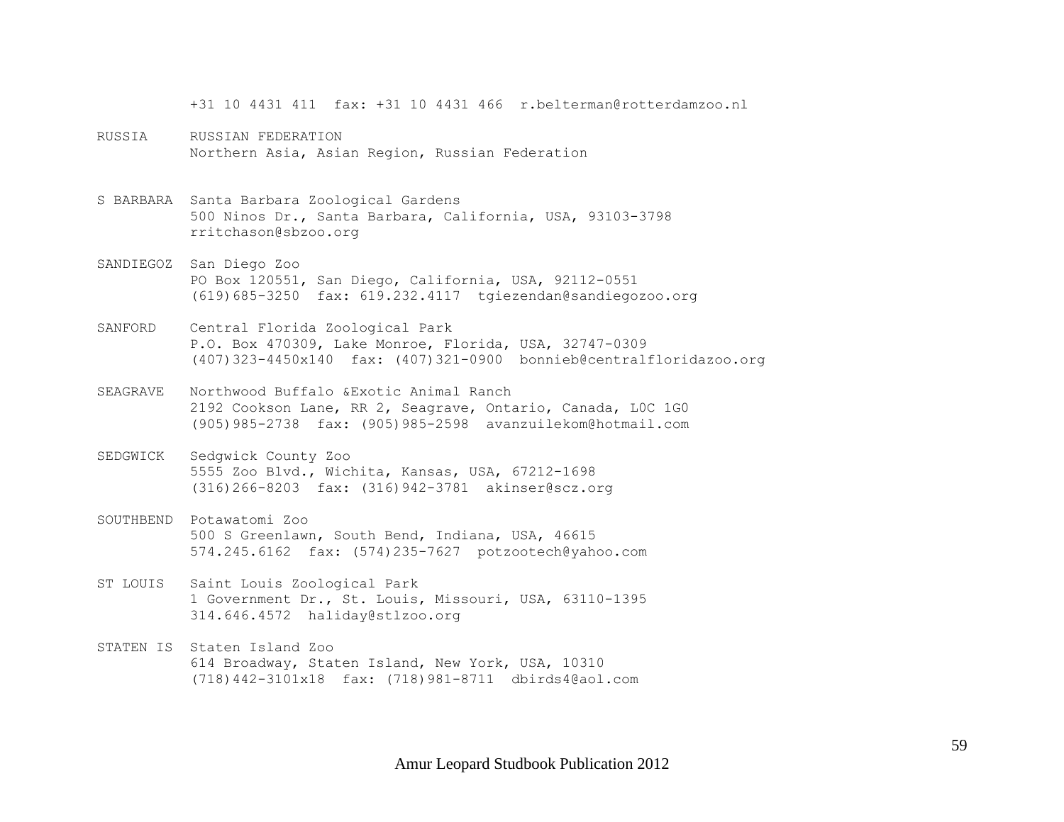+31 10 4431 411  fax: +31 10 4431 466  r.belterman@rotterdamzoo.nl

RUSSIA    RUSSIAN FEDERATION
Northern Asia, Asian Region, Russian Federation

S BARBARA  Santa Barbara Zoological Gardens
500 Ninos Dr., Santa Barbara, California, USA, 93103-3798
rritchason@sbzoo.org

SANDIEGOZ  San Diego Zoo
PO Box 120551, San Diego, California, USA, 92112-0551
(619)685-3250  fax: 619.232.4117  tgiezendan@sandiegozoo.org

SANFORD    Central Florida Zoological Park
P.O. Box 470309, Lake Monroe, Florida, USA, 32747-0309
(407)323-4450x140  fax: (407)321-0900  bonnieb@centralfloridazoo.org

SEAGRAVE   Northwood Buffalo &Exotic Animal Ranch
2192 Cookson Lane, RR 2, Seagrave, Ontario, Canada, L0C 1G0
(905)985-2738  fax: (905)985-2598  avanzuilekom@hotmail.com

SEDGWICK   Sedgwick County Zoo
5555 Zoo Blvd., Wichita, Kansas, USA, 67212-1698
(316)266-8203  fax: (316)942-3781  akinser@scz.org

SOUTHBEND  Potawatomi Zoo
500 S Greenlawn, South Bend, Indiana, USA, 46615
574.245.6162  fax: (574)235-7627  potzootech@yahoo.com

ST LOUIS   Saint Louis Zoological Park
1 Government Dr., St. Louis, Missouri, USA, 63110-1395
314.646.4572  haliday@stlzoo.org

STATEN IS  Staten Island Zoo
614 Broadway, Staten Island, New York, USA, 10310
(718)442-3101x18  fax: (718)981-8711  dbirds4@aol.com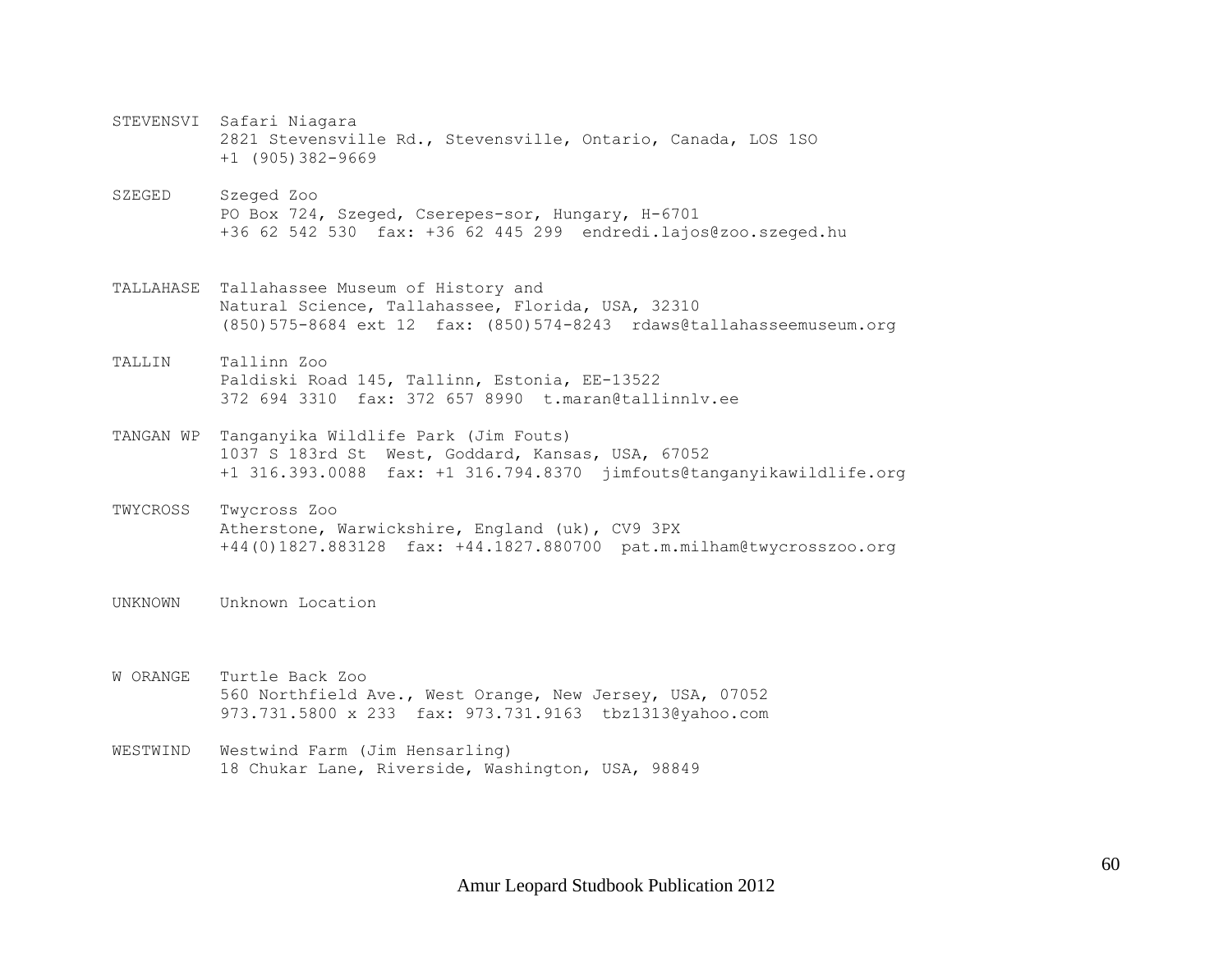STEVENSVI Safari Niagara
2821 Stevensville Rd., Stevensville, Ontario, Canada, LOS 1SO
+1 (905)382-9669

SZEGED Szeged Zoo
PO Box 724, Szeged, Cserepes-sor, Hungary, H-6701
+36 62 542 530 fax: +36 62 445 299 endredi.lajos@zoo.szeged.hu

TALLAHASE Tallahassee Museum of History and
Natural Science, Tallahassee, Florida, USA, 32310
(850)575-8684 ext 12 fax: (850)574-8243 rdaws@tallahasseemuseum.org

TALLIN Tallinn Zoo
Paldiski Road 145, Tallinn, Estonia, EE-13522
372 694 3310 fax: 372 657 8990 t.maran@tallinnlv.ee

TANGAN WP Tanganyika Wildlife Park (Jim Fouts)
1037 S 183rd St West, Goddard, Kansas, USA, 67052
+1 316.393.0088 fax: +1 316.794.8370 jimfouts@tanganyikawildlife.org

TWYCROSS Twycross Zoo
Atherstone, Warwickshire, England (uk), CV9 3PX
+44(0)1827.883128 fax: +44.1827.880700 pat.m.milham@twycrosszoo.org

UNKNOWN Unknown Location

W ORANGE Turtle Back Zoo
560 Northfield Ave., West Orange, New Jersey, USA, 07052
973.731.5800 x 233 fax: 973.731.9163 tbz1313@yahoo.com

WESTWIND Westwind Farm (Jim Hensarling)
18 Chukar Lane, Riverside, Washington, USA, 98849

Amur Leopard Studbook Publication 2012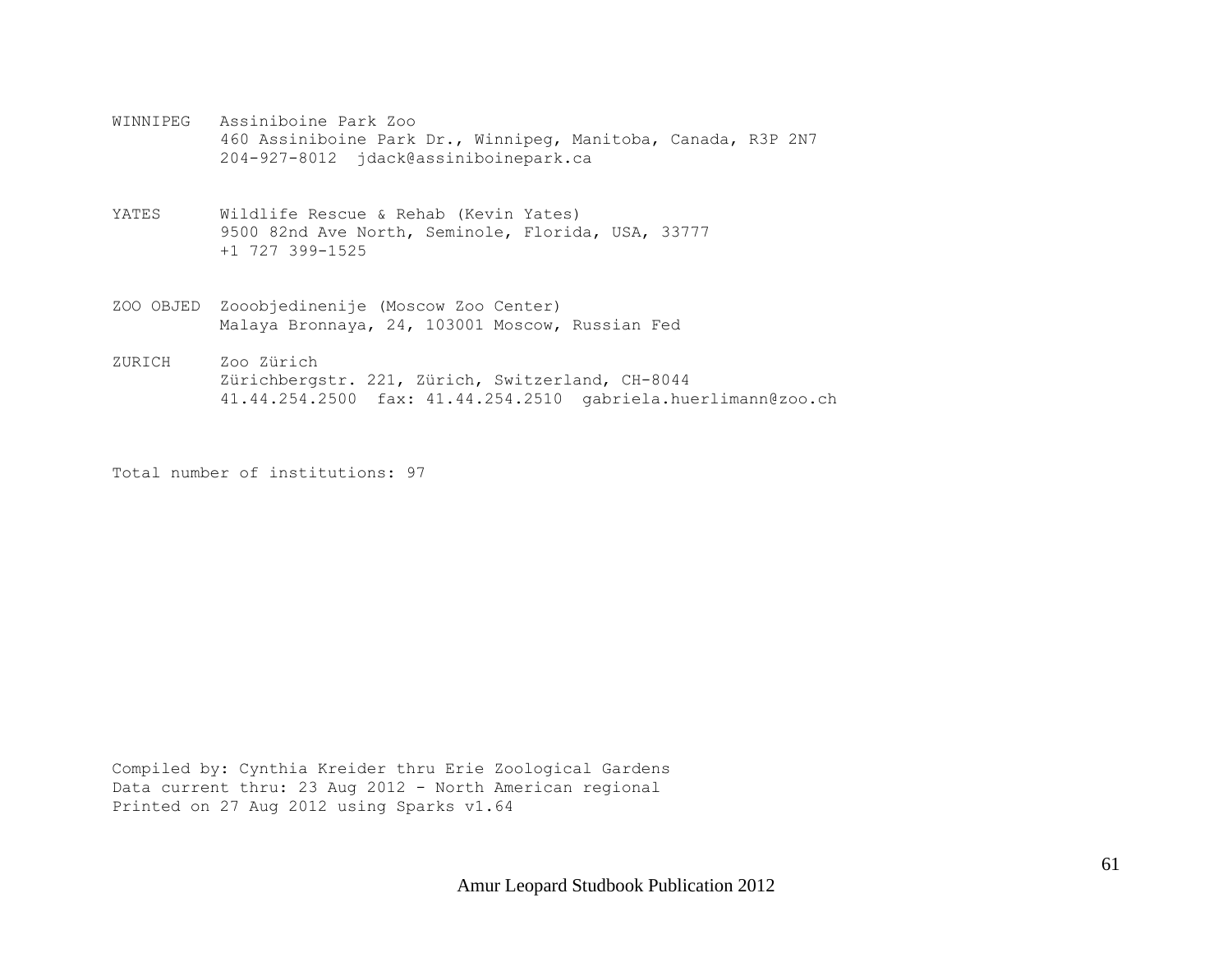WINNIPEG   Assiniboine Park Zoo
           460 Assiniboine Park Dr., Winnipeg, Manitoba, Canada, R3P 2N7
           204-927-8012  jdack@assiniboinepark.ca

YATES      Wildlife Rescue & Rehab (Kevin Yates)
           9500 82nd Ave North, Seminole, Florida, USA, 33777
           +1 727 399-1525

ZOO OBJED  Zooobjedinenije (Moscow Zoo Center)
           Malaya Bronnaya, 24, 103001 Moscow, Russian Fed

ZURICH     Zoo Zürich
           Zürichbergstr. 221, Zürich, Switzerland, CH-8044
           41.44.254.2500  fax: 41.44.254.2510  gabriela.huerlimann@zoo.ch

Total number of institutions: 97

Compiled by: Cynthia Kreider thru Erie Zoological Gardens
Data current thru: 23 Aug 2012 - North American regional
Printed on 27 Aug 2012 using Sparks v1.64